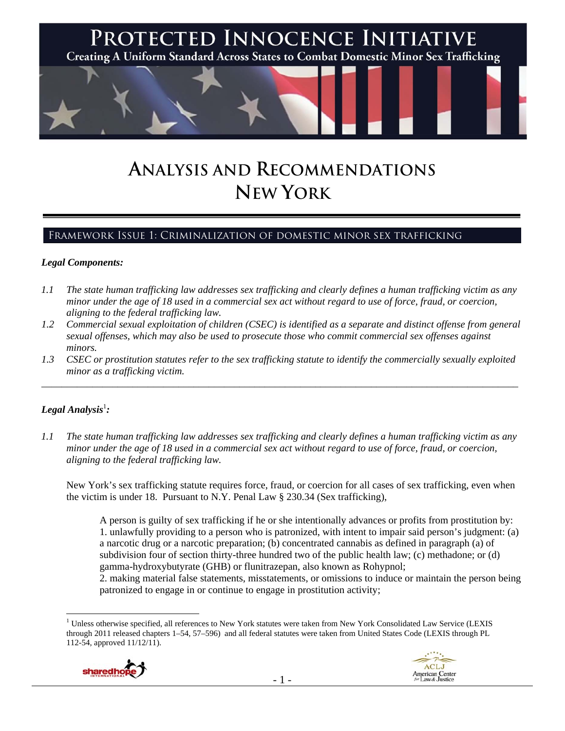# PROTECTED INNOCENCE INITIATIVE

Creating A Uniform Standard Across States to Combat Domestic Minor Sex Trafficking

# ANALYSIS AND RECOMMENDATIONS
# NEW YORK

## FRAMEWORK ISSUE 1: CRIMINALIZATION OF DOMESTIC MINOR SEX TRAFFICKING

***Legal Components:***

*1.1 The state human trafficking law addresses sex trafficking and clearly defines a human trafficking victim as any minor under the age of 18 used in a commercial sex act without regard to use of force, fraud, or coercion, aligning to the federal trafficking law.*

*1.2 Commercial sexual exploitation of children (CSEC) is identified as a separate and distinct offense from general sexual offenses, which may also be used to prosecute those who commit commercial sex offenses against minors.*

*1.3 CSEC or prostitution statutes refer to the sex trafficking statute to identify the commercially sexually exploited minor as a trafficking victim.*

---

***Legal Analysis***[1]***:***

*1.1 The state human trafficking law addresses sex trafficking and clearly defines a human trafficking victim as any minor under the age of 18 used in a commercial sex act without regard to use of force, fraud, or coercion, aligning to the federal trafficking law.*

New York's sex trafficking statute requires force, fraud, or coercion for all cases of sex trafficking, even when the victim is under 18. Pursuant to N.Y. Penal Law § 230.34 (Sex trafficking),

> A person is guilty of sex trafficking if he or she intentionally advances or profits from prostitution by:
> 1. unlawfully providing to a person who is patronized, with intent to impair said person's judgment: (a) a narcotic drug or a narcotic preparation; (b) concentrated cannabis as defined in paragraph (a) of subdivision four of section thirty-three hundred two of the public health law; (c) methadone; or (d) gamma-hydroxybutyrate (GHB) or flunitrazepan, also known as Rohypnol;
> 2. making material false statements, misstatements, or omissions to induce or maintain the person being patronized to engage in or continue to engage in prostitution activity;

[1] Unless otherwise specified, all references to New York statutes were taken from New York Consolidated Law Service (LEXIS through 2011 released chapters 1–54, 57–596) and all federal statutes were taken from United States Code (LEXIS through PL 112-54, approved 11/12/11).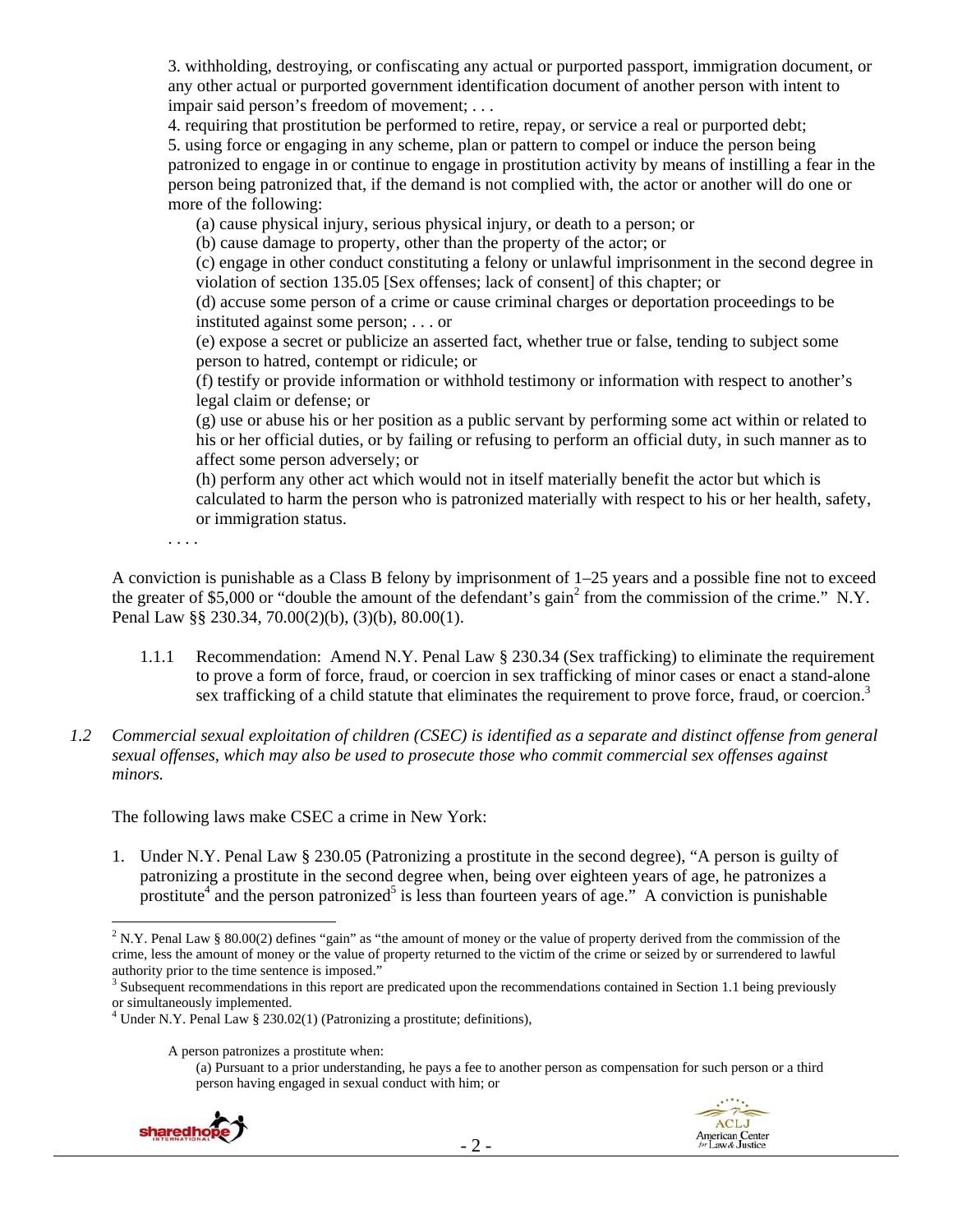3. withholding, destroying, or confiscating any actual or purported passport, immigration document, or any other actual or purported government identification document of another person with intent to impair said person's freedom of movement; . . .

4. requiring that prostitution be performed to retire, repay, or service a real or purported debt;

5. using force or engaging in any scheme, plan or pattern to compel or induce the person being patronized to engage in or continue to engage in prostitution activity by means of instilling a fear in the person being patronized that, if the demand is not complied with, the actor or another will do one or more of the following:

(a) cause physical injury, serious physical injury, or death to a person; or

(b) cause damage to property, other than the property of the actor; or

(c) engage in other conduct constituting a felony or unlawful imprisonment in the second degree in violation of section 135.05 [Sex offenses; lack of consent] of this chapter; or

(d) accuse some person of a crime or cause criminal charges or deportation proceedings to be instituted against some person; . . . or

(e) expose a secret or publicize an asserted fact, whether true or false, tending to subject some person to hatred, contempt or ridicule; or

(f) testify or provide information or withhold testimony or information with respect to another's legal claim or defense; or

(g) use or abuse his or her position as a public servant by performing some act within or related to his or her official duties, or by failing or refusing to perform an official duty, in such manner as to affect some person adversely; or

(h) perform any other act which would not in itself materially benefit the actor but which is calculated to harm the person who is patronized materially with respect to his or her health, safety, or immigration status.

. . . .

A conviction is punishable as a Class B felony by imprisonment of 1–25 years and a possible fine not to exceed the greater of $5,000 or "double the amount of the defendant's gain[2] from the commission of the crime." N.Y. Penal Law §§ 230.34, 70.00(2)(b), (3)(b), 80.00(1).

1.1.1 Recommendation: Amend N.Y. Penal Law § 230.34 (Sex trafficking) to eliminate the requirement to prove a form of force, fraud, or coercion in sex trafficking of minor cases or enact a stand-alone sex trafficking of a child statute that eliminates the requirement to prove force, fraud, or coercion.[3]

*1.2 Commercial sexual exploitation of children (CSEC) is identified as a separate and distinct offense from general sexual offenses, which may also be used to prosecute those who commit commercial sex offenses against minors.*

The following laws make CSEC a crime in New York:

1. Under N.Y. Penal Law § 230.05 (Patronizing a prostitute in the second degree), "A person is guilty of patronizing a prostitute in the second degree when, being over eighteen years of age, he patronizes a prostitute[4] and the person patronized[5] is less than fourteen years of age." A conviction is punishable

---

[2] N.Y. Penal Law § 80.00(2) defines "gain" as "the amount of money or the value of property derived from the commission of the crime, less the amount of money or the value of property returned to the victim of the crime or seized by or surrendered to lawful authority prior to the time sentence is imposed."

[3] Subsequent recommendations in this report are predicated upon the recommendations contained in Section 1.1 being previously or simultaneously implemented.

[4] Under N.Y. Penal Law § 230.02(1) (Patronizing a prostitute; definitions),

A person patronizes a prostitute when:

(a) Pursuant to a prior understanding, he pays a fee to another person as compensation for such person or a third person having engaged in sexual conduct with him; or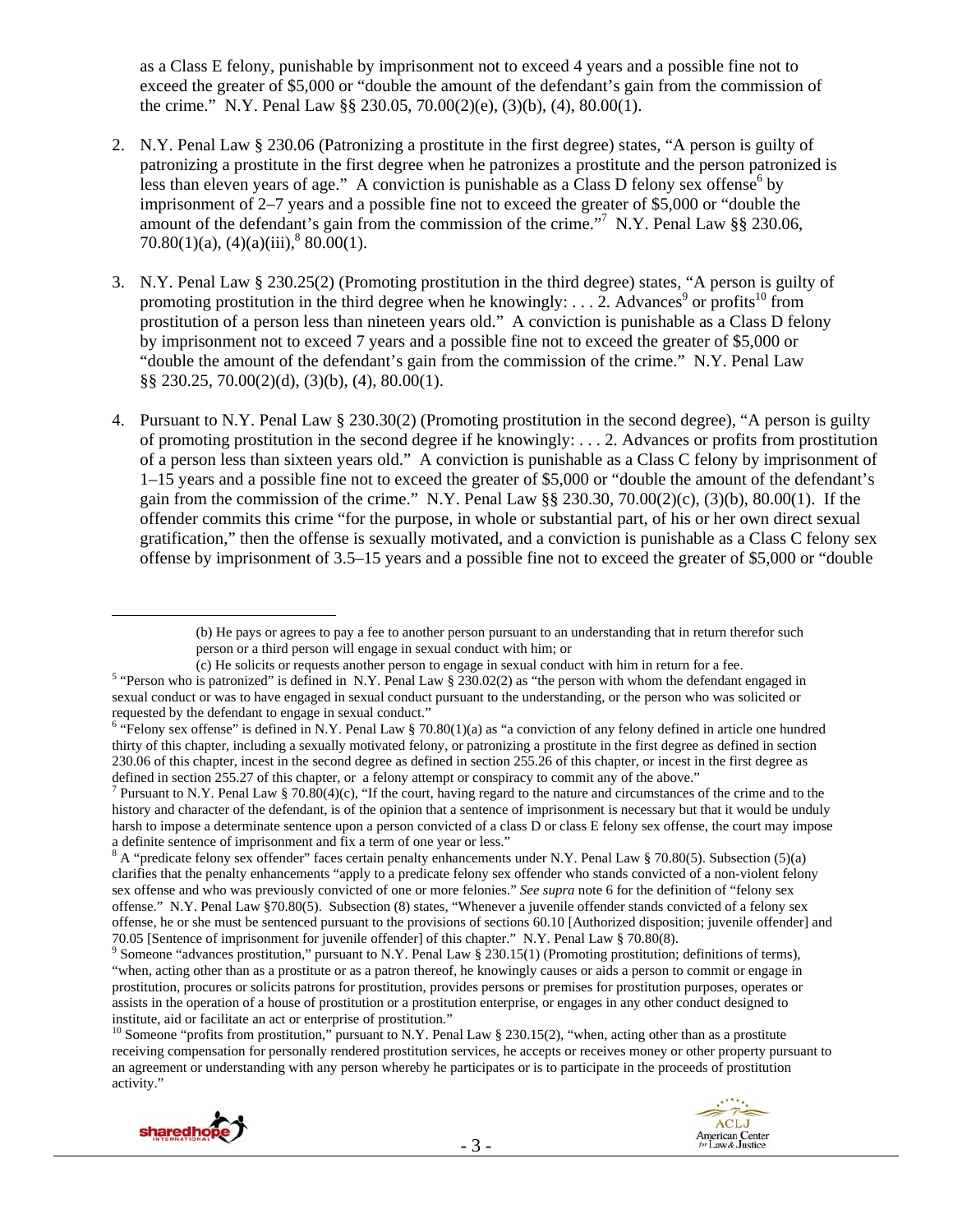as a Class E felony, punishable by imprisonment not to exceed 4 years and a possible fine not to exceed the greater of $5,000 or "double the amount of the defendant's gain from the commission of the crime." N.Y. Penal Law §§ 230.05, 70.00(2)(e), (3)(b), (4), 80.00(1).

2. N.Y. Penal Law § 230.06 (Patronizing a prostitute in the first degree) states, "A person is guilty of patronizing a prostitute in the first degree when he patronizes a prostitute and the person patronized is less than eleven years of age." A conviction is punishable as a Class D felony sex offense[6] by imprisonment of 2–7 years and a possible fine not to exceed the greater of $5,000 or "double the amount of the defendant's gain from the commission of the crime."[7] N.Y. Penal Law §§ 230.06, 70.80(1)(a), (4)(a)(iii),[8] 80.00(1).

3. N.Y. Penal Law § 230.25(2) (Promoting prostitution in the third degree) states, "A person is guilty of promoting prostitution in the third degree when he knowingly: . . . 2. Advances[9] or profits[10] from prostitution of a person less than nineteen years old." A conviction is punishable as a Class D felony by imprisonment not to exceed 7 years and a possible fine not to exceed the greater of $5,000 or "double the amount of the defendant's gain from the commission of the crime." N.Y. Penal Law §§ 230.25, 70.00(2)(d), (3)(b), (4), 80.00(1).

4. Pursuant to N.Y. Penal Law § 230.30(2) (Promoting prostitution in the second degree), "A person is guilty of promoting prostitution in the second degree if he knowingly: . . . 2. Advances or profits from prostitution of a person less than sixteen years old." A conviction is punishable as a Class C felony by imprisonment of 1–15 years and a possible fine not to exceed the greater of $5,000 or "double the amount of the defendant's gain from the commission of the crime." N.Y. Penal Law §§ 230.30, 70.00(2)(c), (3)(b), 80.00(1). If the offender commits this crime "for the purpose, in whole or substantial part, of his or her own direct sexual gratification," then the offense is sexually motivated, and a conviction is punishable as a Class C felony sex offense by imprisonment of 3.5–15 years and a possible fine not to exceed the greater of $5,000 or "double

---

(b) He pays or agrees to pay a fee to another person pursuant to an understanding that in return therefor such person or a third person will engage in sexual conduct with him; or

(c) He solicits or requests another person to engage in sexual conduct with him in return for a fee.

[5] "Person who is patronized" is defined in N.Y. Penal Law § 230.02(2) as "the person with whom the defendant engaged in sexual conduct or was to have engaged in sexual conduct pursuant to the understanding, or the person who was solicited or requested by the defendant to engage in sexual conduct."

[6] "Felony sex offense" is defined in N.Y. Penal Law § 70.80(1)(a) as "a conviction of any felony defined in article one hundred thirty of this chapter, including a sexually motivated felony, or patronizing a prostitute in the first degree as defined in section 230.06 of this chapter, incest in the second degree as defined in section 255.26 of this chapter, or incest in the first degree as defined in section 255.27 of this chapter, or a felony attempt or conspiracy to commit any of the above."

[7] Pursuant to N.Y. Penal Law § 70.80(4)(c), "If the court, having regard to the nature and circumstances of the crime and to the history and character of the defendant, is of the opinion that a sentence of imprisonment is necessary but that it would be unduly harsh to impose a determinate sentence upon a person convicted of a class D or class E felony sex offense, the court may impose a definite sentence of imprisonment and fix a term of one year or less."

[8] A "predicate felony sex offender" faces certain penalty enhancements under N.Y. Penal Law § 70.80(5). Subsection (5)(a) clarifies that the penalty enhancements "apply to a predicate felony sex offender who stands convicted of a non-violent felony sex offense and who was previously convicted of one or more felonies." *See supra* note 6 for the definition of "felony sex offense." N.Y. Penal Law §70.80(5). Subsection (8) states, "Whenever a juvenile offender stands convicted of a felony sex offense, he or she must be sentenced pursuant to the provisions of sections 60.10 [Authorized disposition; juvenile offender] and 70.05 [Sentence of imprisonment for juvenile offender] of this chapter." N.Y. Penal Law § 70.80(8).

[9] Someone "advances prostitution," pursuant to N.Y. Penal Law § 230.15(1) (Promoting prostitution; definitions of terms), "when, acting other than as a prostitute or as a patron thereof, he knowingly causes or aids a person to commit or engage in prostitution, procures or solicits patrons for prostitution, provides persons or premises for prostitution purposes, operates or assists in the operation of a house of prostitution or a prostitution enterprise, or engages in any other conduct designed to institute, aid or facilitate an act or enterprise of prostitution."

[10] Someone "profits from prostitution," pursuant to N.Y. Penal Law § 230.15(2), "when, acting other than as a prostitute receiving compensation for personally rendered prostitution services, he accepts or receives money or other property pursuant to an agreement or understanding with any person whereby he participates or is to participate in the proceeds of prostitution activity."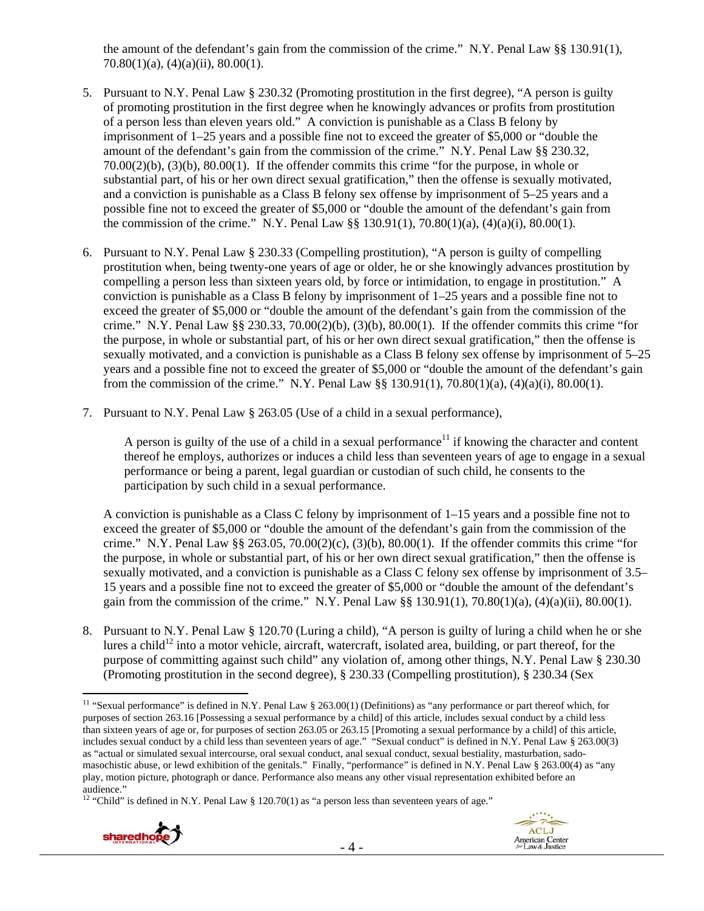the amount of the defendant's gain from the commission of the crime." N.Y. Penal Law §§ 130.91(1), 70.80(1)(a), (4)(a)(ii), 80.00(1).

5. Pursuant to N.Y. Penal Law § 230.32 (Promoting prostitution in the first degree), "A person is guilty of promoting prostitution in the first degree when he knowingly advances or profits from prostitution of a person less than eleven years old." A conviction is punishable as a Class B felony by imprisonment of 1–25 years and a possible fine not to exceed the greater of $5,000 or "double the amount of the defendant's gain from the commission of the crime." N.Y. Penal Law §§ 230.32, 70.00(2)(b), (3)(b), 80.00(1). If the offender commits this crime "for the purpose, in whole or substantial part, of his or her own direct sexual gratification," then the offense is sexually motivated, and a conviction is punishable as a Class B felony sex offense by imprisonment of 5–25 years and a possible fine not to exceed the greater of $5,000 or "double the amount of the defendant's gain from the commission of the crime." N.Y. Penal Law §§ 130.91(1), 70.80(1)(a), (4)(a)(i), 80.00(1).

6. Pursuant to N.Y. Penal Law § 230.33 (Compelling prostitution), "A person is guilty of compelling prostitution when, being twenty-one years of age or older, he or she knowingly advances prostitution by compelling a person less than sixteen years old, by force or intimidation, to engage in prostitution." A conviction is punishable as a Class B felony by imprisonment of 1–25 years and a possible fine not to exceed the greater of $5,000 or "double the amount of the defendant's gain from the commission of the crime." N.Y. Penal Law §§ 230.33, 70.00(2)(b), (3)(b), 80.00(1). If the offender commits this crime "for the purpose, in whole or substantial part, of his or her own direct sexual gratification," then the offense is sexually motivated, and a conviction is punishable as a Class B felony sex offense by imprisonment of 5–25 years and a possible fine not to exceed the greater of $5,000 or "double the amount of the defendant's gain from the commission of the crime." N.Y. Penal Law §§ 130.91(1), 70.80(1)(a), (4)(a)(i), 80.00(1).

7. Pursuant to N.Y. Penal Law § 263.05 (Use of a child in a sexual performance),

   > A person is guilty of the use of a child in a sexual performance[11] if knowing the character and content thereof he employs, authorizes or induces a child less than seventeen years of age to engage in a sexual performance or being a parent, legal guardian or custodian of such child, he consents to the participation by such child in a sexual performance.

   A conviction is punishable as a Class C felony by imprisonment of 1–15 years and a possible fine not to exceed the greater of $5,000 or "double the amount of the defendant's gain from the commission of the crime." N.Y. Penal Law §§ 263.05, 70.00(2)(c), (3)(b), 80.00(1). If the offender commits this crime "for the purpose, in whole or substantial part, of his or her own direct sexual gratification," then the offense is sexually motivated, and a conviction is punishable as a Class C felony sex offense by imprisonment of 3.5–15 years and a possible fine not to exceed the greater of $5,000 or "double the amount of the defendant's gain from the commission of the crime." N.Y. Penal Law §§ 130.91(1), 70.80(1)(a), (4)(a)(ii), 80.00(1).

8. Pursuant to N.Y. Penal Law § 120.70 (Luring a child), "A person is guilty of luring a child when he or she lures a child[12] into a motor vehicle, aircraft, watercraft, isolated area, building, or part thereof, for the purpose of committing against such child" any violation of, among other things, N.Y. Penal Law § 230.30 (Promoting prostitution in the second degree), § 230.33 (Compelling prostitution), § 230.34 (Sex

---

[11] "Sexual performance" is defined in N.Y. Penal Law § 263.00(1) (Definitions) as "any performance or part thereof which, for purposes of section 263.16 [Possessing a sexual performance by a child] of this article, includes sexual conduct by a child less than sixteen years of age or, for purposes of section 263.05 or 263.15 [Promoting a sexual performance by a child] of this article, includes sexual conduct by a child less than seventeen years of age." "Sexual conduct" is defined in N.Y. Penal Law § 263.00(3) as "actual or simulated sexual intercourse, oral sexual conduct, anal sexual conduct, sexual bestiality, masturbation, sado-masochistic abuse, or lewd exhibition of the genitals." Finally, "performance" is defined in N.Y. Penal Law § 263.00(4) as "any play, motion picture, photograph or dance. Performance also means any other visual representation exhibited before an audience."

[12] "Child" is defined in N.Y. Penal Law § 120.70(1) as "a person less than seventeen years of age."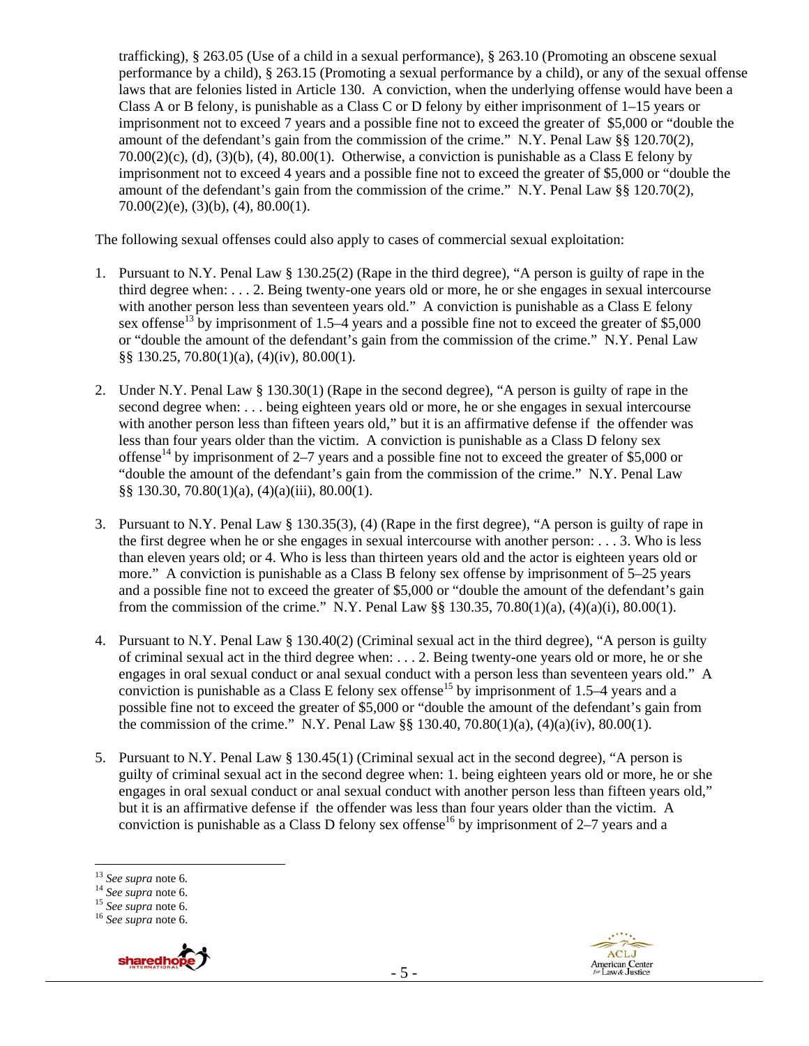trafficking), § 263.05 (Use of a child in a sexual performance), § 263.10 (Promoting an obscene sexual performance by a child), § 263.15 (Promoting a sexual performance by a child), or any of the sexual offense laws that are felonies listed in Article 130. A conviction, when the underlying offense would have been a Class A or B felony, is punishable as a Class C or D felony by either imprisonment of 1–15 years or imprisonment not to exceed 7 years and a possible fine not to exceed the greater of $5,000 or "double the amount of the defendant's gain from the commission of the crime." N.Y. Penal Law §§ 120.70(2), 70.00(2)(c), (d), (3)(b), (4), 80.00(1). Otherwise, a conviction is punishable as a Class E felony by imprisonment not to exceed 4 years and a possible fine not to exceed the greater of $5,000 or "double the amount of the defendant's gain from the commission of the crime." N.Y. Penal Law §§ 120.70(2), 70.00(2)(e), (3)(b), (4), 80.00(1).

The following sexual offenses could also apply to cases of commercial sexual exploitation:

1. Pursuant to N.Y. Penal Law § 130.25(2) (Rape in the third degree), "A person is guilty of rape in the third degree when: . . . 2. Being twenty-one years old or more, he or she engages in sexual intercourse with another person less than seventeen years old." A conviction is punishable as a Class E felony sex offense[13] by imprisonment of 1.5–4 years and a possible fine not to exceed the greater of $5,000 or "double the amount of the defendant's gain from the commission of the crime." N.Y. Penal Law §§ 130.25, 70.80(1)(a), (4)(iv), 80.00(1).

2. Under N.Y. Penal Law § 130.30(1) (Rape in the second degree), "A person is guilty of rape in the second degree when: . . . being eighteen years old or more, he or she engages in sexual intercourse with another person less than fifteen years old," but it is an affirmative defense if the offender was less than four years older than the victim. A conviction is punishable as a Class D felony sex offense[14] by imprisonment of 2–7 years and a possible fine not to exceed the greater of $5,000 or "double the amount of the defendant's gain from the commission of the crime." N.Y. Penal Law §§ 130.30, 70.80(1)(a), (4)(a)(iii), 80.00(1).

3. Pursuant to N.Y. Penal Law § 130.35(3), (4) (Rape in the first degree), "A person is guilty of rape in the first degree when he or she engages in sexual intercourse with another person: . . . 3. Who is less than eleven years old; or 4. Who is less than thirteen years old and the actor is eighteen years old or more." A conviction is punishable as a Class B felony sex offense by imprisonment of 5–25 years and a possible fine not to exceed the greater of $5,000 or "double the amount of the defendant's gain from the commission of the crime." N.Y. Penal Law §§ 130.35, 70.80(1)(a), (4)(a)(i), 80.00(1).

4. Pursuant to N.Y. Penal Law § 130.40(2) (Criminal sexual act in the third degree), "A person is guilty of criminal sexual act in the third degree when: . . . 2. Being twenty-one years old or more, he or she engages in oral sexual conduct or anal sexual conduct with a person less than seventeen years old." A conviction is punishable as a Class E felony sex offense[15] by imprisonment of 1.5–4 years and a possible fine not to exceed the greater of $5,000 or "double the amount of the defendant's gain from the commission of the crime." N.Y. Penal Law §§ 130.40, 70.80(1)(a), (4)(a)(iv), 80.00(1).

5. Pursuant to N.Y. Penal Law § 130.45(1) (Criminal sexual act in the second degree), "A person is guilty of criminal sexual act in the second degree when: 1. being eighteen years old or more, he or she engages in oral sexual conduct or anal sexual conduct with another person less than fifteen years old," but it is an affirmative defense if the offender was less than four years older than the victim. A conviction is punishable as a Class D felony sex offense[16] by imprisonment of 2–7 years and a

---

[13] *See supra* note 6.
[14] *See supra* note 6.
[15] *See supra* note 6.
[16] *See supra* note 6.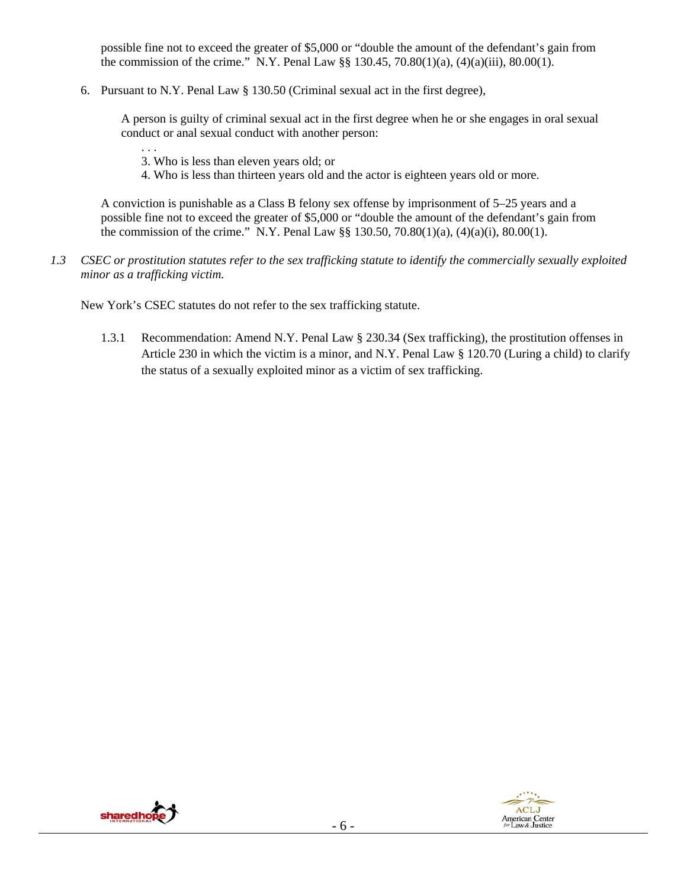possible fine not to exceed the greater of $5,000 or "double the amount of the defendant's gain from the commission of the crime." N.Y. Penal Law §§ 130.45, 70.80(1)(a), (4)(a)(iii), 80.00(1).

6. Pursuant to N.Y. Penal Law § 130.50 (Criminal sexual act in the first degree),

   > A person is guilty of criminal sexual act in the first degree when he or she engages in oral sexual conduct or anal sexual conduct with another person:
   >
   > . . .
   >
   > 3. Who is less than eleven years old; or
   > 4. Who is less than thirteen years old and the actor is eighteen years old or more.

   A conviction is punishable as a Class B felony sex offense by imprisonment of 5–25 years and a possible fine not to exceed the greater of $5,000 or "double the amount of the defendant's gain from the commission of the crime." N.Y. Penal Law §§ 130.50, 70.80(1)(a), (4)(a)(i), 80.00(1).

*1.3 CSEC or prostitution statutes refer to the sex trafficking statute to identify the commercially sexually exploited minor as a trafficking victim.*

New York's CSEC statutes do not refer to the sex trafficking statute.

1.3.1 Recommendation: Amend N.Y. Penal Law § 230.34 (Sex trafficking), the prostitution offenses in Article 230 in which the victim is a minor, and N.Y. Penal Law § 120.70 (Luring a child) to clarify the status of a sexually exploited minor as a victim of sex trafficking.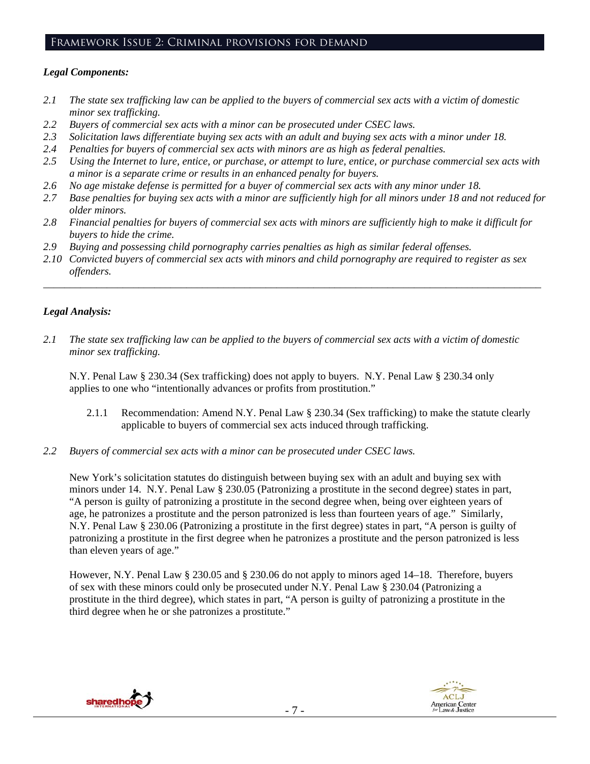## Framework Issue 2: Criminal provisions for demand

### *Legal Components:*

- *2.1 The state sex trafficking law can be applied to the buyers of commercial sex acts with a victim of domestic minor sex trafficking.*
- *2.2 Buyers of commercial sex acts with a minor can be prosecuted under CSEC laws.*
- *2.3 Solicitation laws differentiate buying sex acts with an adult and buying sex acts with a minor under 18.*
- *2.4 Penalties for buyers of commercial sex acts with minors are as high as federal penalties.*
- *2.5 Using the Internet to lure, entice, or purchase, or attempt to lure, entice, or purchase commercial sex acts with a minor is a separate crime or results in an enhanced penalty for buyers.*
- *2.6 No age mistake defense is permitted for a buyer of commercial sex acts with any minor under 18.*
- *2.7 Base penalties for buying sex acts with a minor are sufficiently high for all minors under 18 and not reduced for older minors.*
- *2.8 Financial penalties for buyers of commercial sex acts with minors are sufficiently high to make it difficult for buyers to hide the crime.*
- *2.9 Buying and possessing child pornography carries penalties as high as similar federal offenses.*
- *2.10 Convicted buyers of commercial sex acts with minors and child pornography are required to register as sex offenders.*

---

### *Legal Analysis:*

*2.1 The state sex trafficking law can be applied to the buyers of commercial sex acts with a victim of domestic minor sex trafficking.*

N.Y. Penal Law § 230.34 (Sex trafficking) does not apply to buyers. N.Y. Penal Law § 230.34 only applies to one who "intentionally advances or profits from prostitution."

2.1.1 Recommendation: Amend N.Y. Penal Law § 230.34 (Sex trafficking) to make the statute clearly applicable to buyers of commercial sex acts induced through trafficking.

*2.2 Buyers of commercial sex acts with a minor can be prosecuted under CSEC laws.*

New York's solicitation statutes do distinguish between buying sex with an adult and buying sex with minors under 14. N.Y. Penal Law § 230.05 (Patronizing a prostitute in the second degree) states in part, "A person is guilty of patronizing a prostitute in the second degree when, being over eighteen years of age, he patronizes a prostitute and the person patronized is less than fourteen years of age." Similarly, N.Y. Penal Law § 230.06 (Patronizing a prostitute in the first degree) states in part, "A person is guilty of patronizing a prostitute in the first degree when he patronizes a prostitute and the person patronized is less than eleven years of age."

However, N.Y. Penal Law § 230.05 and § 230.06 do not apply to minors aged 14–18. Therefore, buyers of sex with these minors could only be prosecuted under N.Y. Penal Law § 230.04 (Patronizing a prostitute in the third degree), which states in part, "A person is guilty of patronizing a prostitute in the third degree when he or she patronizes a prostitute."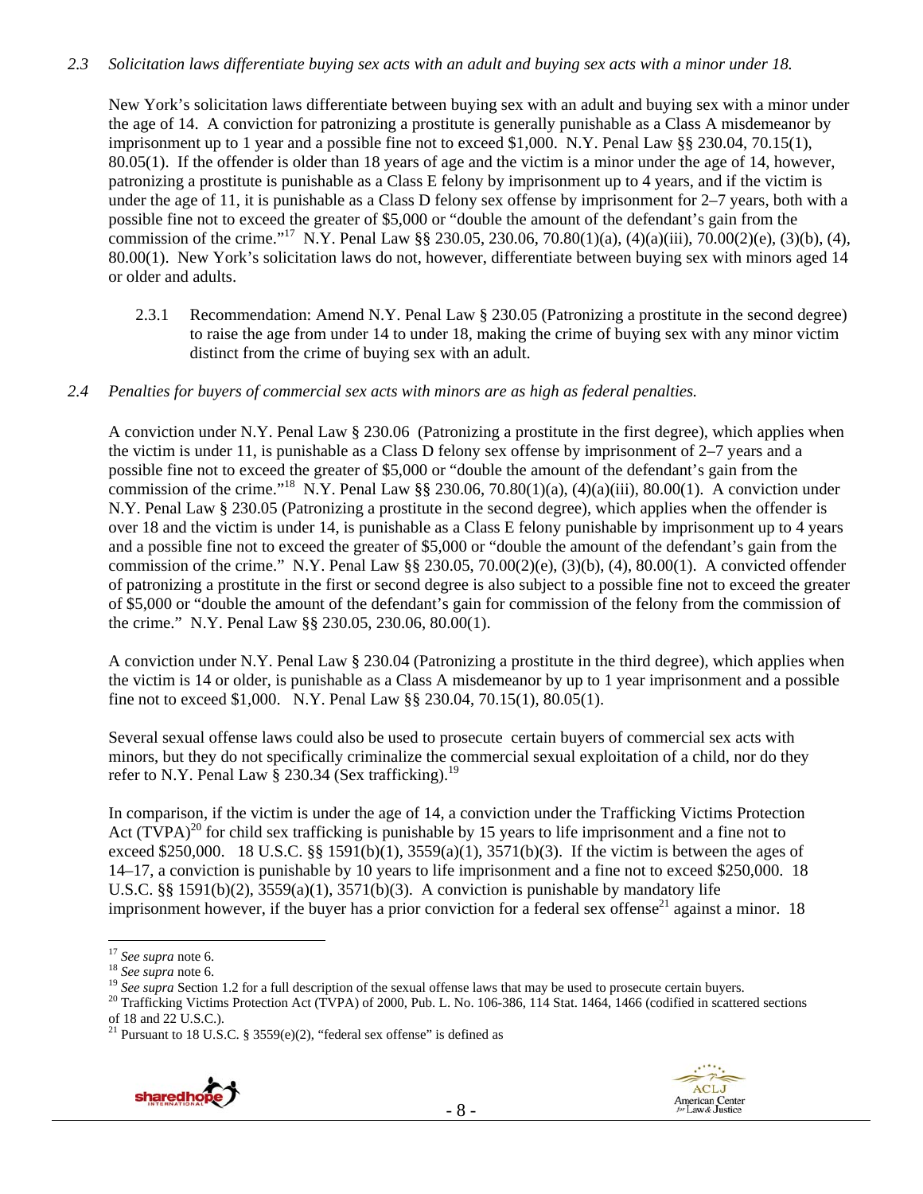*2.3 Solicitation laws differentiate buying sex acts with an adult and buying sex acts with a minor under 18.*

New York's solicitation laws differentiate between buying sex with an adult and buying sex with a minor under the age of 14. A conviction for patronizing a prostitute is generally punishable as a Class A misdemeanor by imprisonment up to 1 year and a possible fine not to exceed $1,000. N.Y. Penal Law §§ 230.04, 70.15(1), 80.05(1). If the offender is older than 18 years of age and the victim is a minor under the age of 14, however, patronizing a prostitute is punishable as a Class E felony by imprisonment up to 4 years, and if the victim is under the age of 11, it is punishable as a Class D felony sex offense by imprisonment for 2–7 years, both with a possible fine not to exceed the greater of $5,000 or "double the amount of the defendant's gain from the commission of the crime."[17] N.Y. Penal Law §§ 230.05, 230.06, 70.80(1)(a), (4)(a)(iii), 70.00(2)(e), (3)(b), (4), 80.00(1). New York's solicitation laws do not, however, differentiate between buying sex with minors aged 14 or older and adults.

2.3.1 Recommendation: Amend N.Y. Penal Law § 230.05 (Patronizing a prostitute in the second degree) to raise the age from under 14 to under 18, making the crime of buying sex with any minor victim distinct from the crime of buying sex with an adult.

*2.4 Penalties for buyers of commercial sex acts with minors are as high as federal penalties.*

A conviction under N.Y. Penal Law § 230.06 (Patronizing a prostitute in the first degree), which applies when the victim is under 11, is punishable as a Class D felony sex offense by imprisonment of 2–7 years and a possible fine not to exceed the greater of $5,000 or "double the amount of the defendant's gain from the commission of the crime."[18] N.Y. Penal Law §§ 230.06, 70.80(1)(a), (4)(a)(iii), 80.00(1). A conviction under N.Y. Penal Law § 230.05 (Patronizing a prostitute in the second degree), which applies when the offender is over 18 and the victim is under 14, is punishable as a Class E felony punishable by imprisonment up to 4 years and a possible fine not to exceed the greater of $5,000 or "double the amount of the defendant's gain from the commission of the crime." N.Y. Penal Law §§ 230.05, 70.00(2)(e), (3)(b), (4), 80.00(1). A convicted offender of patronizing a prostitute in the first or second degree is also subject to a possible fine not to exceed the greater of $5,000 or "double the amount of the defendant's gain for commission of the felony from the commission of the crime." N.Y. Penal Law §§ 230.05, 230.06, 80.00(1).

A conviction under N.Y. Penal Law § 230.04 (Patronizing a prostitute in the third degree), which applies when the victim is 14 or older, is punishable as a Class A misdemeanor by up to 1 year imprisonment and a possible fine not to exceed $1,000. N.Y. Penal Law §§ 230.04, 70.15(1), 80.05(1).

Several sexual offense laws could also be used to prosecute certain buyers of commercial sex acts with minors, but they do not specifically criminalize the commercial sexual exploitation of a child, nor do they refer to N.Y. Penal Law § 230.34 (Sex trafficking).[19]

In comparison, if the victim is under the age of 14, a conviction under the Trafficking Victims Protection Act (TVPA)[20] for child sex trafficking is punishable by 15 years to life imprisonment and a fine not to exceed $250,000. 18 U.S.C. §§ 1591(b)(1), 3559(a)(1), 3571(b)(3). If the victim is between the ages of 14–17, a conviction is punishable by 10 years to life imprisonment and a fine not to exceed $250,000. 18 U.S.C. §§ 1591(b)(2), 3559(a)(1), 3571(b)(3). A conviction is punishable by mandatory life imprisonment however, if the buyer has a prior conviction for a federal sex offense[21] against a minor. 18

---

[17] *See supra* note 6.
[18] *See supra* note 6.
[19] *See supra* Section 1.2 for a full description of the sexual offense laws that may be used to prosecute certain buyers.
[20] Trafficking Victims Protection Act (TVPA) of 2000, Pub. L. No. 106-386, 114 Stat. 1464, 1466 (codified in scattered sections of 18 and 22 U.S.C.).
[21] Pursuant to 18 U.S.C. § 3559(e)(2), "federal sex offense" is defined as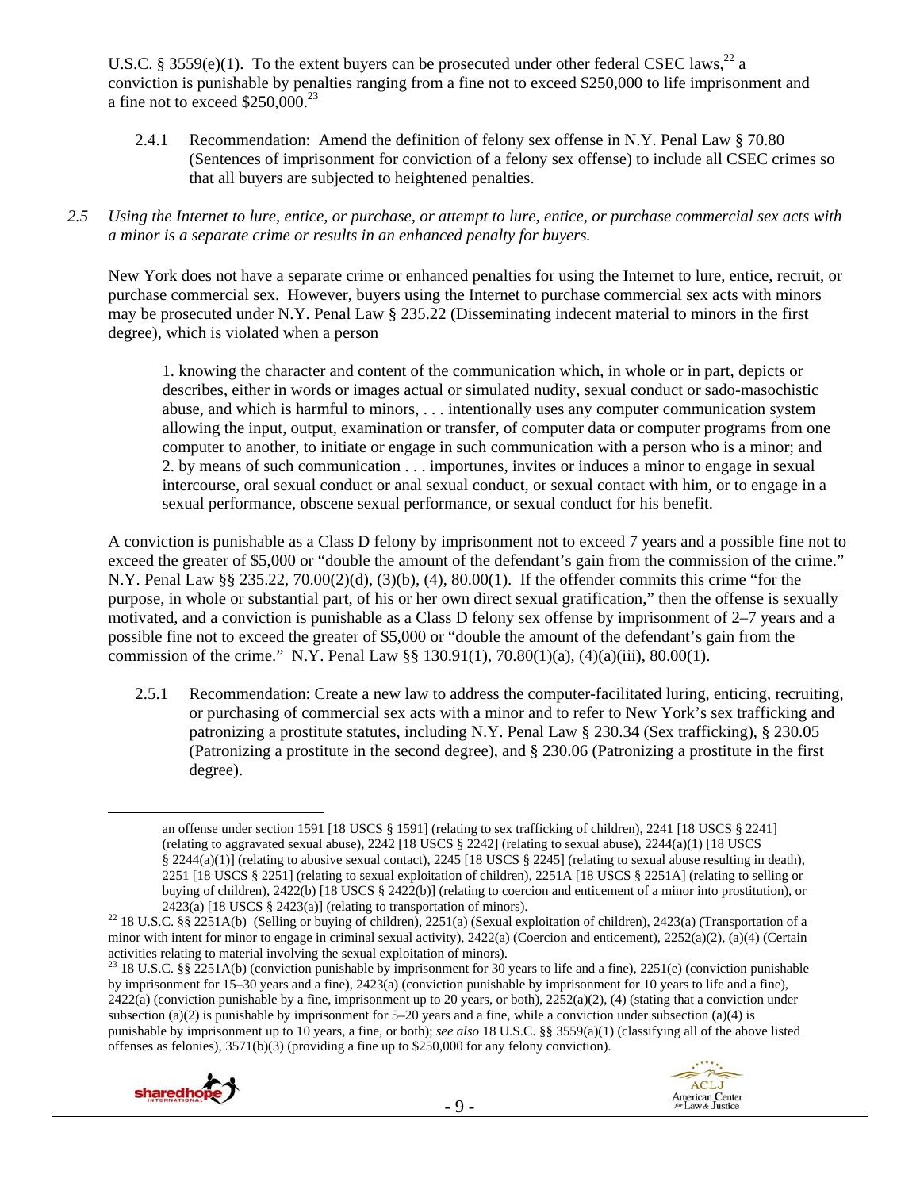U.S.C. § 3559(e)(1). To the extent buyers can be prosecuted under other federal CSEC laws,[22] a conviction is punishable by penalties ranging from a fine not to exceed $250,000 to life imprisonment and a fine not to exceed $250,000.[23]

2.4.1 Recommendation: Amend the definition of felony sex offense in N.Y. Penal Law § 70.80 (Sentences of imprisonment for conviction of a felony sex offense) to include all CSEC crimes so that all buyers are subjected to heightened penalties.

*2.5 Using the Internet to lure, entice, or purchase, or attempt to lure, entice, or purchase commercial sex acts with a minor is a separate crime or results in an enhanced penalty for buyers.*

New York does not have a separate crime or enhanced penalties for using the Internet to lure, entice, recruit, or purchase commercial sex. However, buyers using the Internet to purchase commercial sex acts with minors may be prosecuted under N.Y. Penal Law § 235.22 (Disseminating indecent material to minors in the first degree), which is violated when a person

> 1. knowing the character and content of the communication which, in whole or in part, depicts or describes, either in words or images actual or simulated nudity, sexual conduct or sado-masochistic abuse, and which is harmful to minors, . . . intentionally uses any computer communication system allowing the input, output, examination or transfer, of computer data or computer programs from one computer to another, to initiate or engage in such communication with a person who is a minor; and
> 2. by means of such communication . . . importunes, invites or induces a minor to engage in sexual intercourse, oral sexual conduct or anal sexual conduct, or sexual contact with him, or to engage in a sexual performance, obscene sexual performance, or sexual conduct for his benefit.

A conviction is punishable as a Class D felony by imprisonment not to exceed 7 years and a possible fine not to exceed the greater of $5,000 or "double the amount of the defendant's gain from the commission of the crime." N.Y. Penal Law §§ 235.22, 70.00(2)(d), (3)(b), (4), 80.00(1). If the offender commits this crime "for the purpose, in whole or substantial part, of his or her own direct sexual gratification," then the offense is sexually motivated, and a conviction is punishable as a Class D felony sex offense by imprisonment of 2–7 years and a possible fine not to exceed the greater of $5,000 or "double the amount of the defendant's gain from the commission of the crime." N.Y. Penal Law §§ 130.91(1), 70.80(1)(a), (4)(a)(iii), 80.00(1).

2.5.1 Recommendation: Create a new law to address the computer-facilitated luring, enticing, recruiting, or purchasing of commercial sex acts with a minor and to refer to New York's sex trafficking and patronizing a prostitute statutes, including N.Y. Penal Law § 230.34 (Sex trafficking), § 230.05 (Patronizing a prostitute in the second degree), and § 230.06 (Patronizing a prostitute in the first degree).

---

an offense under section 1591 [18 USCS § 1591] (relating to sex trafficking of children), 2241 [18 USCS § 2241] (relating to aggravated sexual abuse), 2242 [18 USCS § 2242] (relating to sexual abuse), 2244(a)(1) [18 USCS § 2244(a)(1)] (relating to abusive sexual contact), 2245 [18 USCS § 2245] (relating to sexual abuse resulting in death), 2251 [18 USCS § 2251] (relating to sexual exploitation of children), 2251A [18 USCS § 2251A] (relating to selling or buying of children), 2422(b) [18 USCS § 2422(b)] (relating to coercion and enticement of a minor into prostitution), or 2423(a) [18 USCS § 2423(a)] (relating to transportation of minors).

[22] 18 U.S.C. §§ 2251A(b) (Selling or buying of children), 2251(a) (Sexual exploitation of children), 2423(a) (Transportation of a minor with intent for minor to engage in criminal sexual activity), 2422(a) (Coercion and enticement), 2252(a)(2), (a)(4) (Certain activities relating to material involving the sexual exploitation of minors).

[23] 18 U.S.C. §§ 2251A(b) (conviction punishable by imprisonment for 30 years to life and a fine), 2251(e) (conviction punishable by imprisonment for 15–30 years and a fine), 2423(a) (conviction punishable by imprisonment for 10 years to life and a fine), 2422(a) (conviction punishable by a fine, imprisonment up to 20 years, or both), 2252(a)(2), (4) (stating that a conviction under subsection (a)(2) is punishable by imprisonment for 5–20 years and a fine, while a conviction under subsection (a)(4) is punishable by imprisonment up to 10 years, a fine, or both); *see also* 18 U.S.C. §§ 3559(a)(1) (classifying all of the above listed offenses as felonies), 3571(b)(3) (providing a fine up to $250,000 for any felony conviction).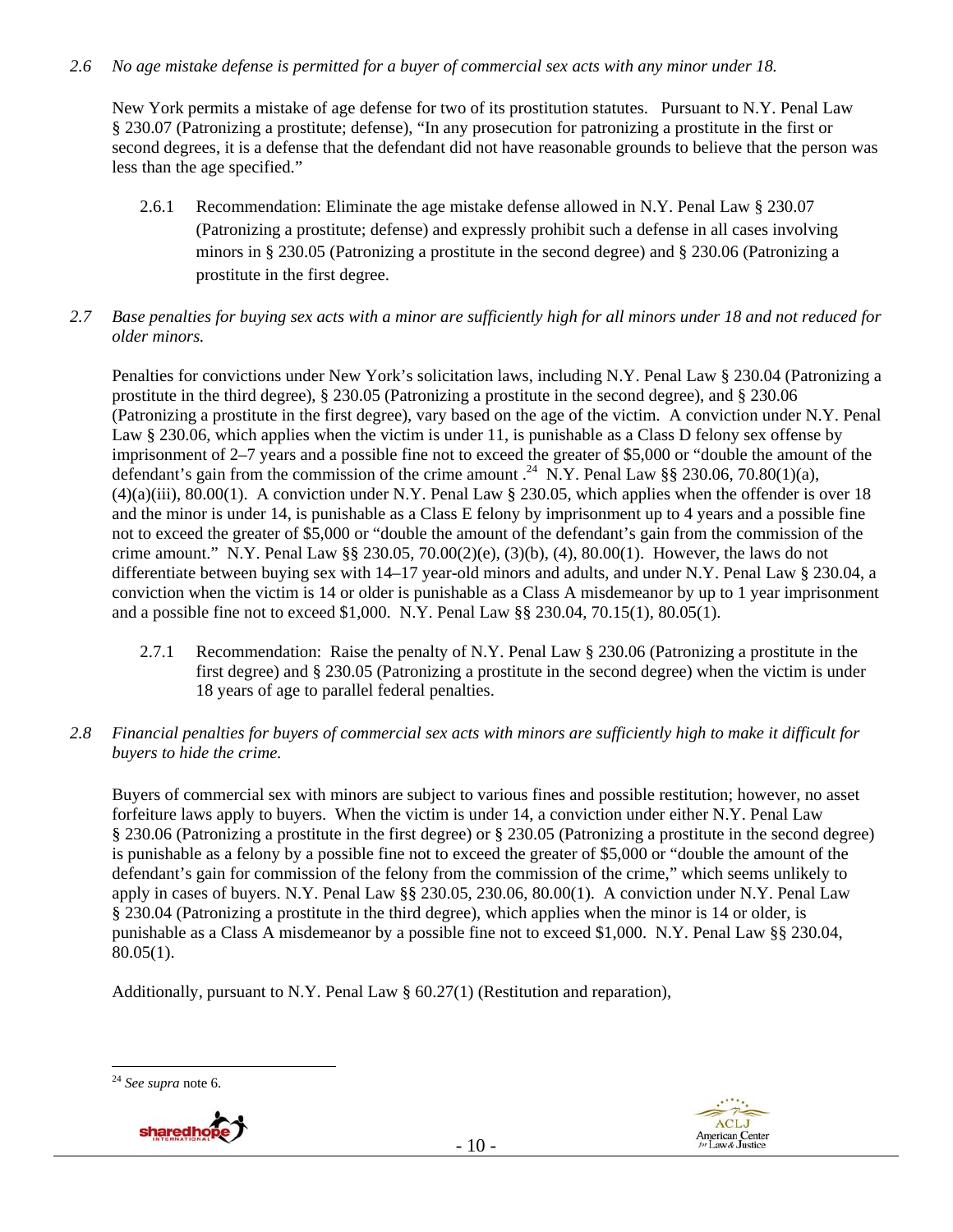*2.6 No age mistake defense is permitted for a buyer of commercial sex acts with any minor under 18.*

New York permits a mistake of age defense for two of its prostitution statutes. Pursuant to N.Y. Penal Law § 230.07 (Patronizing a prostitute; defense), "In any prosecution for patronizing a prostitute in the first or second degrees, it is a defense that the defendant did not have reasonable grounds to believe that the person was less than the age specified."

2.6.1 Recommendation: Eliminate the age mistake defense allowed in N.Y. Penal Law § 230.07 (Patronizing a prostitute; defense) and expressly prohibit such a defense in all cases involving minors in § 230.05 (Patronizing a prostitute in the second degree) and § 230.06 (Patronizing a prostitute in the first degree.

*2.7 Base penalties for buying sex acts with a minor are sufficiently high for all minors under 18 and not reduced for older minors.*

Penalties for convictions under New York's solicitation laws, including N.Y. Penal Law § 230.04 (Patronizing a prostitute in the third degree), § 230.05 (Patronizing a prostitute in the second degree), and § 230.06 (Patronizing a prostitute in the first degree), vary based on the age of the victim. A conviction under N.Y. Penal Law § 230.06, which applies when the victim is under 11, is punishable as a Class D felony sex offense by imprisonment of 2–7 years and a possible fine not to exceed the greater of $5,000 or "double the amount of the defendant's gain from the commission of the crime amount .[24] N.Y. Penal Law §§ 230.06, 70.80(1)(a), (4)(a)(iii), 80.00(1). A conviction under N.Y. Penal Law § 230.05, which applies when the offender is over 18 and the minor is under 14, is punishable as a Class E felony by imprisonment up to 4 years and a possible fine not to exceed the greater of $5,000 or "double the amount of the defendant's gain from the commission of the crime amount." N.Y. Penal Law §§ 230.05, 70.00(2)(e), (3)(b), (4), 80.00(1). However, the laws do not differentiate between buying sex with 14–17 year-old minors and adults, and under N.Y. Penal Law § 230.04, a conviction when the victim is 14 or older is punishable as a Class A misdemeanor by up to 1 year imprisonment and a possible fine not to exceed $1,000. N.Y. Penal Law §§ 230.04, 70.15(1), 80.05(1).

2.7.1 Recommendation: Raise the penalty of N.Y. Penal Law § 230.06 (Patronizing a prostitute in the first degree) and § 230.05 (Patronizing a prostitute in the second degree) when the victim is under 18 years of age to parallel federal penalties.

*2.8 Financial penalties for buyers of commercial sex acts with minors are sufficiently high to make it difficult for buyers to hide the crime.*

Buyers of commercial sex with minors are subject to various fines and possible restitution; however, no asset forfeiture laws apply to buyers. When the victim is under 14, a conviction under either N.Y. Penal Law § 230.06 (Patronizing a prostitute in the first degree) or § 230.05 (Patronizing a prostitute in the second degree) is punishable as a felony by a possible fine not to exceed the greater of $5,000 or "double the amount of the defendant's gain for commission of the felony from the commission of the crime," which seems unlikely to apply in cases of buyers. N.Y. Penal Law §§ 230.05, 230.06, 80.00(1). A conviction under N.Y. Penal Law § 230.04 (Patronizing a prostitute in the third degree), which applies when the minor is 14 or older, is punishable as a Class A misdemeanor by a possible fine not to exceed $1,000. N.Y. Penal Law §§ 230.04, 80.05(1).

Additionally, pursuant to N.Y. Penal Law § 60.27(1) (Restitution and reparation),

---

[24] *See supra* note 6.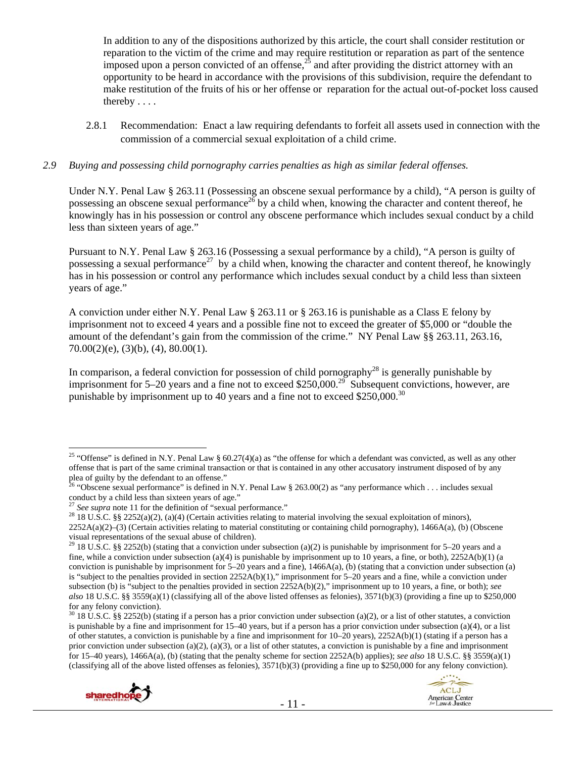In addition to any of the dispositions authorized by this article, the court shall consider restitution or reparation to the victim of the crime and may require restitution or reparation as part of the sentence imposed upon a person convicted of an offense,[25] and after providing the district attorney with an opportunity to be heard in accordance with the provisions of this subdivision, require the defendant to make restitution of the fruits of his or her offense or reparation for the actual out-of-pocket loss caused thereby . . . .

2.8.1 Recommendation: Enact a law requiring defendants to forfeit all assets used in connection with the commission of a commercial sexual exploitation of a child crime.

*2.9 Buying and possessing child pornography carries penalties as high as similar federal offenses.*

Under N.Y. Penal Law § 263.11 (Possessing an obscene sexual performance by a child), "A person is guilty of possessing an obscene sexual performance[26] by a child when, knowing the character and content thereof, he knowingly has in his possession or control any obscene performance which includes sexual conduct by a child less than sixteen years of age."

Pursuant to N.Y. Penal Law § 263.16 (Possessing a sexual performance by a child), "A person is guilty of possessing a sexual performance[27] by a child when, knowing the character and content thereof, he knowingly has in his possession or control any performance which includes sexual conduct by a child less than sixteen years of age."

A conviction under either N.Y. Penal Law § 263.11 or § 263.16 is punishable as a Class E felony by imprisonment not to exceed 4 years and a possible fine not to exceed the greater of $5,000 or "double the amount of the defendant's gain from the commission of the crime." NY Penal Law §§ 263.11, 263.16, 70.00(2)(e), (3)(b), (4), 80.00(1).

In comparison, a federal conviction for possession of child pornography[28] is generally punishable by imprisonment for 5–20 years and a fine not to exceed $250,000.[29] Subsequent convictions, however, are punishable by imprisonment up to 40 years and a fine not to exceed $250,000.[30]

---

[25] "Offense" is defined in N.Y. Penal Law § 60.27(4)(a) as "the offense for which a defendant was convicted, as well as any other offense that is part of the same criminal transaction or that is contained in any other accusatory instrument disposed of by any plea of guilty by the defendant to an offense."

[26] "Obscene sexual performance" is defined in N.Y. Penal Law § 263.00(2) as "any performance which . . . includes sexual conduct by a child less than sixteen years of age."

[27] *See supra* note 11 for the definition of "sexual performance."

[28] 18 U.S.C. §§ 2252(a)(2), (a)(4) (Certain activities relating to material involving the sexual exploitation of minors), 2252A(a)(2)–(3) (Certain activities relating to material constituting or containing child pornography), 1466A(a), (b) (Obscene visual representations of the sexual abuse of children).

[29] 18 U.S.C. §§ 2252(b) (stating that a conviction under subsection (a)(2) is punishable by imprisonment for 5–20 years and a fine, while a conviction under subsection (a)(4) is punishable by imprisonment up to 10 years, a fine, or both), 2252A(b)(1) (a conviction is punishable by imprisonment for 5–20 years and a fine), 1466A(a), (b) (stating that a conviction under subsection (a) is "subject to the penalties provided in section 2252A(b)(1)," imprisonment for 5–20 years and a fine, while a conviction under subsection (b) is "subject to the penalties provided in section 2252A(b)(2)," imprisonment up to 10 years, a fine, or both); *see also* 18 U.S.C. §§ 3559(a)(1) (classifying all of the above listed offenses as felonies), 3571(b)(3) (providing a fine up to $250,000 for any felony conviction).

[30] 18 U.S.C. §§ 2252(b) (stating if a person has a prior conviction under subsection (a)(2), or a list of other statutes, a conviction is punishable by a fine and imprisonment for 15–40 years, but if a person has a prior conviction under subsection (a)(4), or a list of other statutes, a conviction is punishable by a fine and imprisonment for 10–20 years), 2252A(b)(1) (stating if a person has a prior conviction under subsection (a)(2), (a)(3), or a list of other statutes, a conviction is punishable by a fine and imprisonment for 15–40 years), 1466A(a), (b) (stating that the penalty scheme for section 2252A(b) applies); *see also* 18 U.S.C. §§ 3559(a)(1) (classifying all of the above listed offenses as felonies), 3571(b)(3) (providing a fine up to $250,000 for any felony conviction).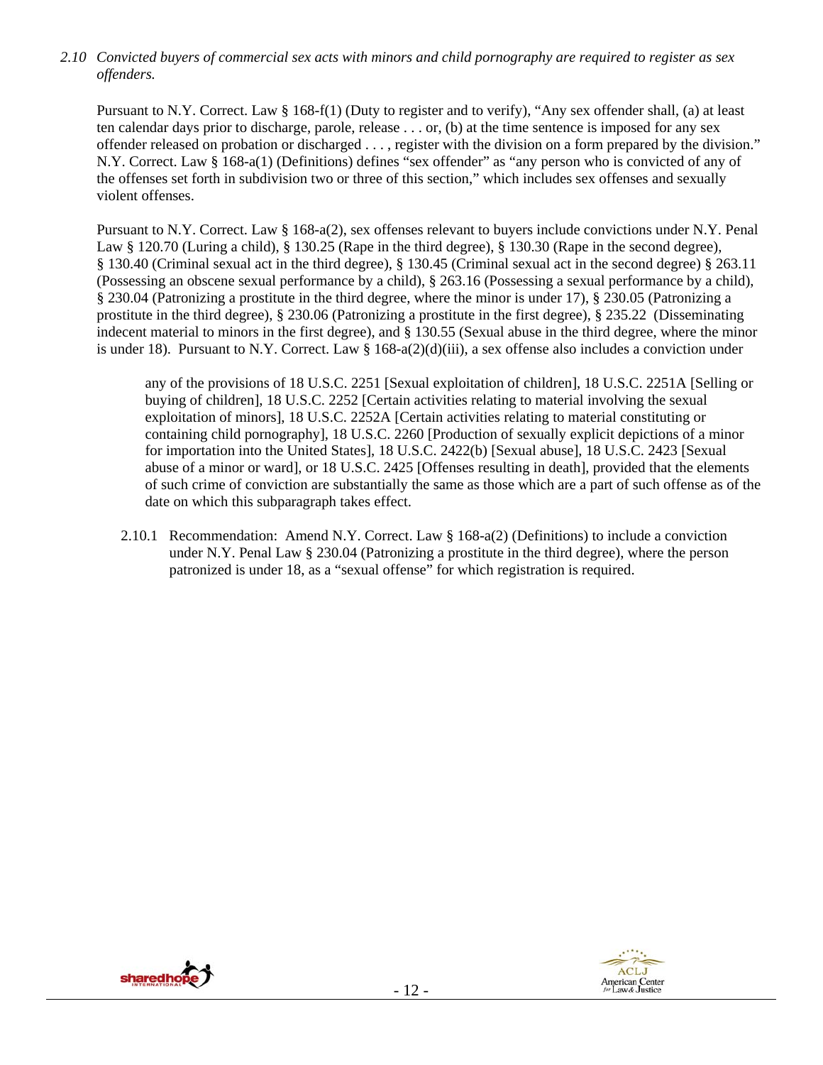*2.10 Convicted buyers of commercial sex acts with minors and child pornography are required to register as sex offenders.*

Pursuant to N.Y. Correct. Law § 168-f(1) (Duty to register and to verify), "Any sex offender shall, (a) at least ten calendar days prior to discharge, parole, release . . . or, (b) at the time sentence is imposed for any sex offender released on probation or discharged . . . , register with the division on a form prepared by the division." N.Y. Correct. Law § 168-a(1) (Definitions) defines "sex offender" as "any person who is convicted of any of the offenses set forth in subdivision two or three of this section," which includes sex offenses and sexually violent offenses.

Pursuant to N.Y. Correct. Law § 168-a(2), sex offenses relevant to buyers include convictions under N.Y. Penal Law § 120.70 (Luring a child), § 130.25 (Rape in the third degree), § 130.30 (Rape in the second degree), § 130.40 (Criminal sexual act in the third degree), § 130.45 (Criminal sexual act in the second degree) § 263.11 (Possessing an obscene sexual performance by a child), § 263.16 (Possessing a sexual performance by a child), § 230.04 (Patronizing a prostitute in the third degree, where the minor is under 17), § 230.05 (Patronizing a prostitute in the third degree), § 230.06 (Patronizing a prostitute in the first degree), § 235.22 (Disseminating indecent material to minors in the first degree), and § 130.55 (Sexual abuse in the third degree, where the minor is under 18). Pursuant to N.Y. Correct. Law § 168-a(2)(d)(iii), a sex offense also includes a conviction under

> any of the provisions of 18 U.S.C. 2251 [Sexual exploitation of children], 18 U.S.C. 2251A [Selling or buying of children], 18 U.S.C. 2252 [Certain activities relating to material involving the sexual exploitation of minors], 18 U.S.C. 2252A [Certain activities relating to material constituting or containing child pornography], 18 U.S.C. 2260 [Production of sexually explicit depictions of a minor for importation into the United States], 18 U.S.C. 2422(b) [Sexual abuse], 18 U.S.C. 2423 [Sexual abuse of a minor or ward], or 18 U.S.C. 2425 [Offenses resulting in death], provided that the elements of such crime of conviction are substantially the same as those which are a part of such offense as of the date on which this subparagraph takes effect.

2.10.1 Recommendation: Amend N.Y. Correct. Law § 168-a(2) (Definitions) to include a conviction under N.Y. Penal Law § 230.04 (Patronizing a prostitute in the third degree), where the person patronized is under 18, as a "sexual offense" for which registration is required.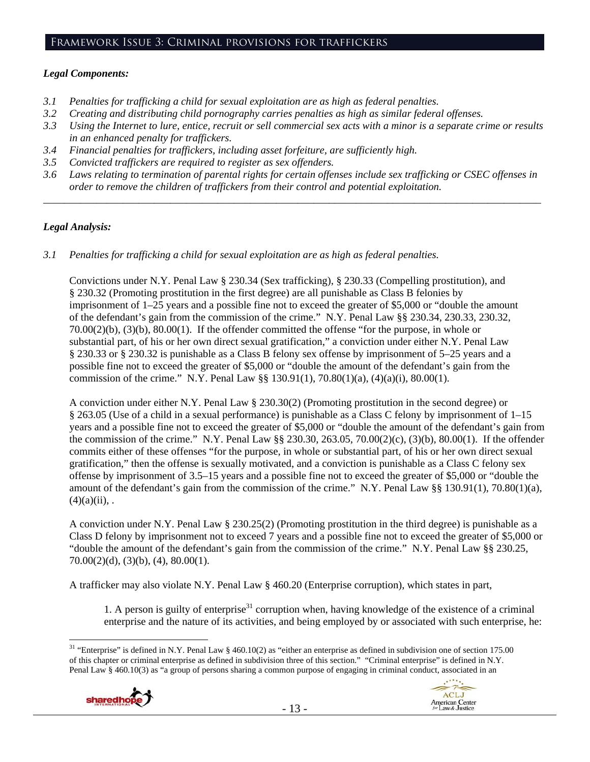## Framework Issue 3: Criminal provisions for traffickers

### *Legal Components:*

- *3.1 Penalties for trafficking a child for sexual exploitation are as high as federal penalties.*
- *3.2 Creating and distributing child pornography carries penalties as high as similar federal offenses.*
- *3.3 Using the Internet to lure, entice, recruit or sell commercial sex acts with a minor is a separate crime or results in an enhanced penalty for traffickers.*
- *3.4 Financial penalties for traffickers, including asset forfeiture, are sufficiently high.*
- *3.5 Convicted traffickers are required to register as sex offenders.*
- *3.6 Laws relating to termination of parental rights for certain offenses include sex trafficking or CSEC offenses in order to remove the children of traffickers from their control and potential exploitation.*

---

### *Legal Analysis:*

*3.1 Penalties for trafficking a child for sexual exploitation are as high as federal penalties.*

Convictions under N.Y. Penal Law § 230.34 (Sex trafficking), § 230.33 (Compelling prostitution), and § 230.32 (Promoting prostitution in the first degree) are all punishable as Class B felonies by imprisonment of 1–25 years and a possible fine not to exceed the greater of $5,000 or "double the amount of the defendant's gain from the commission of the crime." N.Y. Penal Law §§ 230.34, 230.33, 230.32, 70.00(2)(b), (3)(b), 80.00(1). If the offender committed the offense "for the purpose, in whole or substantial part, of his or her own direct sexual gratification," a conviction under either N.Y. Penal Law § 230.33 or § 230.32 is punishable as a Class B felony sex offense by imprisonment of 5–25 years and a possible fine not to exceed the greater of $5,000 or "double the amount of the defendant's gain from the commission of the crime." N.Y. Penal Law §§ 130.91(1), 70.80(1)(a), (4)(a)(i), 80.00(1).

A conviction under either N.Y. Penal Law § 230.30(2) (Promoting prostitution in the second degree) or § 263.05 (Use of a child in a sexual performance) is punishable as a Class C felony by imprisonment of 1–15 years and a possible fine not to exceed the greater of $5,000 or "double the amount of the defendant's gain from the commission of the crime." N.Y. Penal Law §§ 230.30, 263.05, 70.00(2)(c), (3)(b), 80.00(1). If the offender commits either of these offenses "for the purpose, in whole or substantial part, of his or her own direct sexual gratification," then the offense is sexually motivated, and a conviction is punishable as a Class C felony sex offense by imprisonment of 3.5–15 years and a possible fine not to exceed the greater of $5,000 or "double the amount of the defendant's gain from the commission of the crime." N.Y. Penal Law §§ 130.91(1), 70.80(1)(a), (4)(a)(ii), .

A conviction under N.Y. Penal Law § 230.25(2) (Promoting prostitution in the third degree) is punishable as a Class D felony by imprisonment not to exceed 7 years and a possible fine not to exceed the greater of $5,000 or "double the amount of the defendant's gain from the commission of the crime." N.Y. Penal Law §§ 230.25, 70.00(2)(d), (3)(b), (4), 80.00(1).

A trafficker may also violate N.Y. Penal Law § 460.20 (Enterprise corruption), which states in part,

> 1. A person is guilty of enterprise[31] corruption when, having knowledge of the existence of a criminal enterprise and the nature of its activities, and being employed by or associated with such enterprise, he:

---

[31] "Enterprise" is defined in N.Y. Penal Law § 460.10(2) as "either an enterprise as defined in subdivision one of section 175.00 of this chapter or criminal enterprise as defined in subdivision three of this section." "Criminal enterprise" is defined in N.Y. Penal Law § 460.10(3) as "a group of persons sharing a common purpose of engaging in criminal conduct, associated in an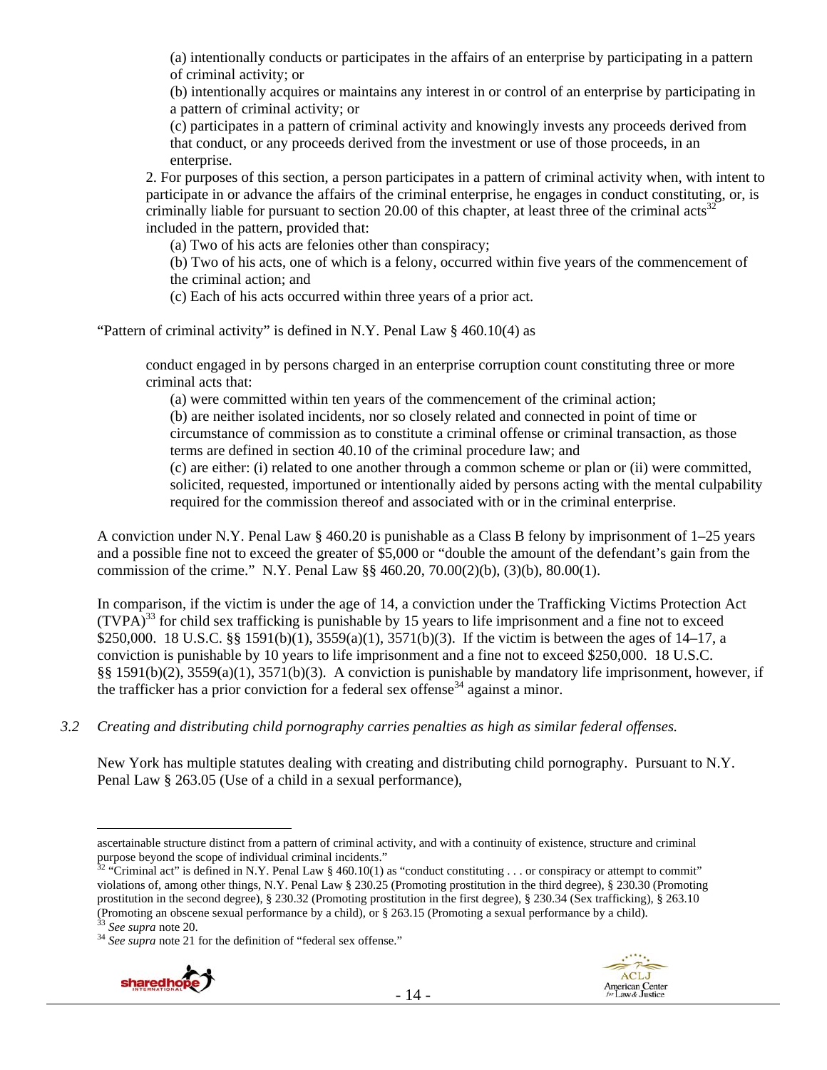(a) intentionally conducts or participates in the affairs of an enterprise by participating in a pattern of criminal activity; or

(b) intentionally acquires or maintains any interest in or control of an enterprise by participating in a pattern of criminal activity; or

(c) participates in a pattern of criminal activity and knowingly invests any proceeds derived from that conduct, or any proceeds derived from the investment or use of those proceeds, in an enterprise.

2. For purposes of this section, a person participates in a pattern of criminal activity when, with intent to participate in or advance the affairs of the criminal enterprise, he engages in conduct constituting, or, is criminally liable for pursuant to section 20.00 of this chapter, at least three of the criminal acts[32] included in the pattern, provided that:

(a) Two of his acts are felonies other than conspiracy;

(b) Two of his acts, one of which is a felony, occurred within five years of the commencement of the criminal action; and

(c) Each of his acts occurred within three years of a prior act.

"Pattern of criminal activity" is defined in N.Y. Penal Law § 460.10(4) as

> conduct engaged in by persons charged in an enterprise corruption count constituting three or more criminal acts that:
>
> (a) were committed within ten years of the commencement of the criminal action;
>
> (b) are neither isolated incidents, nor so closely related and connected in point of time or circumstance of commission as to constitute a criminal offense or criminal transaction, as those terms are defined in section 40.10 of the criminal procedure law; and
>
> (c) are either: (i) related to one another through a common scheme or plan or (ii) were committed, solicited, requested, importuned or intentionally aided by persons acting with the mental culpability required for the commission thereof and associated with or in the criminal enterprise.

A conviction under N.Y. Penal Law § 460.20 is punishable as a Class B felony by imprisonment of 1–25 years and a possible fine not to exceed the greater of $5,000 or "double the amount of the defendant's gain from the commission of the crime." N.Y. Penal Law §§ 460.20, 70.00(2)(b), (3)(b), 80.00(1).

In comparison, if the victim is under the age of 14, a conviction under the Trafficking Victims Protection Act (TVPA)[33] for child sex trafficking is punishable by 15 years to life imprisonment and a fine not to exceed $250,000. 18 U.S.C. §§ 1591(b)(1), 3559(a)(1), 3571(b)(3). If the victim is between the ages of 14–17, a conviction is punishable by 10 years to life imprisonment and a fine not to exceed $250,000. 18 U.S.C. §§ 1591(b)(2), 3559(a)(1), 3571(b)(3). A conviction is punishable by mandatory life imprisonment, however, if the trafficker has a prior conviction for a federal sex offense[34] against a minor.

*3.2 Creating and distributing child pornography carries penalties as high as similar federal offenses.*

New York has multiple statutes dealing with creating and distributing child pornography. Pursuant to N.Y. Penal Law § 263.05 (Use of a child in a sexual performance),

---

ascertainable structure distinct from a pattern of criminal activity, and with a continuity of existence, structure and criminal purpose beyond the scope of individual criminal incidents."

[32] "Criminal act" is defined in N.Y. Penal Law § 460.10(1) as "conduct constituting . . . or conspiracy or attempt to commit" violations of, among other things, N.Y. Penal Law § 230.25 (Promoting prostitution in the third degree), § 230.30 (Promoting prostitution in the second degree), § 230.32 (Promoting prostitution in the first degree), § 230.34 (Sex trafficking), § 263.10 (Promoting an obscene sexual performance by a child), or § 263.15 (Promoting a sexual performance by a child).

[33] *See supra* note 20.

[34] *See supra* note 21 for the definition of "federal sex offense."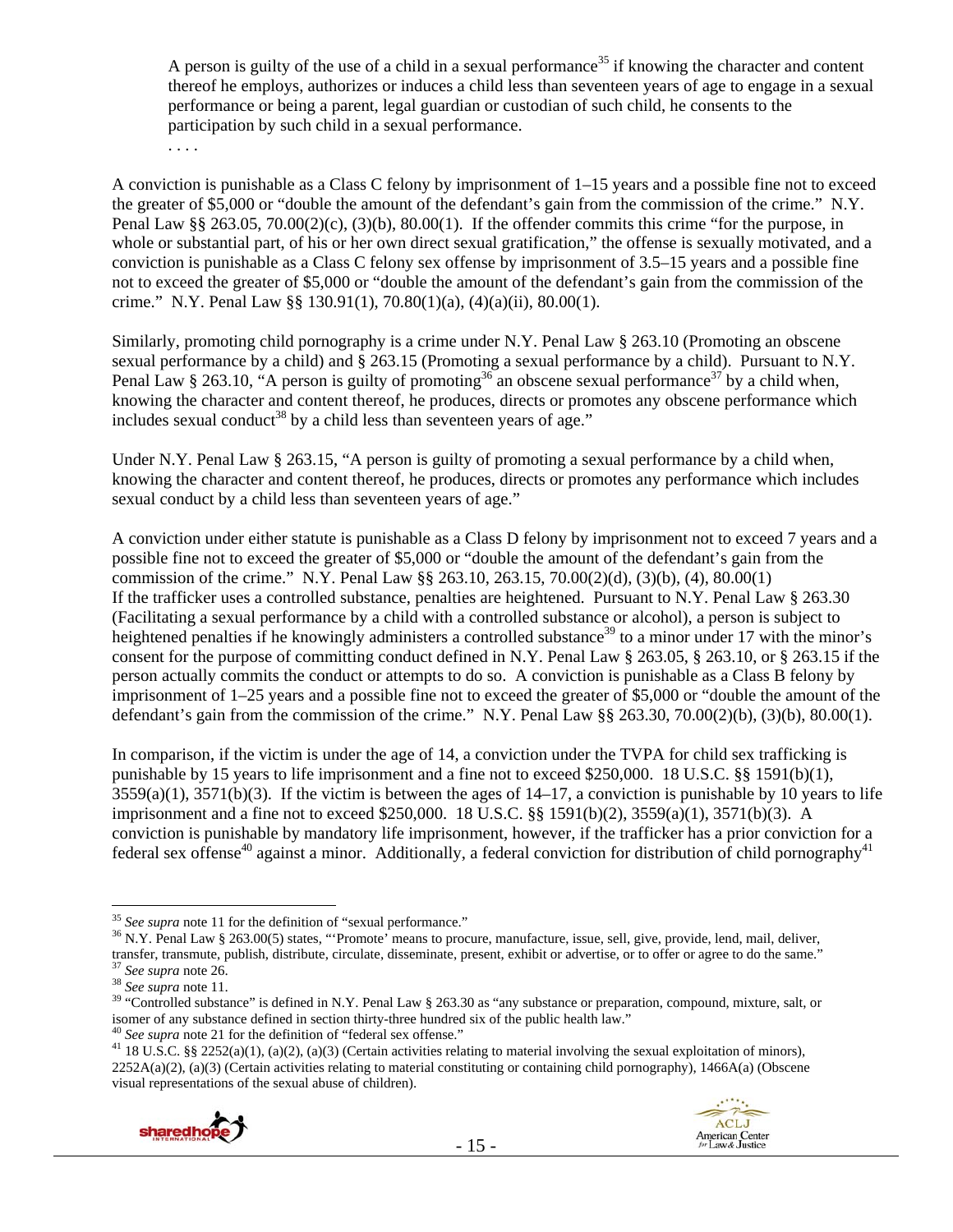> A person is guilty of the use of a child in a sexual performance[35] if knowing the character and content thereof he employs, authorizes or induces a child less than seventeen years of age to engage in a sexual performance or being a parent, legal guardian or custodian of such child, he consents to the participation by such child in a sexual performance.
>
> . . . .

A conviction is punishable as a Class C felony by imprisonment of 1–15 years and a possible fine not to exceed the greater of $5,000 or "double the amount of the defendant's gain from the commission of the crime." N.Y. Penal Law §§ 263.05, 70.00(2)(c), (3)(b), 80.00(1). If the offender commits this crime "for the purpose, in whole or substantial part, of his or her own direct sexual gratification," the offense is sexually motivated, and a conviction is punishable as a Class C felony sex offense by imprisonment of 3.5–15 years and a possible fine not to exceed the greater of $5,000 or "double the amount of the defendant's gain from the commission of the crime." N.Y. Penal Law §§ 130.91(1), 70.80(1)(a), (4)(a)(ii), 80.00(1).

Similarly, promoting child pornography is a crime under N.Y. Penal Law § 263.10 (Promoting an obscene sexual performance by a child) and § 263.15 (Promoting a sexual performance by a child). Pursuant to N.Y. Penal Law § 263.10, "A person is guilty of promoting[36] an obscene sexual performance[37] by a child when, knowing the character and content thereof, he produces, directs or promotes any obscene performance which includes sexual conduct[38] by a child less than seventeen years of age."

Under N.Y. Penal Law § 263.15, "A person is guilty of promoting a sexual performance by a child when, knowing the character and content thereof, he produces, directs or promotes any performance which includes sexual conduct by a child less than seventeen years of age."

A conviction under either statute is punishable as a Class D felony by imprisonment not to exceed 7 years and a possible fine not to exceed the greater of $5,000 or "double the amount of the defendant's gain from the commission of the crime." N.Y. Penal Law §§ 263.10, 263.15, 70.00(2)(d), (3)(b), (4), 80.00(1)
If the trafficker uses a controlled substance, penalties are heightened. Pursuant to N.Y. Penal Law § 263.30 (Facilitating a sexual performance by a child with a controlled substance or alcohol), a person is subject to heightened penalties if he knowingly administers a controlled substance[39] to a minor under 17 with the minor's consent for the purpose of committing conduct defined in N.Y. Penal Law § 263.05, § 263.10, or § 263.15 if the person actually commits the conduct or attempts to do so. A conviction is punishable as a Class B felony by imprisonment of 1–25 years and a possible fine not to exceed the greater of $5,000 or "double the amount of the defendant's gain from the commission of the crime." N.Y. Penal Law §§ 263.30, 70.00(2)(b), (3)(b), 80.00(1).

In comparison, if the victim is under the age of 14, a conviction under the TVPA for child sex trafficking is punishable by 15 years to life imprisonment and a fine not to exceed $250,000. 18 U.S.C. §§ 1591(b)(1), 3559(a)(1), 3571(b)(3). If the victim is between the ages of 14–17, a conviction is punishable by 10 years to life imprisonment and a fine not to exceed $250,000. 18 U.S.C. §§ 1591(b)(2), 3559(a)(1), 3571(b)(3). A conviction is punishable by mandatory life imprisonment, however, if the trafficker has a prior conviction for a federal sex offense[40] against a minor. Additionally, a federal conviction for distribution of child pornography[41]

---

[35] *See supra* note 11 for the definition of "sexual performance."
[36] N.Y. Penal Law § 263.00(5) states, "'Promote' means to procure, manufacture, issue, sell, give, provide, lend, mail, deliver, transfer, transmute, publish, distribute, circulate, disseminate, present, exhibit or advertise, or to offer or agree to do the same."
[37] *See supra* note 26.
[38] *See supra* note 11.
[39] "Controlled substance" is defined in N.Y. Penal Law § 263.30 as "any substance or preparation, compound, mixture, salt, or isomer of any substance defined in section thirty-three hundred six of the public health law."
[40] *See supra* note 21 for the definition of "federal sex offense."
[41] 18 U.S.C. §§ 2252(a)(1), (a)(2), (a)(3) (Certain activities relating to material involving the sexual exploitation of minors), 2252A(a)(2), (a)(3) (Certain activities relating to material constituting or containing child pornography), 1466A(a) (Obscene visual representations of the sexual abuse of children).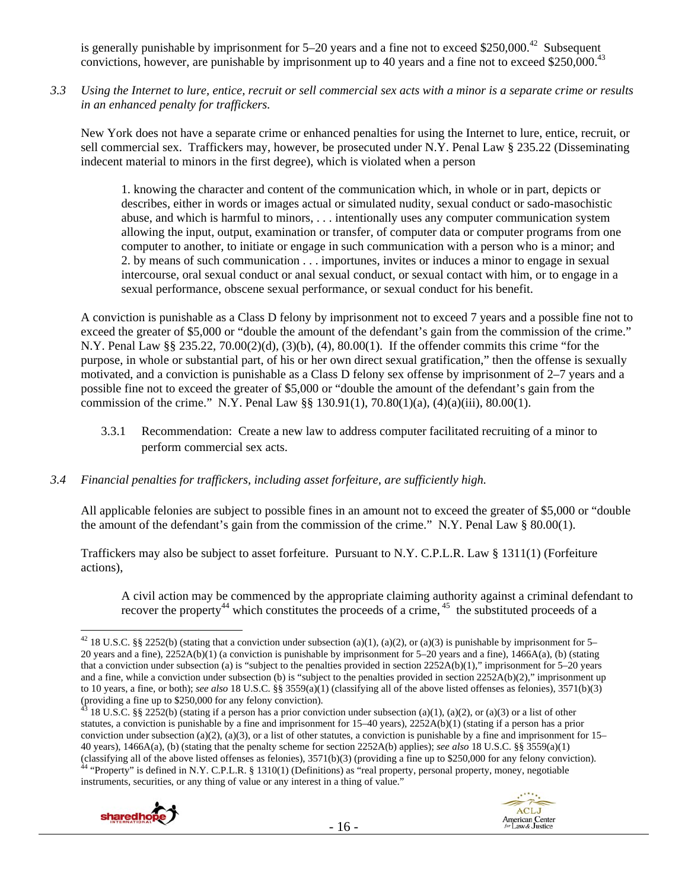is generally punishable by imprisonment for 5–20 years and a fine not to exceed \$250,000.[42] Subsequent convictions, however, are punishable by imprisonment up to 40 years and a fine not to exceed \$250,000.[43]

*3.3 Using the Internet to lure, entice, recruit or sell commercial sex acts with a minor is a separate crime or results in an enhanced penalty for traffickers.*

New York does not have a separate crime or enhanced penalties for using the Internet to lure, entice, recruit, or sell commercial sex. Traffickers may, however, be prosecuted under N.Y. Penal Law § 235.22 (Disseminating indecent material to minors in the first degree), which is violated when a person

> 1. knowing the character and content of the communication which, in whole or in part, depicts or describes, either in words or images actual or simulated nudity, sexual conduct or sado-masochistic abuse, and which is harmful to minors, . . . intentionally uses any computer communication system allowing the input, output, examination or transfer, of computer data or computer programs from one computer to another, to initiate or engage in such communication with a person who is a minor; and
> 2. by means of such communication . . . importunes, invites or induces a minor to engage in sexual intercourse, oral sexual conduct or anal sexual conduct, or sexual contact with him, or to engage in a sexual performance, obscene sexual performance, or sexual conduct for his benefit.

A conviction is punishable as a Class D felony by imprisonment not to exceed 7 years and a possible fine not to exceed the greater of \$5,000 or "double the amount of the defendant's gain from the commission of the crime." N.Y. Penal Law §§ 235.22, 70.00(2)(d), (3)(b), (4), 80.00(1). If the offender commits this crime "for the purpose, in whole or substantial part, of his or her own direct sexual gratification," then the offense is sexually motivated, and a conviction is punishable as a Class D felony sex offense by imprisonment of 2–7 years and a possible fine not to exceed the greater of \$5,000 or "double the amount of the defendant's gain from the commission of the crime." N.Y. Penal Law §§ 130.91(1), 70.80(1)(a), (4)(a)(iii), 80.00(1).

3.3.1 Recommendation: Create a new law to address computer facilitated recruiting of a minor to perform commercial sex acts.

*3.4 Financial penalties for traffickers, including asset forfeiture, are sufficiently high.*

All applicable felonies are subject to possible fines in an amount not to exceed the greater of \$5,000 or "double the amount of the defendant's gain from the commission of the crime." N.Y. Penal Law § 80.00(1).

Traffickers may also be subject to asset forfeiture. Pursuant to N.Y. C.P.L.R. Law § 1311(1) (Forfeiture actions),

> A civil action may be commenced by the appropriate claiming authority against a criminal defendant to recover the property[44] which constitutes the proceeds of a crime,[45] the substituted proceeds of a

---

[42] 18 U.S.C. §§ 2252(b) (stating that a conviction under subsection (a)(1), (a)(2), or (a)(3) is punishable by imprisonment for 5–20 years and a fine), 2252A(b)(1) (a conviction is punishable by imprisonment for 5–20 years and a fine), 1466A(a), (b) (stating that a conviction under subsection (a) is "subject to the penalties provided in section 2252A(b)(1)," imprisonment for 5–20 years and a fine, while a conviction under subsection (b) is "subject to the penalties provided in section 2252A(b)(2)," imprisonment up to 10 years, a fine, or both); *see also* 18 U.S.C. §§ 3559(a)(1) (classifying all of the above listed offenses as felonies), 3571(b)(3) (providing a fine up to \$250,000 for any felony conviction).

[43] 18 U.S.C. §§ 2252(b) (stating if a person has a prior conviction under subsection (a)(1), (a)(2), or (a)(3) or a list of other statutes, a conviction is punishable by a fine and imprisonment for 15–40 years), 2252A(b)(1) (stating if a person has a prior conviction under subsection (a)(2), (a)(3), or a list of other statutes, a conviction is punishable by a fine and imprisonment for 15–40 years), 1466A(a), (b) (stating that the penalty scheme for section 2252A(b) applies); *see also* 18 U.S.C. §§ 3559(a)(1) (classifying all of the above listed offenses as felonies), 3571(b)(3) (providing a fine up to \$250,000 for any felony conviction).

[44] "Property" is defined in N.Y. C.P.L.R. § 1310(1) (Definitions) as "real property, personal property, money, negotiable instruments, securities, or any thing of value or any interest in a thing of value."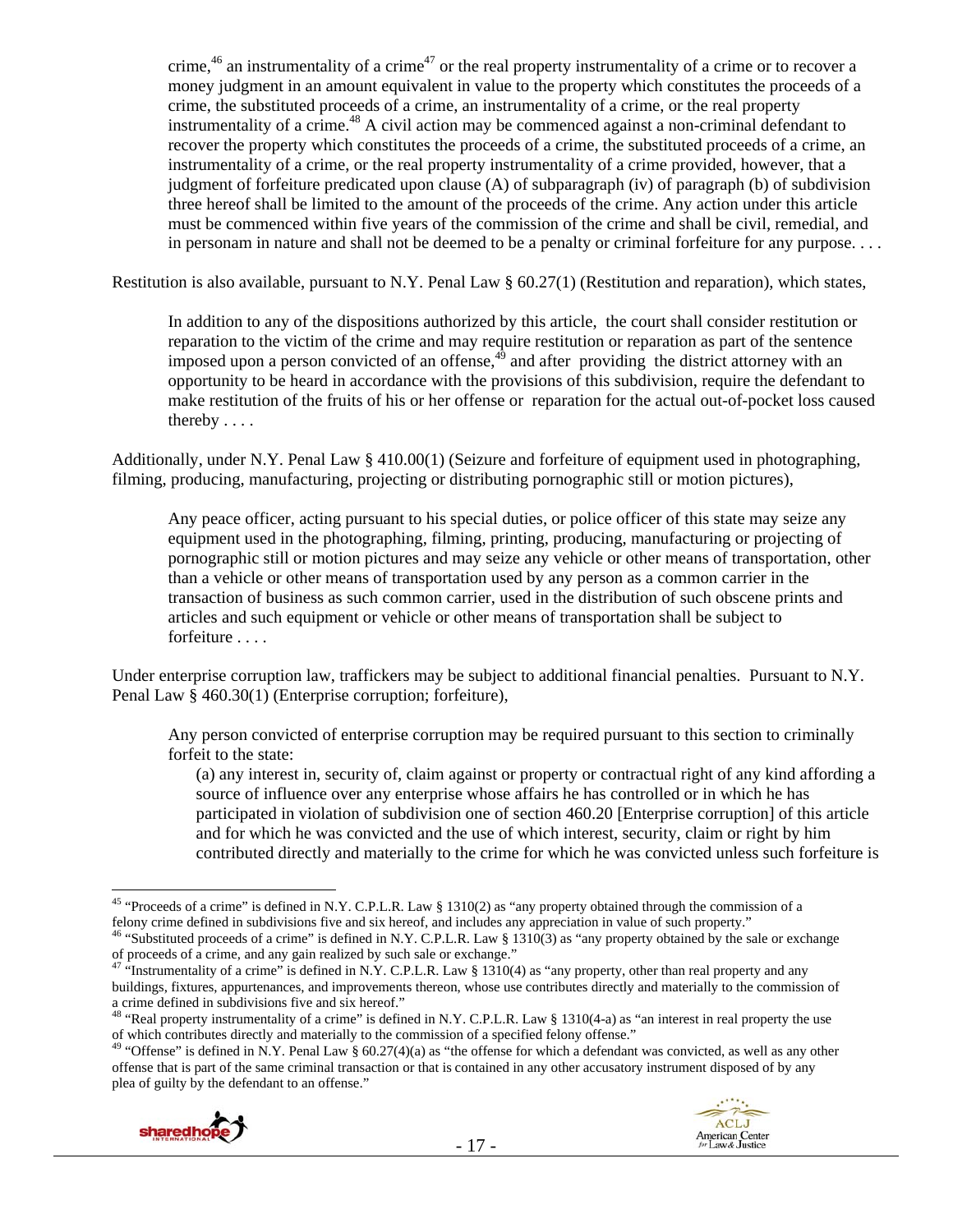crime,[46] an instrumentality of a crime[47] or the real property instrumentality of a crime or to recover a money judgment in an amount equivalent in value to the property which constitutes the proceeds of a crime, the substituted proceeds of a crime, an instrumentality of a crime, or the real property instrumentality of a crime.[48] A civil action may be commenced against a non-criminal defendant to recover the property which constitutes the proceeds of a crime, the substituted proceeds of a crime, an instrumentality of a crime, or the real property instrumentality of a crime provided, however, that a judgment of forfeiture predicated upon clause (A) of subparagraph (iv) of paragraph (b) of subdivision three hereof shall be limited to the amount of the proceeds of the crime. Any action under this article must be commenced within five years of the commission of the crime and shall be civil, remedial, and in personam in nature and shall not be deemed to be a penalty or criminal forfeiture for any purpose. . . .

Restitution is also available, pursuant to N.Y. Penal Law § 60.27(1) (Restitution and reparation), which states,

> In addition to any of the dispositions authorized by this article, the court shall consider restitution or reparation to the victim of the crime and may require restitution or reparation as part of the sentence imposed upon a person convicted of an offense,[49] and after providing the district attorney with an opportunity to be heard in accordance with the provisions of this subdivision, require the defendant to make restitution of the fruits of his or her offense or reparation for the actual out-of-pocket loss caused thereby . . . .

Additionally, under N.Y. Penal Law § 410.00(1) (Seizure and forfeiture of equipment used in photographing, filming, producing, manufacturing, projecting or distributing pornographic still or motion pictures),

> Any peace officer, acting pursuant to his special duties, or police officer of this state may seize any equipment used in the photographing, filming, printing, producing, manufacturing or projecting of pornographic still or motion pictures and may seize any vehicle or other means of transportation, other than a vehicle or other means of transportation used by any person as a common carrier in the transaction of business as such common carrier, used in the distribution of such obscene prints and articles and such equipment or vehicle or other means of transportation shall be subject to forfeiture . . . .

Under enterprise corruption law, traffickers may be subject to additional financial penalties. Pursuant to N.Y. Penal Law § 460.30(1) (Enterprise corruption; forfeiture),

> Any person convicted of enterprise corruption may be required pursuant to this section to criminally forfeit to the state:
>
> (a) any interest in, security of, claim against or property or contractual right of any kind affording a source of influence over any enterprise whose affairs he has controlled or in which he has participated in violation of subdivision one of section 460.20 [Enterprise corruption] of this article and for which he was convicted and the use of which interest, security, claim or right by him contributed directly and materially to the crime for which he was convicted unless such forfeiture is

---

[45] "Proceeds of a crime" is defined in N.Y. C.P.L.R. Law § 1310(2) as "any property obtained through the commission of a felony crime defined in subdivisions five and six hereof, and includes any appreciation in value of such property."

[46] "Substituted proceeds of a crime" is defined in N.Y. C.P.L.R. Law § 1310(3) as "any property obtained by the sale or exchange of proceeds of a crime, and any gain realized by such sale or exchange."

[47] "Instrumentality of a crime" is defined in N.Y. C.P.L.R. Law § 1310(4) as "any property, other than real property and any buildings, fixtures, appurtenances, and improvements thereon, whose use contributes directly and materially to the commission of a crime defined in subdivisions five and six hereof."

[48] "Real property instrumentality of a crime" is defined in N.Y. C.P.L.R. Law § 1310(4-a) as "an interest in real property the use of which contributes directly and materially to the commission of a specified felony offense."

[49] "Offense" is defined in N.Y. Penal Law § 60.27(4)(a) as "the offense for which a defendant was convicted, as well as any other offense that is part of the same criminal transaction or that is contained in any other accusatory instrument disposed of by any plea of guilty by the defendant to an offense."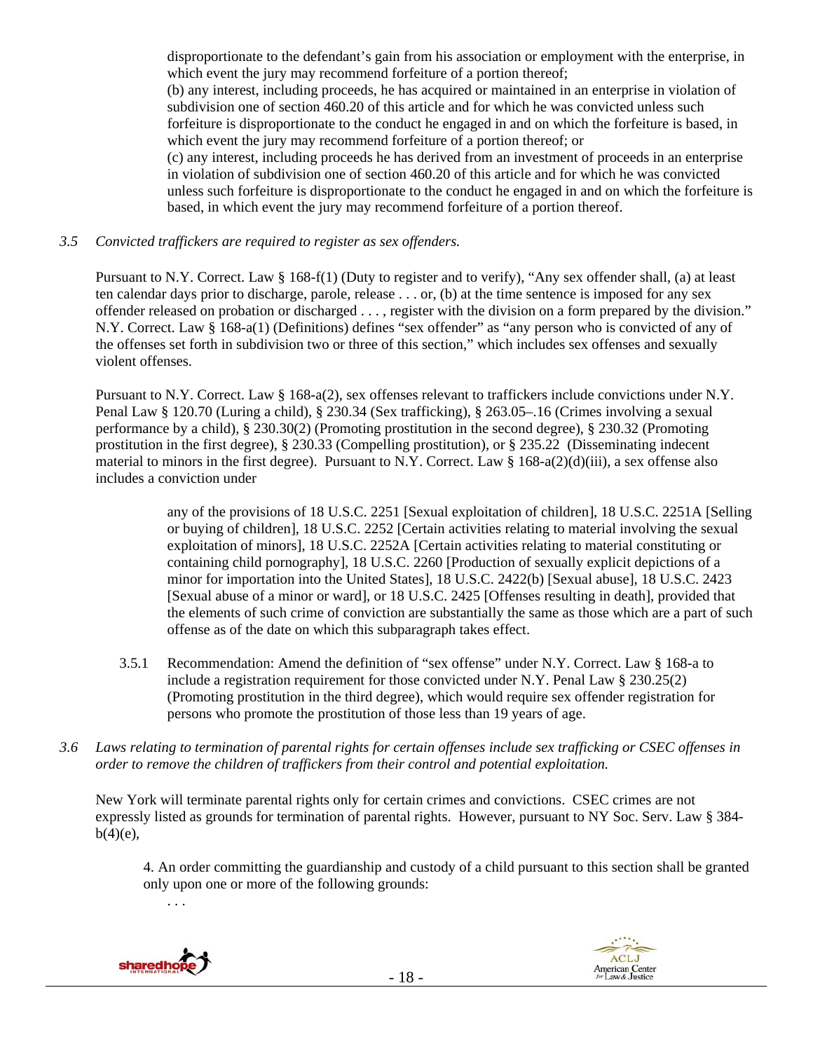disproportionate to the defendant's gain from his association or employment with the enterprise, in which event the jury may recommend forfeiture of a portion thereof;
(b) any interest, including proceeds, he has acquired or maintained in an enterprise in violation of subdivision one of section 460.20 of this article and for which he was convicted unless such forfeiture is disproportionate to the conduct he engaged in and on which the forfeiture is based, in which event the jury may recommend forfeiture of a portion thereof; or
(c) any interest, including proceeds he has derived from an investment of proceeds in an enterprise in violation of subdivision one of section 460.20 of this article and for which he was convicted unless such forfeiture is disproportionate to the conduct he engaged in and on which the forfeiture is based, in which event the jury may recommend forfeiture of a portion thereof.

*3.5 Convicted traffickers are required to register as sex offenders.*

Pursuant to N.Y. Correct. Law § 168-f(1) (Duty to register and to verify), "Any sex offender shall, (a) at least ten calendar days prior to discharge, parole, release . . . or, (b) at the time sentence is imposed for any sex offender released on probation or discharged . . . , register with the division on a form prepared by the division." N.Y. Correct. Law § 168-a(1) (Definitions) defines "sex offender" as "any person who is convicted of any of the offenses set forth in subdivision two or three of this section," which includes sex offenses and sexually violent offenses.

Pursuant to N.Y. Correct. Law § 168-a(2), sex offenses relevant to traffickers include convictions under N.Y. Penal Law § 120.70 (Luring a child), § 230.34 (Sex trafficking), § 263.05–.16 (Crimes involving a sexual performance by a child), § 230.30(2) (Promoting prostitution in the second degree), § 230.32 (Promoting prostitution in the first degree), § 230.33 (Compelling prostitution), or § 235.22 (Disseminating indecent material to minors in the first degree). Pursuant to N.Y. Correct. Law § 168-a(2)(d)(iii), a sex offense also includes a conviction under

> any of the provisions of 18 U.S.C. 2251 [Sexual exploitation of children], 18 U.S.C. 2251A [Selling or buying of children], 18 U.S.C. 2252 [Certain activities relating to material involving the sexual exploitation of minors], 18 U.S.C. 2252A [Certain activities relating to material constituting or containing child pornography], 18 U.S.C. 2260 [Production of sexually explicit depictions of a minor for importation into the United States], 18 U.S.C. 2422(b) [Sexual abuse], 18 U.S.C. 2423 [Sexual abuse of a minor or ward], or 18 U.S.C. 2425 [Offenses resulting in death], provided that the elements of such crime of conviction are substantially the same as those which are a part of such offense as of the date on which this subparagraph takes effect.

3.5.1 Recommendation: Amend the definition of "sex offense" under N.Y. Correct. Law § 168-a to include a registration requirement for those convicted under N.Y. Penal Law § 230.25(2) (Promoting prostitution in the third degree), which would require sex offender registration for persons who promote the prostitution of those less than 19 years of age.

*3.6 Laws relating to termination of parental rights for certain offenses include sex trafficking or CSEC offenses in order to remove the children of traffickers from their control and potential exploitation.*

New York will terminate parental rights only for certain crimes and convictions. CSEC crimes are not expressly listed as grounds for termination of parental rights. However, pursuant to NY Soc. Serv. Law § 384-b(4)(e),

> 4. An order committing the guardianship and custody of a child pursuant to this section shall be granted only upon one or more of the following grounds:
> . . .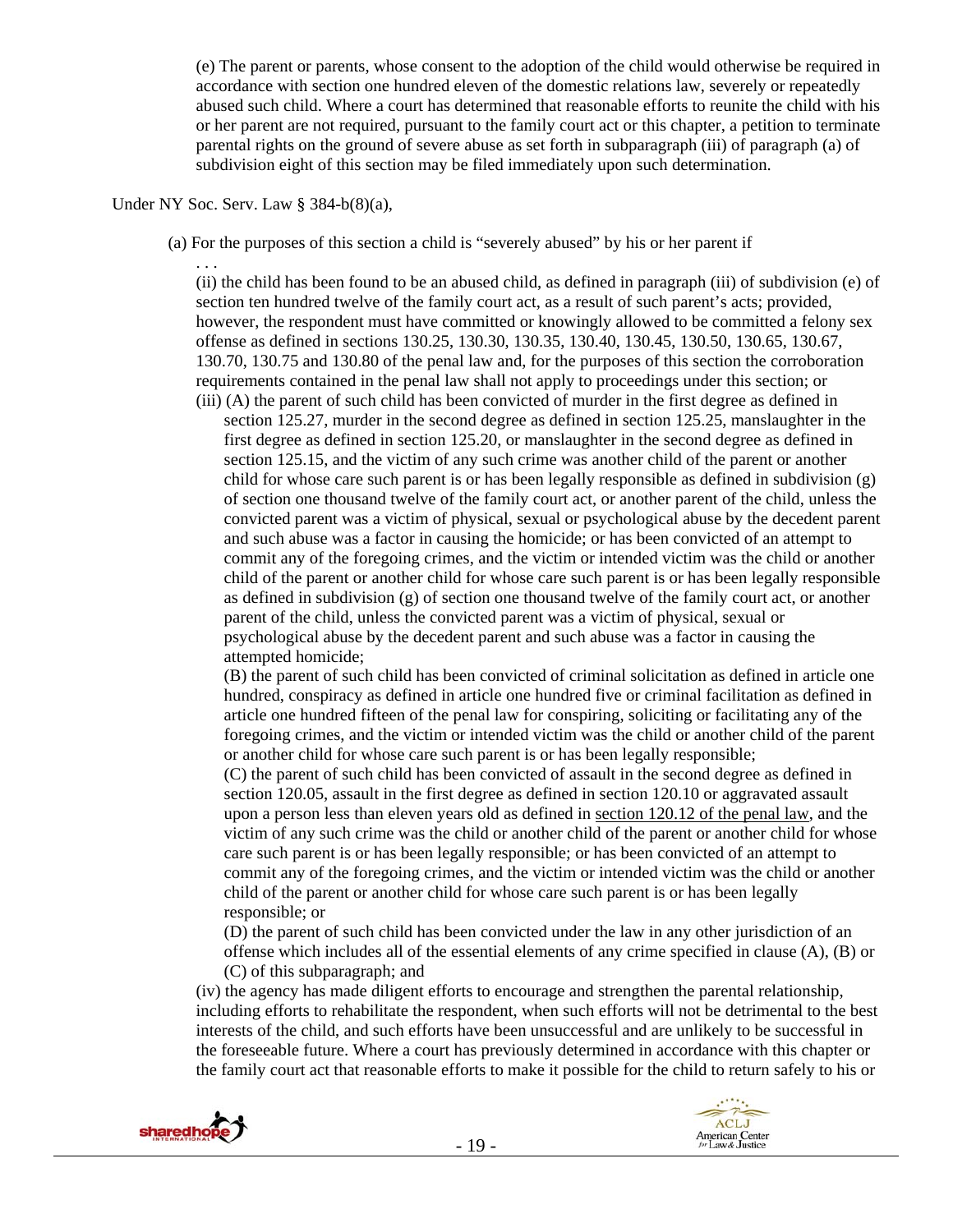(e) The parent or parents, whose consent to the adoption of the child would otherwise be required in accordance with section one hundred eleven of the domestic relations law, severely or repeatedly abused such child. Where a court has determined that reasonable efforts to reunite the child with his or her parent are not required, pursuant to the family court act or this chapter, a petition to terminate parental rights on the ground of severe abuse as set forth in subparagraph (iii) of paragraph (a) of subdivision eight of this section may be filed immediately upon such determination.

Under NY Soc. Serv. Law § 384-b(8)(a),

(a) For the purposes of this section a child is "severely abused" by his or her parent if

. . .

(ii) the child has been found to be an abused child, as defined in paragraph (iii) of subdivision (e) of section ten hundred twelve of the family court act, as a result of such parent's acts; provided, however, the respondent must have committed or knowingly allowed to be committed a felony sex offense as defined in sections 130.25, 130.30, 130.35, 130.40, 130.45, 130.50, 130.65, 130.67, 130.70, 130.75 and 130.80 of the penal law and, for the purposes of this section the corroboration requirements contained in the penal law shall not apply to proceedings under this section; or

(iii) (A) the parent of such child has been convicted of murder in the first degree as defined in section 125.27, murder in the second degree as defined in section 125.25, manslaughter in the first degree as defined in section 125.20, or manslaughter in the second degree as defined in section 125.15, and the victim of any such crime was another child of the parent or another child for whose care such parent is or has been legally responsible as defined in subdivision (g) of section one thousand twelve of the family court act, or another parent of the child, unless the convicted parent was a victim of physical, sexual or psychological abuse by the decedent parent and such abuse was a factor in causing the homicide; or has been convicted of an attempt to commit any of the foregoing crimes, and the victim or intended victim was the child or another child of the parent or another child for whose care such parent is or has been legally responsible as defined in subdivision (g) of section one thousand twelve of the family court act, or another parent of the child, unless the convicted parent was a victim of physical, sexual or psychological abuse by the decedent parent and such abuse was a factor in causing the attempted homicide;

(B) the parent of such child has been convicted of criminal solicitation as defined in article one hundred, conspiracy as defined in article one hundred five or criminal facilitation as defined in article one hundred fifteen of the penal law for conspiring, soliciting or facilitating any of the foregoing crimes, and the victim or intended victim was the child or another child of the parent or another child for whose care such parent is or has been legally responsible;

(C) the parent of such child has been convicted of assault in the second degree as defined in section 120.05, assault in the first degree as defined in section 120.10 or aggravated assault upon a person less than eleven years old as defined in section 120.12 of the penal law, and the victim of any such crime was the child or another child of the parent or another child for whose care such parent is or has been legally responsible; or has been convicted of an attempt to commit any of the foregoing crimes, and the victim or intended victim was the child or another child of the parent or another child for whose care such parent is or has been legally responsible; or

(D) the parent of such child has been convicted under the law in any other jurisdiction of an offense which includes all of the essential elements of any crime specified in clause (A), (B) or (C) of this subparagraph; and

(iv) the agency has made diligent efforts to encourage and strengthen the parental relationship, including efforts to rehabilitate the respondent, when such efforts will not be detrimental to the best interests of the child, and such efforts have been unsuccessful and are unlikely to be successful in the foreseeable future. Where a court has previously determined in accordance with this chapter or the family court act that reasonable efforts to make it possible for the child to return safely to his or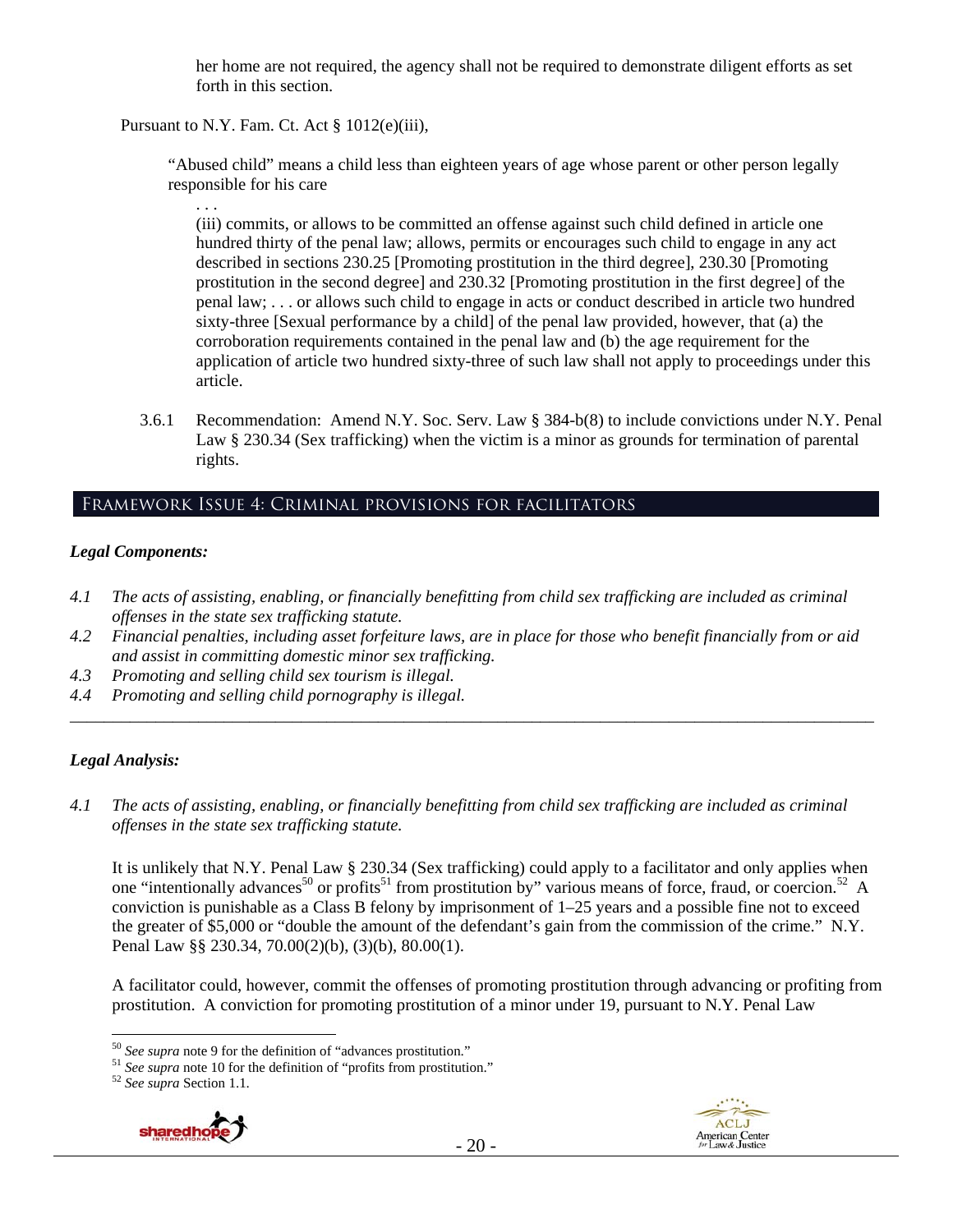her home are not required, the agency shall not be required to demonstrate diligent efforts as set forth in this section.

Pursuant to N.Y. Fam. Ct. Act § 1012(e)(iii),

> "Abused child" means a child less than eighteen years of age whose parent or other person legally responsible for his care
>
> . . .
>
> (iii) commits, or allows to be committed an offense against such child defined in article one hundred thirty of the penal law; allows, permits or encourages such child to engage in any act described in sections 230.25 [Promoting prostitution in the third degree], 230.30 [Promoting prostitution in the second degree] and 230.32 [Promoting prostitution in the first degree] of the penal law; . . . or allows such child to engage in acts or conduct described in article two hundred sixty-three [Sexual performance by a child] of the penal law provided, however, that (a) the corroboration requirements contained in the penal law and (b) the age requirement for the application of article two hundred sixty-three of such law shall not apply to proceedings under this article.

3.6.1 Recommendation: Amend N.Y. Soc. Serv. Law § 384-b(8) to include convictions under N.Y. Penal Law § 230.34 (Sex trafficking) when the victim is a minor as grounds for termination of parental rights.

## Framework Issue 4: Criminal provisions for facilitators

### *Legal Components:*

*4.1 The acts of assisting, enabling, or financially benefitting from child sex trafficking are included as criminal offenses in the state sex trafficking statute.*

*4.2 Financial penalties, including asset forfeiture laws, are in place for those who benefit financially from or aid and assist in committing domestic minor sex trafficking.*

*4.3 Promoting and selling child sex tourism is illegal.*

*4.4 Promoting and selling child pornography is illegal.*

---

### *Legal Analysis:*

*4.1 The acts of assisting, enabling, or financially benefitting from child sex trafficking are included as criminal offenses in the state sex trafficking statute.*

It is unlikely that N.Y. Penal Law § 230.34 (Sex trafficking) could apply to a facilitator and only applies when one "intentionally advances[50] or profits[51] from prostitution by" various means of force, fraud, or coercion.[52] A conviction is punishable as a Class B felony by imprisonment of 1–25 years and a possible fine not to exceed the greater of $5,000 or "double the amount of the defendant's gain from the commission of the crime." N.Y. Penal Law §§ 230.34, 70.00(2)(b), (3)(b), 80.00(1).

A facilitator could, however, commit the offenses of promoting prostitution through advancing or profiting from prostitution. A conviction for promoting prostitution of a minor under 19, pursuant to N.Y. Penal Law

---

[50] *See supra* note 9 for the definition of "advances prostitution."

[51] *See supra* note 10 for the definition of "profits from prostitution."

[52] *See supra* Section 1.1.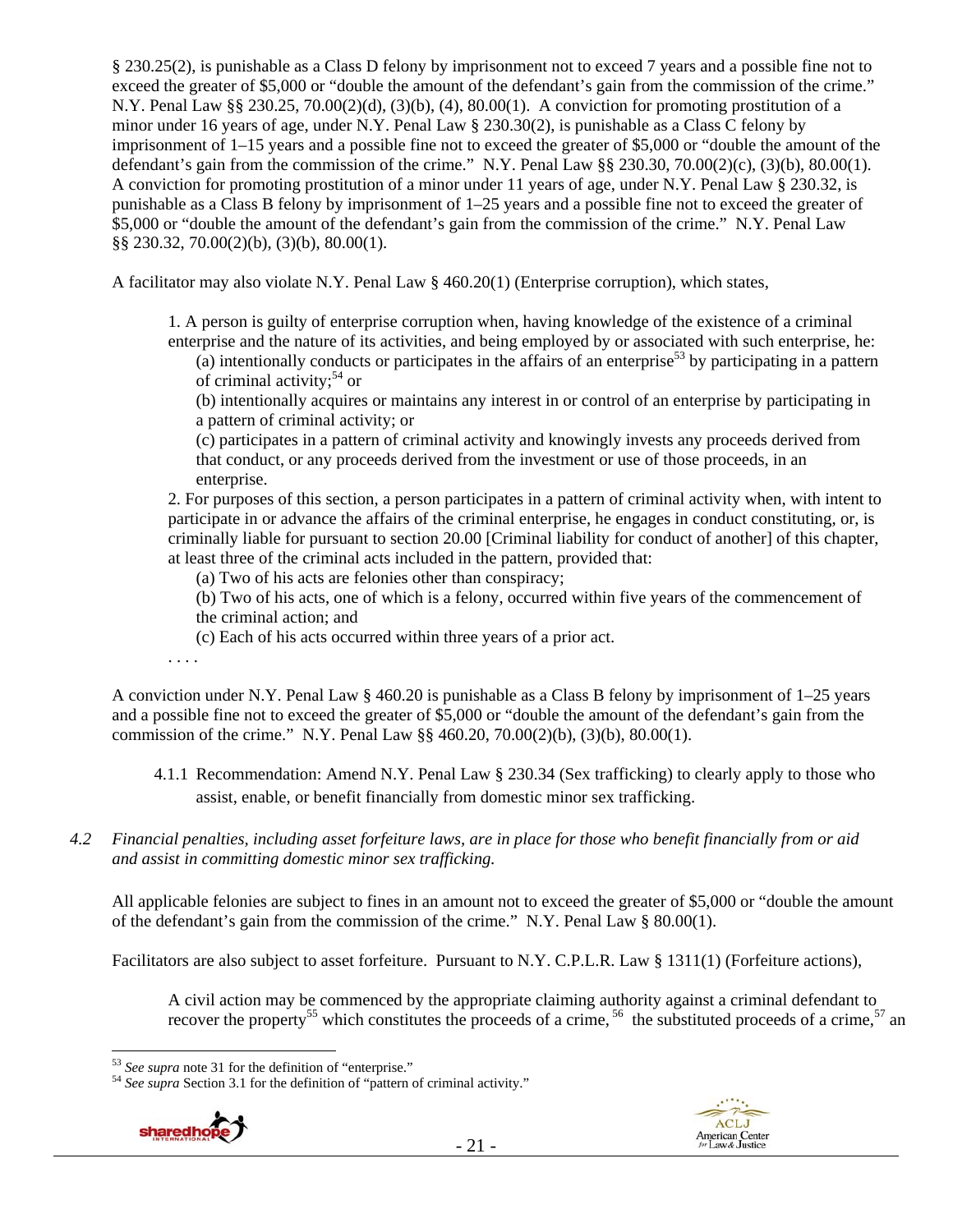§ 230.25(2), is punishable as a Class D felony by imprisonment not to exceed 7 years and a possible fine not to exceed the greater of $5,000 or "double the amount of the defendant's gain from the commission of the crime." N.Y. Penal Law §§ 230.25, 70.00(2)(d), (3)(b), (4), 80.00(1). A conviction for promoting prostitution of a minor under 16 years of age, under N.Y. Penal Law § 230.30(2), is punishable as a Class C felony by imprisonment of 1–15 years and a possible fine not to exceed the greater of $5,000 or "double the amount of the defendant's gain from the commission of the crime." N.Y. Penal Law §§ 230.30, 70.00(2)(c), (3)(b), 80.00(1). A conviction for promoting prostitution of a minor under 11 years of age, under N.Y. Penal Law § 230.32, is punishable as a Class B felony by imprisonment of 1–25 years and a possible fine not to exceed the greater of $5,000 or "double the amount of the defendant's gain from the commission of the crime." N.Y. Penal Law §§ 230.32, 70.00(2)(b), (3)(b), 80.00(1).

A facilitator may also violate N.Y. Penal Law § 460.20(1) (Enterprise corruption), which states,

> 1. A person is guilty of enterprise corruption when, having knowledge of the existence of a criminal enterprise and the nature of its activities, and being employed by or associated with such enterprise, he:
>
> (a) intentionally conducts or participates in the affairs of an enterprise[53] by participating in a pattern of criminal activity;[54] or
>
> (b) intentionally acquires or maintains any interest in or control of an enterprise by participating in a pattern of criminal activity; or
>
> (c) participates in a pattern of criminal activity and knowingly invests any proceeds derived from that conduct, or any proceeds derived from the investment or use of those proceeds, in an enterprise.
>
> 2. For purposes of this section, a person participates in a pattern of criminal activity when, with intent to participate in or advance the affairs of the criminal enterprise, he engages in conduct constituting, or, is criminally liable for pursuant to section 20.00 [Criminal liability for conduct of another] of this chapter, at least three of the criminal acts included in the pattern, provided that:
>
> (a) Two of his acts are felonies other than conspiracy;
>
> (b) Two of his acts, one of which is a felony, occurred within five years of the commencement of the criminal action; and
>
> (c) Each of his acts occurred within three years of a prior act.
>
> . . . .

A conviction under N.Y. Penal Law § 460.20 is punishable as a Class B felony by imprisonment of 1–25 years and a possible fine not to exceed the greater of $5,000 or "double the amount of the defendant's gain from the commission of the crime." N.Y. Penal Law §§ 460.20, 70.00(2)(b), (3)(b), 80.00(1).

4.1.1 Recommendation: Amend N.Y. Penal Law § 230.34 (Sex trafficking) to clearly apply to those who assist, enable, or benefit financially from domestic minor sex trafficking.

*4.2 Financial penalties, including asset forfeiture laws, are in place for those who benefit financially from or aid and assist in committing domestic minor sex trafficking.*

All applicable felonies are subject to fines in an amount not to exceed the greater of $5,000 or "double the amount of the defendant's gain from the commission of the crime." N.Y. Penal Law § 80.00(1).

Facilitators are also subject to asset forfeiture. Pursuant to N.Y. C.P.L.R. Law § 1311(1) (Forfeiture actions),

> A civil action may be commenced by the appropriate claiming authority against a criminal defendant to recover the property[55] which constitutes the proceeds of a crime,[56] the substituted proceeds of a crime,[57] an

---

[53] *See supra* note 31 for the definition of "enterprise."

[54] *See supra* Section 3.1 for the definition of "pattern of criminal activity."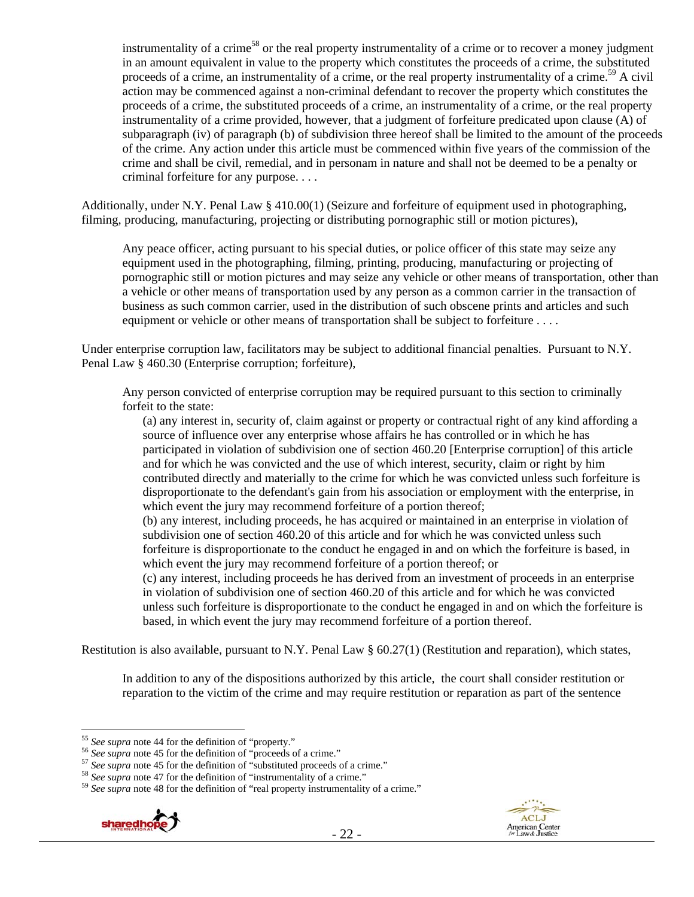> instrumentality of a crime[58] or the real property instrumentality of a crime or to recover a money judgment in an amount equivalent in value to the property which constitutes the proceeds of a crime, the substituted proceeds of a crime, an instrumentality of a crime, or the real property instrumentality of a crime.[59] A civil action may be commenced against a non-criminal defendant to recover the property which constitutes the proceeds of a crime, the substituted proceeds of a crime, an instrumentality of a crime, or the real property instrumentality of a crime provided, however, that a judgment of forfeiture predicated upon clause (A) of subparagraph (iv) of paragraph (b) of subdivision three hereof shall be limited to the amount of the proceeds of the crime. Any action under this article must be commenced within five years of the commission of the crime and shall be civil, remedial, and in personam in nature and shall not be deemed to be a penalty or criminal forfeiture for any purpose. . . .

Additionally, under N.Y. Penal Law § 410.00(1) (Seizure and forfeiture of equipment used in photographing, filming, producing, manufacturing, projecting or distributing pornographic still or motion pictures),

> Any peace officer, acting pursuant to his special duties, or police officer of this state may seize any equipment used in the photographing, filming, printing, producing, manufacturing or projecting of pornographic still or motion pictures and may seize any vehicle or other means of transportation, other than a vehicle or other means of transportation used by any person as a common carrier in the transaction of business as such common carrier, used in the distribution of such obscene prints and articles and such equipment or vehicle or other means of transportation shall be subject to forfeiture . . . .

Under enterprise corruption law, facilitators may be subject to additional financial penalties. Pursuant to N.Y. Penal Law § 460.30 (Enterprise corruption; forfeiture),

> Any person convicted of enterprise corruption may be required pursuant to this section to criminally forfeit to the state:
>
> (a) any interest in, security of, claim against or property or contractual right of any kind affording a source of influence over any enterprise whose affairs he has controlled or in which he has participated in violation of subdivision one of section 460.20 [Enterprise corruption] of this article and for which he was convicted and the use of which interest, security, claim or right by him contributed directly and materially to the crime for which he was convicted unless such forfeiture is disproportionate to the defendant's gain from his association or employment with the enterprise, in which event the jury may recommend forfeiture of a portion thereof;
>
> (b) any interest, including proceeds, he has acquired or maintained in an enterprise in violation of subdivision one of section 460.20 of this article and for which he was convicted unless such forfeiture is disproportionate to the conduct he engaged in and on which the forfeiture is based, in which event the jury may recommend forfeiture of a portion thereof; or
>
> (c) any interest, including proceeds he has derived from an investment of proceeds in an enterprise in violation of subdivision one of section 460.20 of this article and for which he was convicted unless such forfeiture is disproportionate to the conduct he engaged in and on which the forfeiture is based, in which event the jury may recommend forfeiture of a portion thereof.

Restitution is also available, pursuant to N.Y. Penal Law § 60.27(1) (Restitution and reparation), which states,

> In addition to any of the dispositions authorized by this article, the court shall consider restitution or reparation to the victim of the crime and may require restitution or reparation as part of the sentence

---

[55] *See supra* note 44 for the definition of "property."
[56] *See supra* note 45 for the definition of "proceeds of a crime."
[57] *See supra* note 45 for the definition of "substituted proceeds of a crime."
[58] *See supra* note 47 for the definition of "instrumentality of a crime."
[59] *See supra* note 48 for the definition of "real property instrumentality of a crime."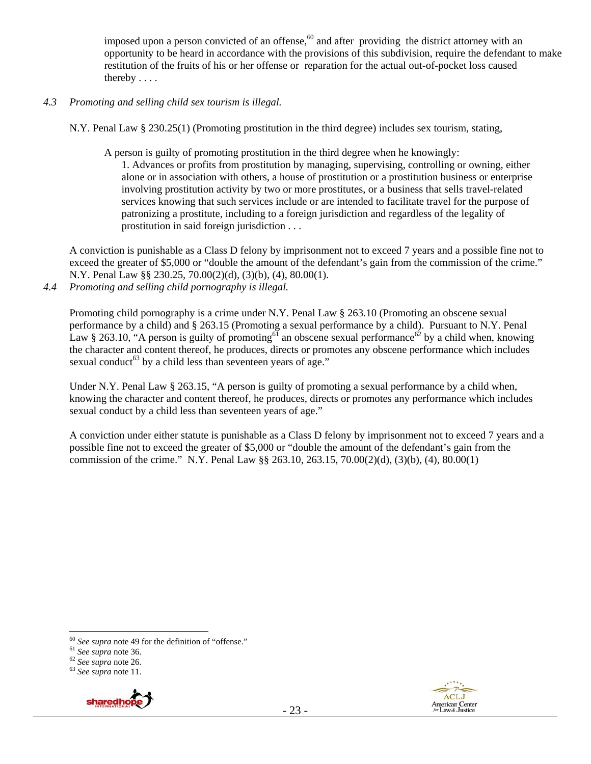imposed upon a person convicted of an offense,[60] and after providing the district attorney with an opportunity to be heard in accordance with the provisions of this subdivision, require the defendant to make restitution of the fruits of his or her offense or reparation for the actual out-of-pocket loss caused thereby . . . .

*4.3 Promoting and selling child sex tourism is illegal.*

N.Y. Penal Law § 230.25(1) (Promoting prostitution in the third degree) includes sex tourism, stating,

> A person is guilty of promoting prostitution in the third degree when he knowingly:
>
> 1. Advances or profits from prostitution by managing, supervising, controlling or owning, either alone or in association with others, a house of prostitution or a prostitution business or enterprise involving prostitution activity by two or more prostitutes, or a business that sells travel-related services knowing that such services include or are intended to facilitate travel for the purpose of patronizing a prostitute, including to a foreign jurisdiction and regardless of the legality of prostitution in said foreign jurisdiction . . .

A conviction is punishable as a Class D felony by imprisonment not to exceed 7 years and a possible fine not to exceed the greater of $5,000 or "double the amount of the defendant's gain from the commission of the crime." N.Y. Penal Law §§ 230.25, 70.00(2)(d), (3)(b), (4), 80.00(1).

*4.4 Promoting and selling child pornography is illegal.*

Promoting child pornography is a crime under N.Y. Penal Law § 263.10 (Promoting an obscene sexual performance by a child) and § 263.15 (Promoting a sexual performance by a child). Pursuant to N.Y. Penal Law § 263.10, "A person is guilty of promoting[61] an obscene sexual performance[62] by a child when, knowing the character and content thereof, he produces, directs or promotes any obscene performance which includes sexual conduct[63] by a child less than seventeen years of age."

Under N.Y. Penal Law § 263.15, "A person is guilty of promoting a sexual performance by a child when, knowing the character and content thereof, he produces, directs or promotes any performance which includes sexual conduct by a child less than seventeen years of age."

A conviction under either statute is punishable as a Class D felony by imprisonment not to exceed 7 years and a possible fine not to exceed the greater of $5,000 or "double the amount of the defendant's gain from the commission of the crime." N.Y. Penal Law §§ 263.10, 263.15, 70.00(2)(d), (3)(b), (4), 80.00(1)

---

[60] *See supra* note 49 for the definition of "offense."

[61] *See supra* note 36.

[62] *See supra* note 26.

[63] *See supra* note 11.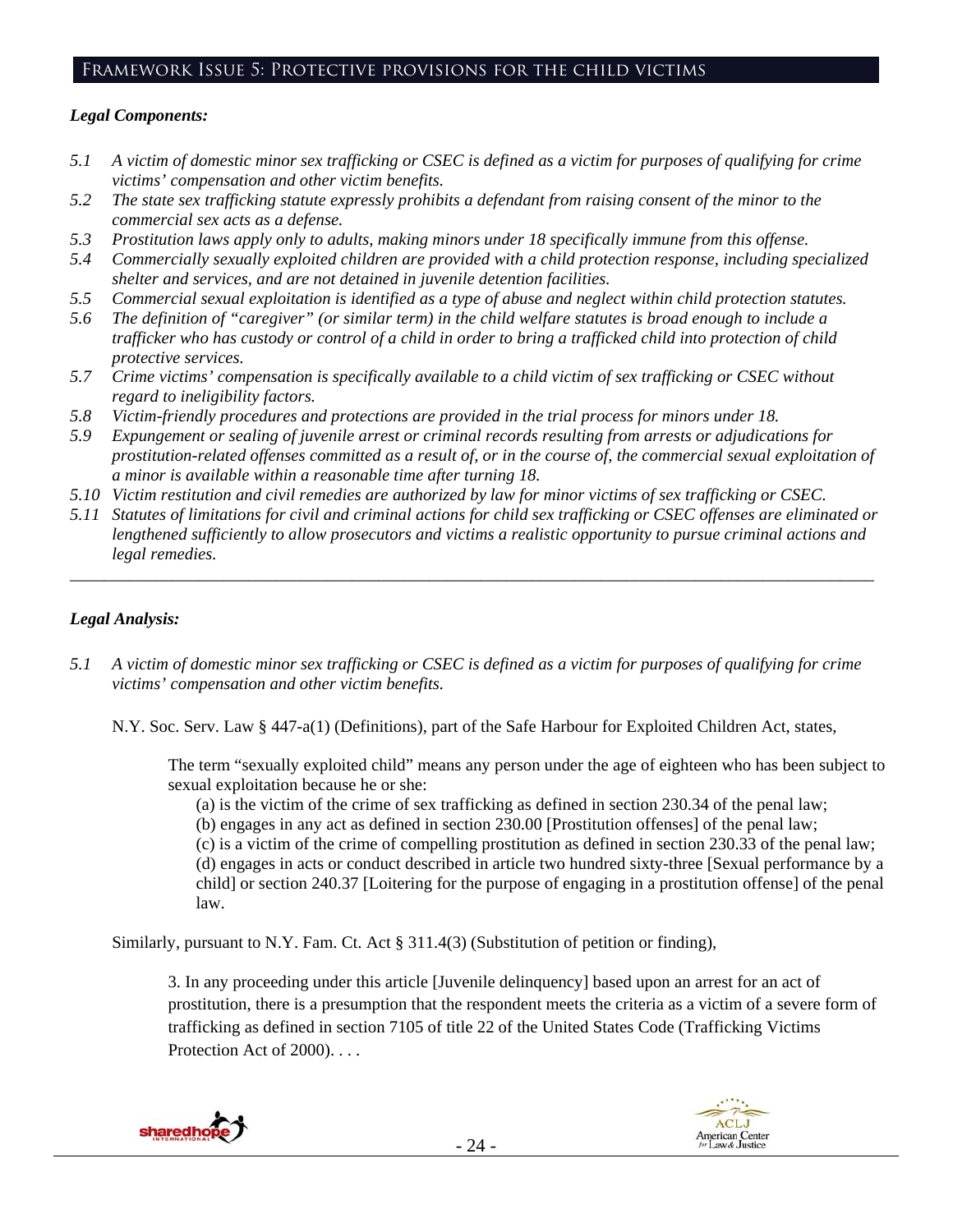## Framework Issue 5: Protective provisions for the child victims

### *Legal Components:*

*5.1 A victim of domestic minor sex trafficking or CSEC is defined as a victim for purposes of qualifying for crime victims' compensation and other victim benefits.*
*5.2 The state sex trafficking statute expressly prohibits a defendant from raising consent of the minor to the commercial sex acts as a defense.*
*5.3 Prostitution laws apply only to adults, making minors under 18 specifically immune from this offense.*
*5.4 Commercially sexually exploited children are provided with a child protection response, including specialized shelter and services, and are not detained in juvenile detention facilities.*
*5.5 Commercial sexual exploitation is identified as a type of abuse and neglect within child protection statutes.*
*5.6 The definition of "caregiver" (or similar term) in the child welfare statutes is broad enough to include a trafficker who has custody or control of a child in order to bring a trafficked child into protection of child protective services.*
*5.7 Crime victims' compensation is specifically available to a child victim of sex trafficking or CSEC without regard to ineligibility factors.*
*5.8 Victim-friendly procedures and protections are provided in the trial process for minors under 18.*
*5.9 Expungement or sealing of juvenile arrest or criminal records resulting from arrests or adjudications for prostitution-related offenses committed as a result of, or in the course of, the commercial sexual exploitation of a minor is available within a reasonable time after turning 18.*
*5.10 Victim restitution and civil remedies are authorized by law for minor victims of sex trafficking or CSEC.*
*5.11 Statutes of limitations for civil and criminal actions for child sex trafficking or CSEC offenses are eliminated or lengthened sufficiently to allow prosecutors and victims a realistic opportunity to pursue criminal actions and legal remedies.*

---

### *Legal Analysis:*

*5.1 A victim of domestic minor sex trafficking or CSEC is defined as a victim for purposes of qualifying for crime victims' compensation and other victim benefits.*

N.Y. Soc. Serv. Law § 447-a(1) (Definitions), part of the Safe Harbour for Exploited Children Act, states,

> The term "sexually exploited child" means any person under the age of eighteen who has been subject to sexual exploitation because he or she:
>
> (a) is the victim of the crime of sex trafficking as defined in section 230.34 of the penal law;
> (b) engages in any act as defined in section 230.00 [Prostitution offenses] of the penal law;
> (c) is a victim of the crime of compelling prostitution as defined in section 230.33 of the penal law;
> (d) engages in acts or conduct described in article two hundred sixty-three [Sexual performance by a child] or section 240.37 [Loitering for the purpose of engaging in a prostitution offense] of the penal law.

Similarly, pursuant to N.Y. Fam. Ct. Act § 311.4(3) (Substitution of petition or finding),

> 3. In any proceeding under this article [Juvenile delinquency] based upon an arrest for an act of prostitution, there is a presumption that the respondent meets the criteria as a victim of a severe form of trafficking as defined in section 7105 of title 22 of the United States Code (Trafficking Victims Protection Act of 2000). . . .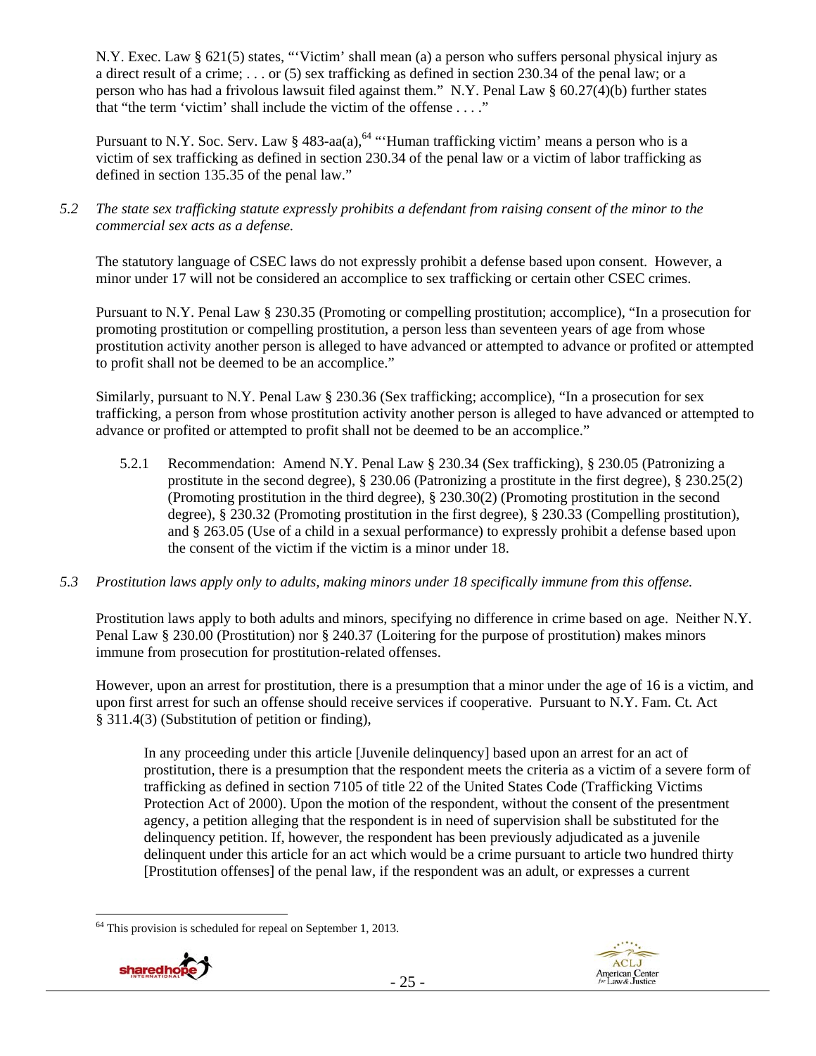N.Y. Exec. Law § 621(5) states, "'Victim' shall mean (a) a person who suffers personal physical injury as a direct result of a crime; . . . or (5) sex trafficking as defined in section 230.34 of the penal law; or a person who has had a frivolous lawsuit filed against them." N.Y. Penal Law § 60.27(4)(b) further states that "the term 'victim' shall include the victim of the offense . . . ."

Pursuant to N.Y. Soc. Serv. Law § 483-aa(a),[64] "'Human trafficking victim' means a person who is a victim of sex trafficking as defined in section 230.34 of the penal law or a victim of labor trafficking as defined in section 135.35 of the penal law."

*5.2 The state sex trafficking statute expressly prohibits a defendant from raising consent of the minor to the commercial sex acts as a defense.*

The statutory language of CSEC laws do not expressly prohibit a defense based upon consent. However, a minor under 17 will not be considered an accomplice to sex trafficking or certain other CSEC crimes.

Pursuant to N.Y. Penal Law § 230.35 (Promoting or compelling prostitution; accomplice), "In a prosecution for promoting prostitution or compelling prostitution, a person less than seventeen years of age from whose prostitution activity another person is alleged to have advanced or attempted to advance or profited or attempted to profit shall not be deemed to be an accomplice."

Similarly, pursuant to N.Y. Penal Law § 230.36 (Sex trafficking; accomplice), "In a prosecution for sex trafficking, a person from whose prostitution activity another person is alleged to have advanced or attempted to advance or profited or attempted to profit shall not be deemed to be an accomplice."

5.2.1 Recommendation: Amend N.Y. Penal Law § 230.34 (Sex trafficking), § 230.05 (Patronizing a prostitute in the second degree), § 230.06 (Patronizing a prostitute in the first degree), § 230.25(2) (Promoting prostitution in the third degree), § 230.30(2) (Promoting prostitution in the second degree), § 230.32 (Promoting prostitution in the first degree), § 230.33 (Compelling prostitution), and § 263.05 (Use of a child in a sexual performance) to expressly prohibit a defense based upon the consent of the victim if the victim is a minor under 18.

*5.3 Prostitution laws apply only to adults, making minors under 18 specifically immune from this offense.*

Prostitution laws apply to both adults and minors, specifying no difference in crime based on age. Neither N.Y. Penal Law § 230.00 (Prostitution) nor § 240.37 (Loitering for the purpose of prostitution) makes minors immune from prosecution for prostitution-related offenses.

However, upon an arrest for prostitution, there is a presumption that a minor under the age of 16 is a victim, and upon first arrest for such an offense should receive services if cooperative. Pursuant to N.Y. Fam. Ct. Act § 311.4(3) (Substitution of petition or finding),

> In any proceeding under this article [Juvenile delinquency] based upon an arrest for an act of prostitution, there is a presumption that the respondent meets the criteria as a victim of a severe form of trafficking as defined in section 7105 of title 22 of the United States Code (Trafficking Victims Protection Act of 2000). Upon the motion of the respondent, without the consent of the presentment agency, a petition alleging that the respondent is in need of supervision shall be substituted for the delinquency petition. If, however, the respondent has been previously adjudicated as a juvenile delinquent under this article for an act which would be a crime pursuant to article two hundred thirty [Prostitution offenses] of the penal law, if the respondent was an adult, or expresses a current

---

[64] This provision is scheduled for repeal on September 1, 2013.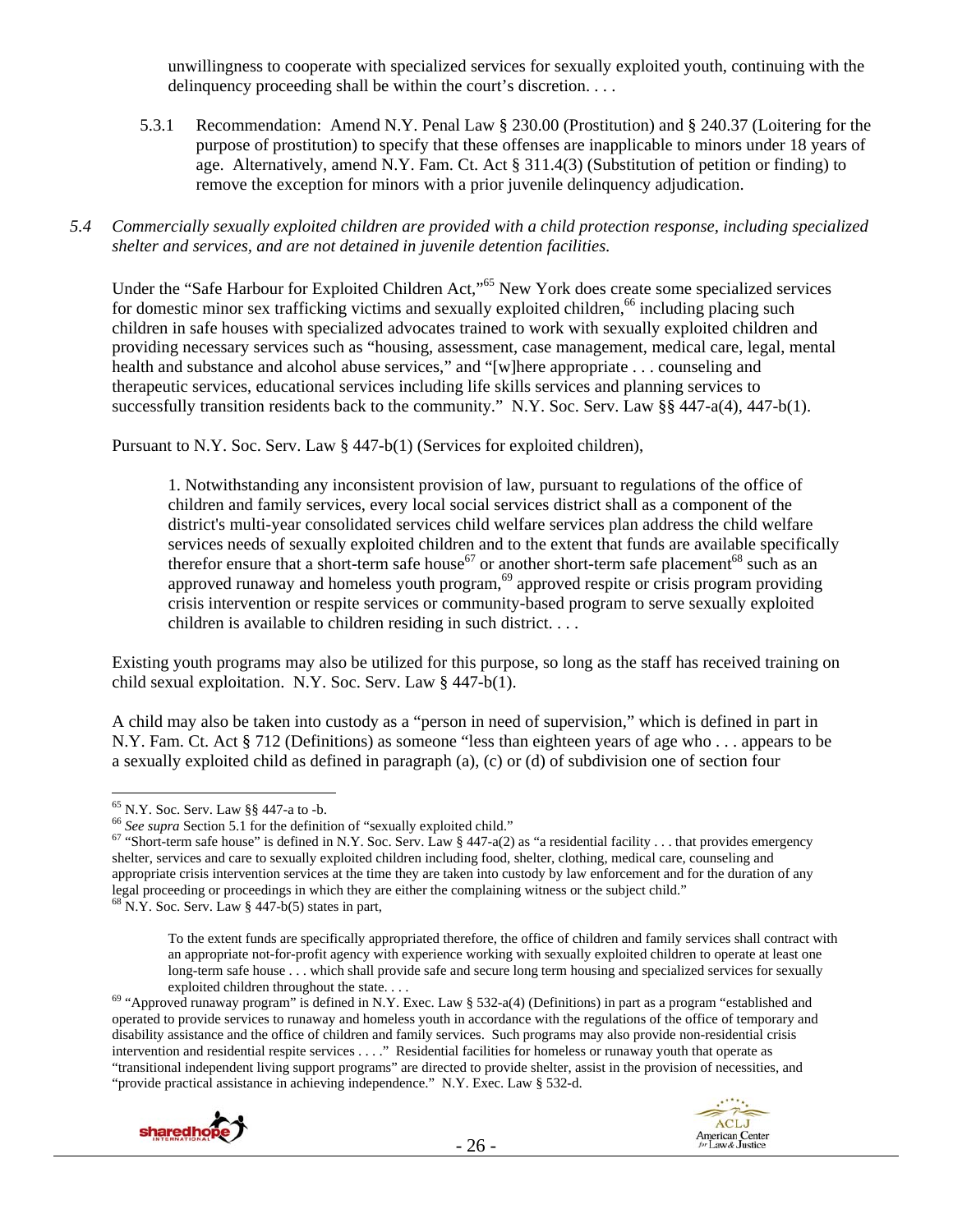unwillingness to cooperate with specialized services for sexually exploited youth, continuing with the delinquency proceeding shall be within the court's discretion. . . .

5.3.1 Recommendation: Amend N.Y. Penal Law § 230.00 (Prostitution) and § 240.37 (Loitering for the purpose of prostitution) to specify that these offenses are inapplicable to minors under 18 years of age. Alternatively, amend N.Y. Fam. Ct. Act § 311.4(3) (Substitution of petition or finding) to remove the exception for minors with a prior juvenile delinquency adjudication.

*5.4 Commercially sexually exploited children are provided with a child protection response, including specialized shelter and services, and are not detained in juvenile detention facilities.*

Under the "Safe Harbour for Exploited Children Act,"[65] New York does create some specialized services for domestic minor sex trafficking victims and sexually exploited children,[66] including placing such children in safe houses with specialized advocates trained to work with sexually exploited children and providing necessary services such as "housing, assessment, case management, medical care, legal, mental health and substance and alcohol abuse services," and "[w]here appropriate . . . counseling and therapeutic services, educational services including life skills services and planning services to successfully transition residents back to the community." N.Y. Soc. Serv. Law §§ 447-a(4), 447-b(1).

Pursuant to N.Y. Soc. Serv. Law § 447-b(1) (Services for exploited children),

> 1. Notwithstanding any inconsistent provision of law, pursuant to regulations of the office of children and family services, every local social services district shall as a component of the district's multi-year consolidated services child welfare services plan address the child welfare services needs of sexually exploited children and to the extent that funds are available specifically therefor ensure that a short-term safe house[67] or another short-term safe placement[68] such as an approved runaway and homeless youth program,[69] approved respite or crisis program providing crisis intervention or respite services or community-based program to serve sexually exploited children is available to children residing in such district. . . .

Existing youth programs may also be utilized for this purpose, so long as the staff has received training on child sexual exploitation. N.Y. Soc. Serv. Law § 447-b(1).

A child may also be taken into custody as a "person in need of supervision," which is defined in part in N.Y. Fam. Ct. Act § 712 (Definitions) as someone "less than eighteen years of age who . . . appears to be a sexually exploited child as defined in paragraph (a), (c) or (d) of subdivision one of section four

---

[65] N.Y. Soc. Serv. Law §§ 447-a to -b.

[66] *See supra* Section 5.1 for the definition of "sexually exploited child."

[67] "Short-term safe house" is defined in N.Y. Soc. Serv. Law § 447-a(2) as "a residential facility . . . that provides emergency shelter, services and care to sexually exploited children including food, shelter, clothing, medical care, counseling and appropriate crisis intervention services at the time they are taken into custody by law enforcement and for the duration of any legal proceeding or proceedings in which they are either the complaining witness or the subject child."

[68] N.Y. Soc. Serv. Law § 447-b(5) states in part,

> To the extent funds are specifically appropriated therefore, the office of children and family services shall contract with an appropriate not-for-profit agency with experience working with sexually exploited children to operate at least one long-term safe house . . . which shall provide safe and secure long term housing and specialized services for sexually exploited children throughout the state. . . .

[69] "Approved runaway program" is defined in N.Y. Exec. Law § 532-a(4) (Definitions) in part as a program "established and operated to provide services to runaway and homeless youth in accordance with the regulations of the office of temporary and disability assistance and the office of children and family services. Such programs may also provide non-residential crisis intervention and residential respite services . . . ." Residential facilities for homeless or runaway youth that operate as "transitional independent living support programs" are directed to provide shelter, assist in the provision of necessities, and "provide practical assistance in achieving independence." N.Y. Exec. Law § 532-d.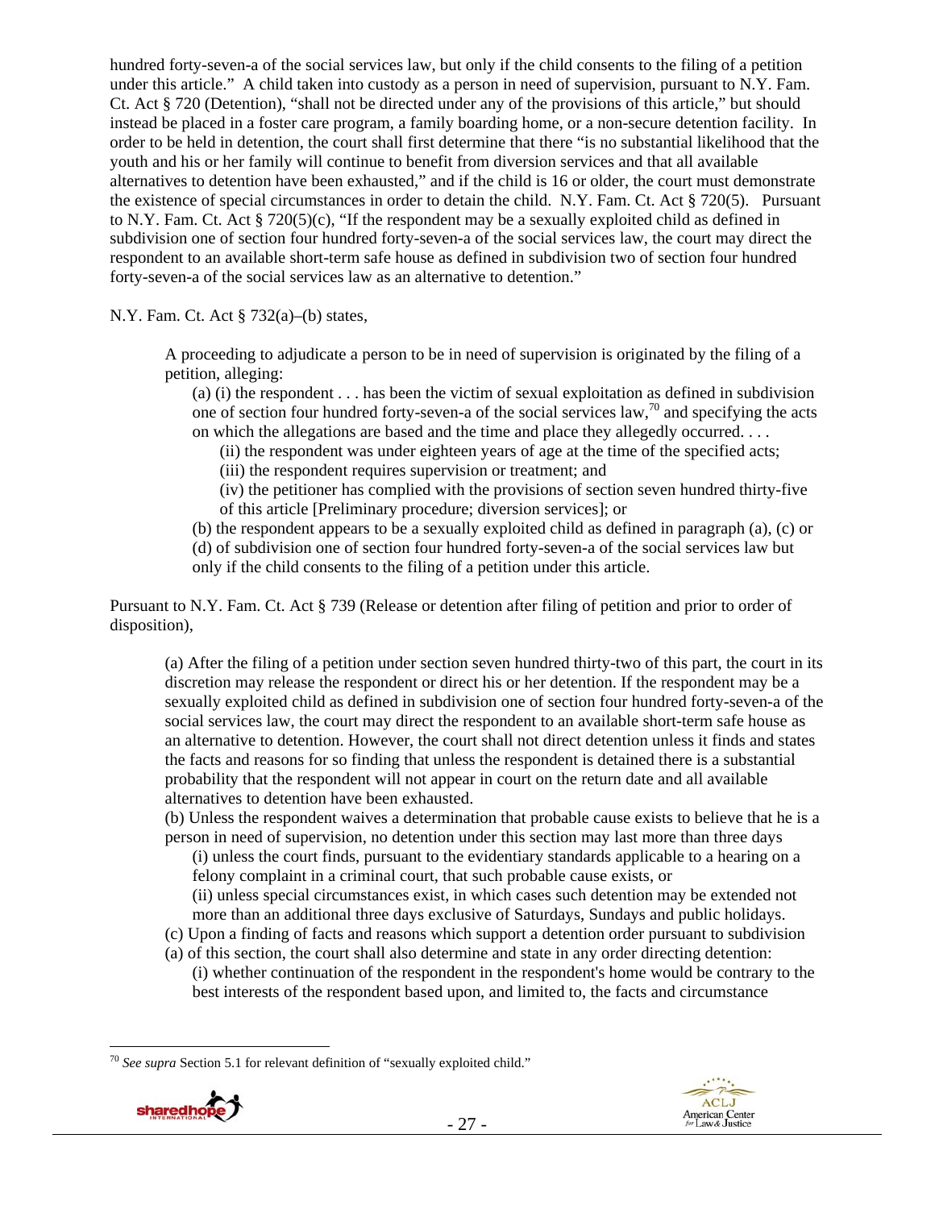hundred forty-seven-a of the social services law, but only if the child consents to the filing of a petition under this article." A child taken into custody as a person in need of supervision, pursuant to N.Y. Fam. Ct. Act § 720 (Detention), "shall not be directed under any of the provisions of this article," but should instead be placed in a foster care program, a family boarding home, or a non-secure detention facility. In order to be held in detention, the court shall first determine that there "is no substantial likelihood that the youth and his or her family will continue to benefit from diversion services and that all available alternatives to detention have been exhausted," and if the child is 16 or older, the court must demonstrate the existence of special circumstances in order to detain the child. N.Y. Fam. Ct. Act § 720(5). Pursuant to N.Y. Fam. Ct. Act § 720(5)(c), "If the respondent may be a sexually exploited child as defined in subdivision one of section four hundred forty-seven-a of the social services law, the court may direct the respondent to an available short-term safe house as defined in subdivision two of section four hundred forty-seven-a of the social services law as an alternative to detention."

N.Y. Fam. Ct. Act § 732(a)–(b) states,

> A proceeding to adjudicate a person to be in need of supervision is originated by the filing of a petition, alleging:
>
> (a) (i) the respondent . . . has been the victim of sexual exploitation as defined in subdivision one of section four hundred forty-seven-a of the social services law,[70] and specifying the acts on which the allegations are based and the time and place they allegedly occurred. . . .
>
> (ii) the respondent was under eighteen years of age at the time of the specified acts;
>
> (iii) the respondent requires supervision or treatment; and
>
> (iv) the petitioner has complied with the provisions of section seven hundred thirty-five of this article [Preliminary procedure; diversion services]; or
>
> (b) the respondent appears to be a sexually exploited child as defined in paragraph (a), (c) or (d) of subdivision one of section four hundred forty-seven-a of the social services law but only if the child consents to the filing of a petition under this article.

Pursuant to N.Y. Fam. Ct. Act § 739 (Release or detention after filing of petition and prior to order of disposition),

> (a) After the filing of a petition under section seven hundred thirty-two of this part, the court in its discretion may release the respondent or direct his or her detention. If the respondent may be a sexually exploited child as defined in subdivision one of section four hundred forty-seven-a of the social services law, the court may direct the respondent to an available short-term safe house as an alternative to detention. However, the court shall not direct detention unless it finds and states the facts and reasons for so finding that unless the respondent is detained there is a substantial probability that the respondent will not appear in court on the return date and all available alternatives to detention have been exhausted.
>
> (b) Unless the respondent waives a determination that probable cause exists to believe that he is a person in need of supervision, no detention under this section may last more than three days
>
> (i) unless the court finds, pursuant to the evidentiary standards applicable to a hearing on a felony complaint in a criminal court, that such probable cause exists, or
>
> (ii) unless special circumstances exist, in which cases such detention may be extended not more than an additional three days exclusive of Saturdays, Sundays and public holidays.
>
> (c) Upon a finding of facts and reasons which support a detention order pursuant to subdivision (a) of this section, the court shall also determine and state in any order directing detention:
>
> (i) whether continuation of the respondent in the respondent's home would be contrary to the best interests of the respondent based upon, and limited to, the facts and circumstance

[70] *See supra* Section 5.1 for relevant definition of "sexually exploited child."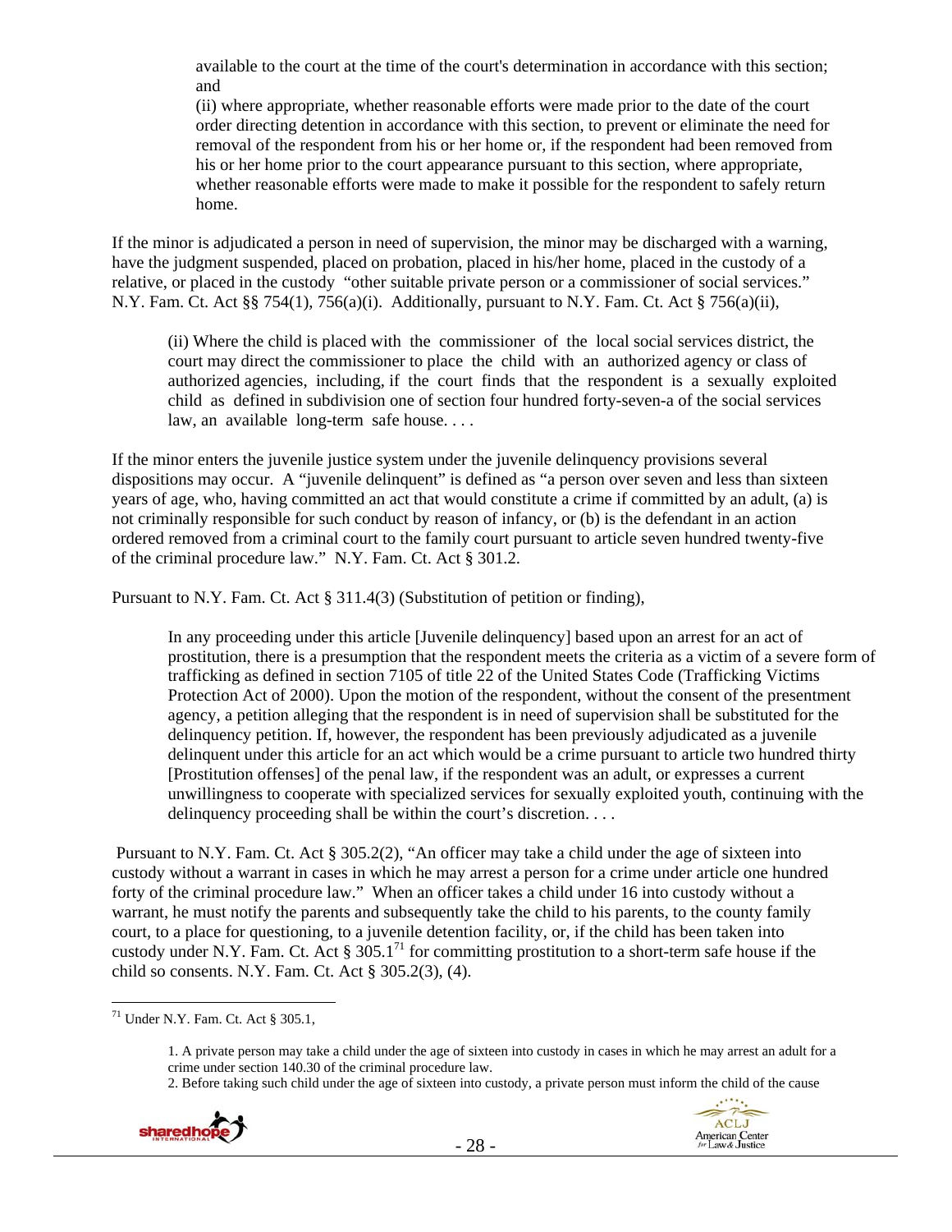> available to the court at the time of the court's determination in accordance with this section; and
>
> (ii) where appropriate, whether reasonable efforts were made prior to the date of the court order directing detention in accordance with this section, to prevent or eliminate the need for removal of the respondent from his or her home or, if the respondent had been removed from his or her home prior to the court appearance pursuant to this section, where appropriate, whether reasonable efforts were made to make it possible for the respondent to safely return home.

If the minor is adjudicated a person in need of supervision, the minor may be discharged with a warning, have the judgment suspended, placed on probation, placed in his/her home, placed in the custody of a relative, or placed in the custody "other suitable private person or a commissioner of social services." N.Y. Fam. Ct. Act §§ 754(1), 756(a)(i). Additionally, pursuant to N.Y. Fam. Ct. Act § 756(a)(ii),

> (ii) Where the child is placed with the commissioner of the local social services district, the court may direct the commissioner to place the child with an authorized agency or class of authorized agencies, including, if the court finds that the respondent is a sexually exploited child as defined in subdivision one of section four hundred forty-seven-a of the social services law, an available long-term safe house. . . .

If the minor enters the juvenile justice system under the juvenile delinquency provisions several dispositions may occur. A "juvenile delinquent" is defined as "a person over seven and less than sixteen years of age, who, having committed an act that would constitute a crime if committed by an adult, (a) is not criminally responsible for such conduct by reason of infancy, or (b) is the defendant in an action ordered removed from a criminal court to the family court pursuant to article seven hundred twenty-five of the criminal procedure law." N.Y. Fam. Ct. Act § 301.2.

Pursuant to N.Y. Fam. Ct. Act § 311.4(3) (Substitution of petition or finding),

> In any proceeding under this article [Juvenile delinquency] based upon an arrest for an act of prostitution, there is a presumption that the respondent meets the criteria as a victim of a severe form of trafficking as defined in section 7105 of title 22 of the United States Code (Trafficking Victims Protection Act of 2000). Upon the motion of the respondent, without the consent of the presentment agency, a petition alleging that the respondent is in need of supervision shall be substituted for the delinquency petition. If, however, the respondent has been previously adjudicated as a juvenile delinquent under this article for an act which would be a crime pursuant to article two hundred thirty [Prostitution offenses] of the penal law, if the respondent was an adult, or expresses a current unwillingness to cooperate with specialized services for sexually exploited youth, continuing with the delinquency proceeding shall be within the court's discretion. . . .

Pursuant to N.Y. Fam. Ct. Act § 305.2(2), "An officer may take a child under the age of sixteen into custody without a warrant in cases in which he may arrest a person for a crime under article one hundred forty of the criminal procedure law." When an officer takes a child under 16 into custody without a warrant, he must notify the parents and subsequently take the child to his parents, to the county family court, to a place for questioning, to a juvenile detention facility, or, if the child has been taken into custody under N.Y. Fam. Ct. Act § 305.1[71] for committing prostitution to a short-term safe house if the child so consents. N.Y. Fam. Ct. Act § 305.2(3), (4).

---

[71] Under N.Y. Fam. Ct. Act § 305.1,

> 1. A private person may take a child under the age of sixteen into custody in cases in which he may arrest an adult for a crime under section 140.30 of the criminal procedure law.
>
> 2. Before taking such child under the age of sixteen into custody, a private person must inform the child of the cause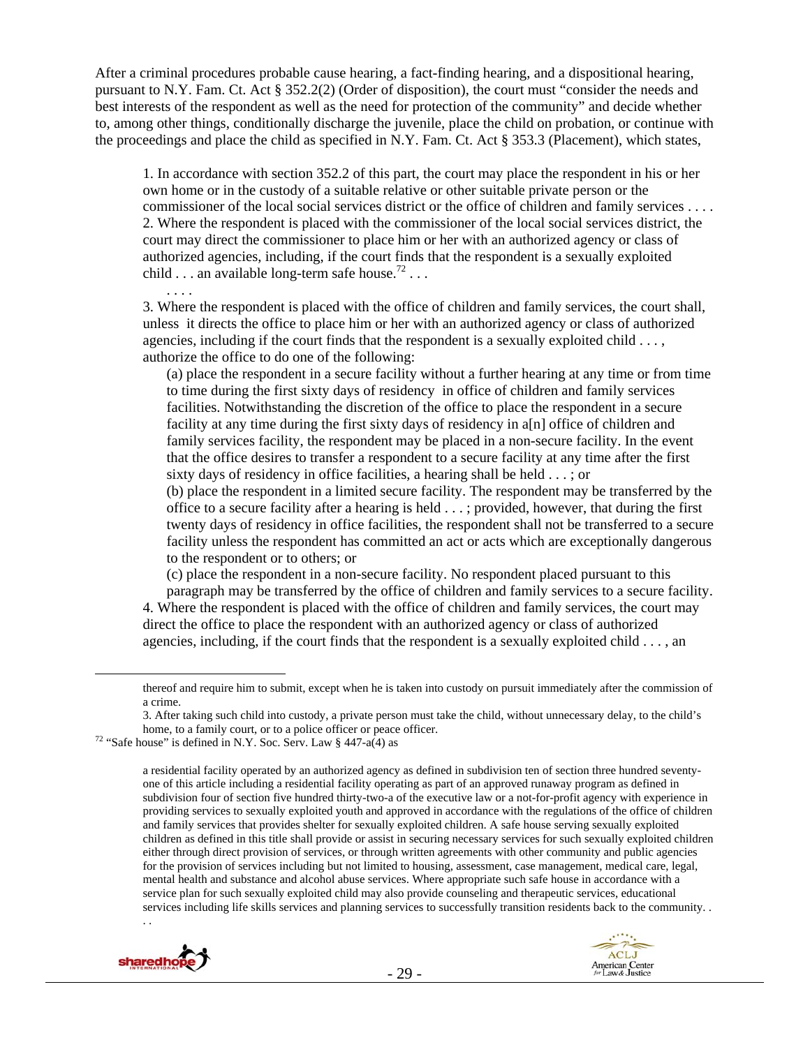After a criminal procedures probable cause hearing, a fact-finding hearing, and a dispositional hearing, pursuant to N.Y. Fam. Ct. Act § 352.2(2) (Order of disposition), the court must "consider the needs and best interests of the respondent as well as the need for protection of the community" and decide whether to, among other things, conditionally discharge the juvenile, place the child on probation, or continue with the proceedings and place the child as specified in N.Y. Fam. Ct. Act § 353.3 (Placement), which states,

> 1. In accordance with section 352.2 of this part, the court may place the respondent in his or her own home or in the custody of a suitable relative or other suitable private person or the commissioner of the local social services district or the office of children and family services . . . .
> 2. Where the respondent is placed with the commissioner of the local social services district, the court may direct the commissioner to place him or her with an authorized agency or class of authorized agencies, including, if the court finds that the respondent is a sexually exploited child . . . an available long-term safe house.[72] . . .
>
> . . . .
>
> 3. Where the respondent is placed with the office of children and family services, the court shall, unless it directs the office to place him or her with an authorized agency or class of authorized agencies, including if the court finds that the respondent is a sexually exploited child . . . , authorize the office to do one of the following:
>
> (a) place the respondent in a secure facility without a further hearing at any time or from time to time during the first sixty days of residency in office of children and family services facilities. Notwithstanding the discretion of the office to place the respondent in a secure facility at any time during the first sixty days of residency in a[n] office of children and family services facility, the respondent may be placed in a non-secure facility. In the event that the office desires to transfer a respondent to a secure facility at any time after the first sixty days of residency in office facilities, a hearing shall be held . . . ; or
>
> (b) place the respondent in a limited secure facility. The respondent may be transferred by the office to a secure facility after a hearing is held . . . ; provided, however, that during the first twenty days of residency in office facilities, the respondent shall not be transferred to a secure facility unless the respondent has committed an act or acts which are exceptionally dangerous to the respondent or to others; or
>
> (c) place the respondent in a non-secure facility. No respondent placed pursuant to this paragraph may be transferred by the office of children and family services to a secure facility.
>
> 4. Where the respondent is placed with the office of children and family services, the court may direct the office to place the respondent with an authorized agency or class of authorized agencies, including, if the court finds that the respondent is a sexually exploited child . . . , an

---

thereof and require him to submit, except when he is taken into custody on pursuit immediately after the commission of a crime.

3. After taking such child into custody, a private person must take the child, without unnecessary delay, to the child's home, to a family court, or to a police officer or peace officer.

[72] "Safe house" is defined in N.Y. Soc. Serv. Law § 447-a(4) as

> a residential facility operated by an authorized agency as defined in subdivision ten of section three hundred seventy-one of this article including a residential facility operating as part of an approved runaway program as defined in subdivision four of section five hundred thirty-two-a of the executive law or a not-for-profit agency with experience in providing services to sexually exploited youth and approved in accordance with the regulations of the office of children and family services that provides shelter for sexually exploited children. A safe house serving sexually exploited children as defined in this title shall provide or assist in securing necessary services for such sexually exploited children either through direct provision of services, or through written agreements with other community and public agencies for the provision of services including but not limited to housing, assessment, case management, medical care, legal, mental health and substance and alcohol abuse services. Where appropriate such safe house in accordance with a service plan for such sexually exploited child may also provide counseling and therapeutic services, educational services including life skills services and planning services to successfully transition residents back to the community. . . .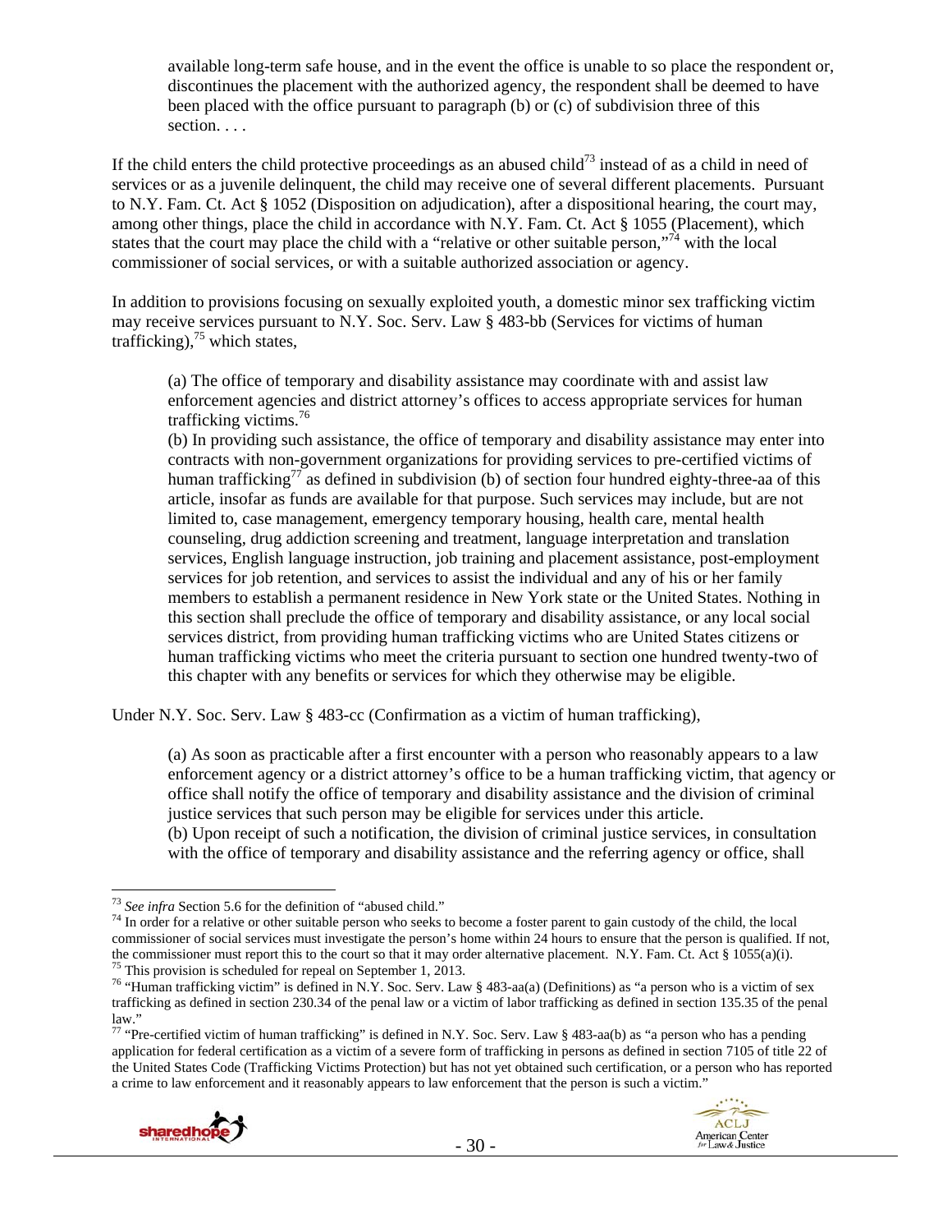available long-term safe house, and in the event the office is unable to so place the respondent or, discontinues the placement with the authorized agency, the respondent shall be deemed to have been placed with the office pursuant to paragraph (b) or (c) of subdivision three of this section. . . .

If the child enters the child protective proceedings as an abused child[73] instead of as a child in need of services or as a juvenile delinquent, the child may receive one of several different placements. Pursuant to N.Y. Fam. Ct. Act § 1052 (Disposition on adjudication), after a dispositional hearing, the court may, among other things, place the child in accordance with N.Y. Fam. Ct. Act § 1055 (Placement), which states that the court may place the child with a "relative or other suitable person,"[74] with the local commissioner of social services, or with a suitable authorized association or agency.

In addition to provisions focusing on sexually exploited youth, a domestic minor sex trafficking victim may receive services pursuant to N.Y. Soc. Serv. Law § 483-bb (Services for victims of human trafficking),[75] which states,

> (a) The office of temporary and disability assistance may coordinate with and assist law enforcement agencies and district attorney's offices to access appropriate services for human trafficking victims.[76]
>
> (b) In providing such assistance, the office of temporary and disability assistance may enter into contracts with non-government organizations for providing services to pre-certified victims of human trafficking[77] as defined in subdivision (b) of section four hundred eighty-three-aa of this article, insofar as funds are available for that purpose. Such services may include, but are not limited to, case management, emergency temporary housing, health care, mental health counseling, drug addiction screening and treatment, language interpretation and translation services, English language instruction, job training and placement assistance, post-employment services for job retention, and services to assist the individual and any of his or her family members to establish a permanent residence in New York state or the United States. Nothing in this section shall preclude the office of temporary and disability assistance, or any local social services district, from providing human trafficking victims who are United States citizens or human trafficking victims who meet the criteria pursuant to section one hundred twenty-two of this chapter with any benefits or services for which they otherwise may be eligible.

Under N.Y. Soc. Serv. Law § 483-cc (Confirmation as a victim of human trafficking),

> (a) As soon as practicable after a first encounter with a person who reasonably appears to a law enforcement agency or a district attorney's office to be a human trafficking victim, that agency or office shall notify the office of temporary and disability assistance and the division of criminal justice services that such person may be eligible for services under this article.
>
> (b) Upon receipt of such a notification, the division of criminal justice services, in consultation with the office of temporary and disability assistance and the referring agency or office, shall

---

[73] *See infra* Section 5.6 for the definition of "abused child."

[74] In order for a relative or other suitable person who seeks to become a foster parent to gain custody of the child, the local commissioner of social services must investigate the person's home within 24 hours to ensure that the person is qualified. If not, the commissioner must report this to the court so that it may order alternative placement. N.Y. Fam. Ct. Act § 1055(a)(i).

[75] This provision is scheduled for repeal on September 1, 2013.

[76] "Human trafficking victim" is defined in N.Y. Soc. Serv. Law § 483-aa(a) (Definitions) as "a person who is a victim of sex trafficking as defined in section 230.34 of the penal law or a victim of labor trafficking as defined in section 135.35 of the penal law."

[77] "Pre-certified victim of human trafficking" is defined in N.Y. Soc. Serv. Law § 483-aa(b) as "a person who has a pending application for federal certification as a victim of a severe form of trafficking in persons as defined in section 7105 of title 22 of the United States Code (Trafficking Victims Protection) but has not yet obtained such certification, or a person who has reported a crime to law enforcement and it reasonably appears to law enforcement that the person is such a victim."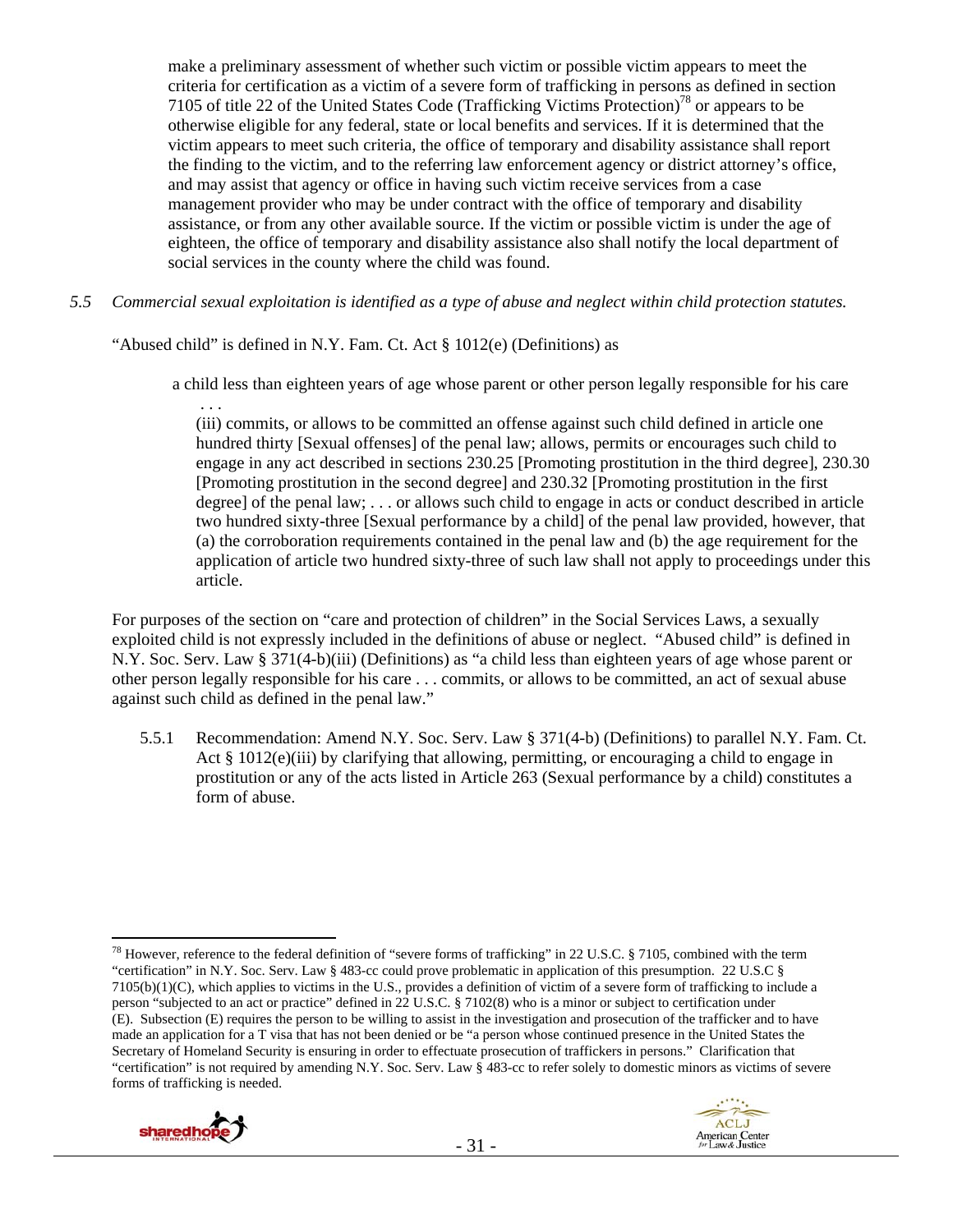> make a preliminary assessment of whether such victim or possible victim appears to meet the criteria for certification as a victim of a severe form of trafficking in persons as defined in section 7105 of title 22 of the United States Code (Trafficking Victims Protection)[78] or appears to be otherwise eligible for any federal, state or local benefits and services. If it is determined that the victim appears to meet such criteria, the office of temporary and disability assistance shall report the finding to the victim, and to the referring law enforcement agency or district attorney's office, and may assist that agency or office in having such victim receive services from a case management provider who may be under contract with the office of temporary and disability assistance, or from any other available source. If the victim or possible victim is under the age of eighteen, the office of temporary and disability assistance also shall notify the local department of social services in the county where the child was found.

*5.5 Commercial sexual exploitation is identified as a type of abuse and neglect within child protection statutes.*

"Abused child" is defined in N.Y. Fam. Ct. Act § 1012(e) (Definitions) as

> a child less than eighteen years of age whose parent or other person legally responsible for his care
>
> . . .
>
> (iii) commits, or allows to be committed an offense against such child defined in article one hundred thirty [Sexual offenses] of the penal law; allows, permits or encourages such child to engage in any act described in sections 230.25 [Promoting prostitution in the third degree], 230.30 [Promoting prostitution in the second degree] and 230.32 [Promoting prostitution in the first degree] of the penal law; . . . or allows such child to engage in acts or conduct described in article two hundred sixty-three [Sexual performance by a child] of the penal law provided, however, that (a) the corroboration requirements contained in the penal law and (b) the age requirement for the application of article two hundred sixty-three of such law shall not apply to proceedings under this article.

For purposes of the section on "care and protection of children" in the Social Services Laws, a sexually exploited child is not expressly included in the definitions of abuse or neglect. "Abused child" is defined in N.Y. Soc. Serv. Law § 371(4-b)(iii) (Definitions) as "a child less than eighteen years of age whose parent or other person legally responsible for his care . . . commits, or allows to be committed, an act of sexual abuse against such child as defined in the penal law."

5.5.1 Recommendation: Amend N.Y. Soc. Serv. Law § 371(4-b) (Definitions) to parallel N.Y. Fam. Ct. Act § 1012(e)(iii) by clarifying that allowing, permitting, or encouraging a child to engage in prostitution or any of the acts listed in Article 263 (Sexual performance by a child) constitutes a form of abuse.

---

[78] However, reference to the federal definition of "severe forms of trafficking" in 22 U.S.C. § 7105, combined with the term "certification" in N.Y. Soc. Serv. Law § 483-cc could prove problematic in application of this presumption. 22 U.S.C § 7105(b)(1)(C), which applies to victims in the U.S., provides a definition of victim of a severe form of trafficking to include a person "subjected to an act or practice" defined in 22 U.S.C. § 7102(8) who is a minor or subject to certification under (E). Subsection (E) requires the person to be willing to assist in the investigation and prosecution of the trafficker and to have made an application for a T visa that has not been denied or be "a person whose continued presence in the United States the Secretary of Homeland Security is ensuring in order to effectuate prosecution of traffickers in persons." Clarification that "certification" is not required by amending N.Y. Soc. Serv. Law § 483-cc to refer solely to domestic minors as victims of severe forms of trafficking is needed.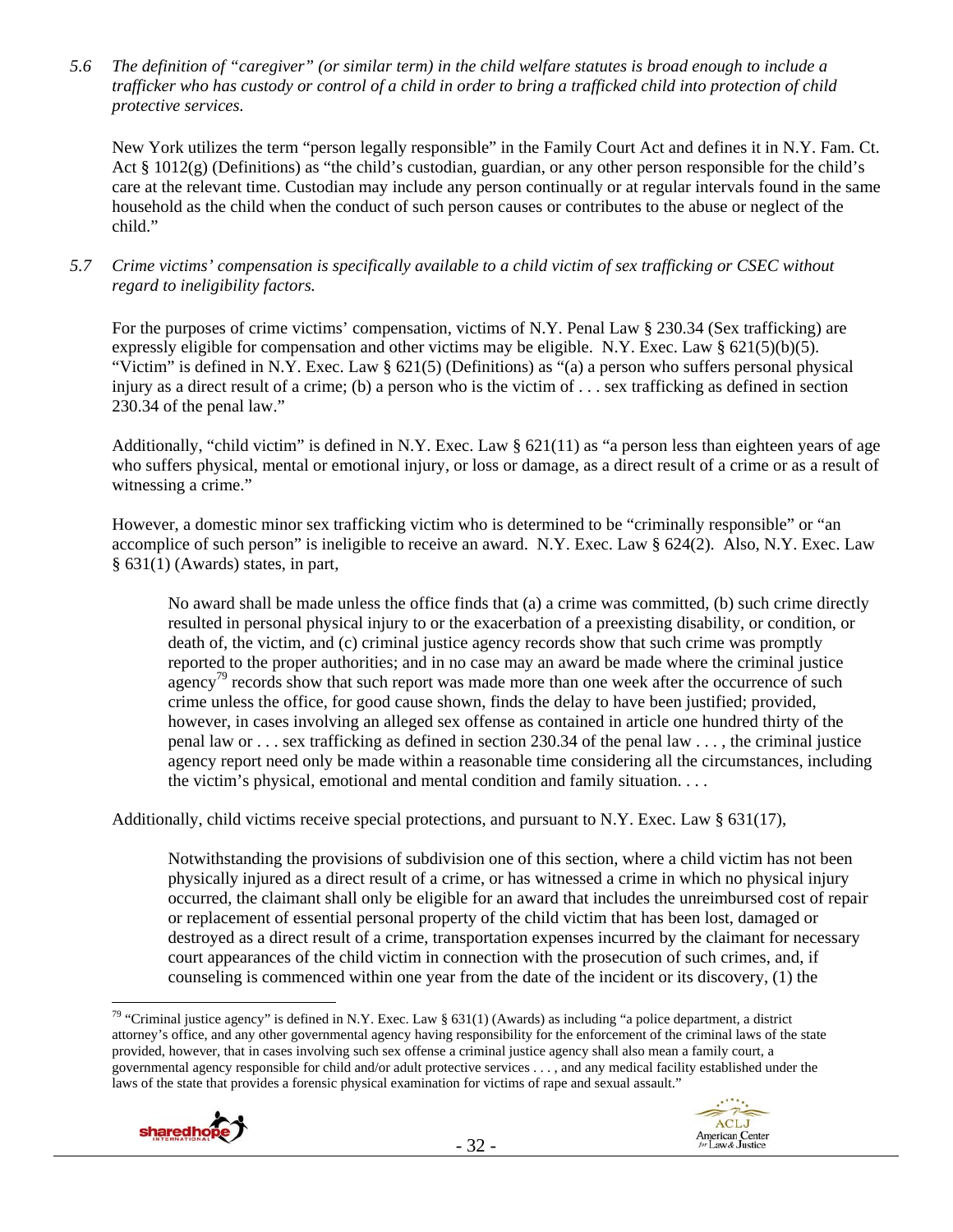*5.6 The definition of "caregiver" (or similar term) in the child welfare statutes is broad enough to include a trafficker who has custody or control of a child in order to bring a trafficked child into protection of child protective services.*

New York utilizes the term "person legally responsible" in the Family Court Act and defines it in N.Y. Fam. Ct. Act § 1012(g) (Definitions) as "the child's custodian, guardian, or any other person responsible for the child's care at the relevant time. Custodian may include any person continually or at regular intervals found in the same household as the child when the conduct of such person causes or contributes to the abuse or neglect of the child."

*5.7 Crime victims' compensation is specifically available to a child victim of sex trafficking or CSEC without regard to ineligibility factors.*

For the purposes of crime victims' compensation, victims of N.Y. Penal Law § 230.34 (Sex trafficking) are expressly eligible for compensation and other victims may be eligible. N.Y. Exec. Law § 621(5)(b)(5). "Victim" is defined in N.Y. Exec. Law § 621(5) (Definitions) as "(a) a person who suffers personal physical injury as a direct result of a crime; (b) a person who is the victim of . . . sex trafficking as defined in section 230.34 of the penal law."

Additionally, "child victim" is defined in N.Y. Exec. Law § 621(11) as "a person less than eighteen years of age who suffers physical, mental or emotional injury, or loss or damage, as a direct result of a crime or as a result of witnessing a crime."

However, a domestic minor sex trafficking victim who is determined to be "criminally responsible" or "an accomplice of such person" is ineligible to receive an award. N.Y. Exec. Law § 624(2). Also, N.Y. Exec. Law § 631(1) (Awards) states, in part,

> No award shall be made unless the office finds that (a) a crime was committed, (b) such crime directly resulted in personal physical injury to or the exacerbation of a preexisting disability, or condition, or death of, the victim, and (c) criminal justice agency records show that such crime was promptly reported to the proper authorities; and in no case may an award be made where the criminal justice agency[79] records show that such report was made more than one week after the occurrence of such crime unless the office, for good cause shown, finds the delay to have been justified; provided, however, in cases involving an alleged sex offense as contained in article one hundred thirty of the penal law or . . . sex trafficking as defined in section 230.34 of the penal law . . . , the criminal justice agency report need only be made within a reasonable time considering all the circumstances, including the victim's physical, emotional and mental condition and family situation. . . .

Additionally, child victims receive special protections, and pursuant to N.Y. Exec. Law § 631(17),

> Notwithstanding the provisions of subdivision one of this section, where a child victim has not been physically injured as a direct result of a crime, or has witnessed a crime in which no physical injury occurred, the claimant shall only be eligible for an award that includes the unreimbursed cost of repair or replacement of essential personal property of the child victim that has been lost, damaged or destroyed as a direct result of a crime, transportation expenses incurred by the claimant for necessary court appearances of the child victim in connection with the prosecution of such crimes, and, if counseling is commenced within one year from the date of the incident or its discovery, (1) the

[79] "Criminal justice agency" is defined in N.Y. Exec. Law § 631(1) (Awards) as including "a police department, a district attorney's office, and any other governmental agency having responsibility for the enforcement of the criminal laws of the state provided, however, that in cases involving such sex offense a criminal justice agency shall also mean a family court, a governmental agency responsible for child and/or adult protective services . . . , and any medical facility established under the laws of the state that provides a forensic physical examination for victims of rape and sexual assault."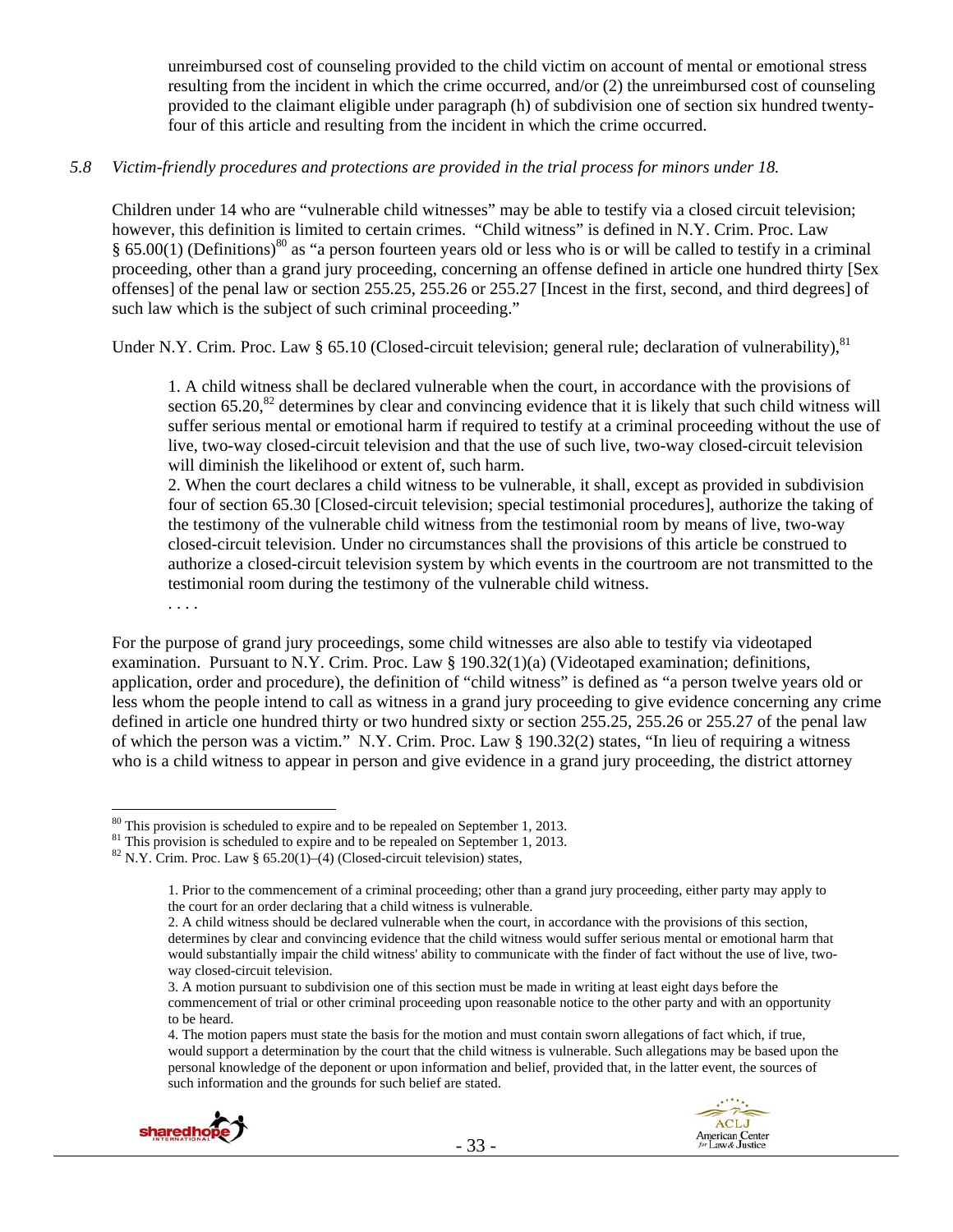unreimbursed cost of counseling provided to the child victim on account of mental or emotional stress resulting from the incident in which the crime occurred, and/or (2) the unreimbursed cost of counseling provided to the claimant eligible under paragraph (h) of subdivision one of section six hundred twenty-four of this article and resulting from the incident in which the crime occurred.

*5.8 Victim-friendly procedures and protections are provided in the trial process for minors under 18.*

Children under 14 who are "vulnerable child witnesses" may be able to testify via a closed circuit television; however, this definition is limited to certain crimes. "Child witness" is defined in N.Y. Crim. Proc. Law § 65.00(1) (Definitions)[80] as "a person fourteen years old or less who is or will be called to testify in a criminal proceeding, other than a grand jury proceeding, concerning an offense defined in article one hundred thirty [Sex offenses] of the penal law or section 255.25, 255.26 or 255.27 [Incest in the first, second, and third degrees] of such law which is the subject of such criminal proceeding."

Under N.Y. Crim. Proc. Law § 65.10 (Closed-circuit television; general rule; declaration of vulnerability),[81]

> 1. A child witness shall be declared vulnerable when the court, in accordance with the provisions of section 65.20,[82] determines by clear and convincing evidence that it is likely that such child witness will suffer serious mental or emotional harm if required to testify at a criminal proceeding without the use of live, two-way closed-circuit television and that the use of such live, two-way closed-circuit television will diminish the likelihood or extent of, such harm.
>
> 2. When the court declares a child witness to be vulnerable, it shall, except as provided in subdivision four of section 65.30 [Closed-circuit television; special testimonial procedures], authorize the taking of the testimony of the vulnerable child witness from the testimonial room by means of live, two-way closed-circuit television. Under no circumstances shall the provisions of this article be construed to authorize a closed-circuit television system by which events in the courtroom are not transmitted to the testimonial room during the testimony of the vulnerable child witness.
>
> . . . .

For the purpose of grand jury proceedings, some child witnesses are also able to testify via videotaped examination. Pursuant to N.Y. Crim. Proc. Law § 190.32(1)(a) (Videotaped examination; definitions, application, order and procedure), the definition of "child witness" is defined as "a person twelve years old or less whom the people intend to call as witness in a grand jury proceeding to give evidence concerning any crime defined in article one hundred thirty or two hundred sixty or section 255.25, 255.26 or 255.27 of the penal law of which the person was a victim." N.Y. Crim. Proc. Law § 190.32(2) states, "In lieu of requiring a witness who is a child witness to appear in person and give evidence in a grand jury proceeding, the district attorney

---

[80] This provision is scheduled to expire and to be repealed on September 1, 2013.

[81] This provision is scheduled to expire and to be repealed on September 1, 2013.

[82] N.Y. Crim. Proc. Law § 65.20(1)–(4) (Closed-circuit television) states,

> 1. Prior to the commencement of a criminal proceeding; other than a grand jury proceeding, either party may apply to the court for an order declaring that a child witness is vulnerable.
>
> 2. A child witness should be declared vulnerable when the court, in accordance with the provisions of this section, determines by clear and convincing evidence that the child witness would suffer serious mental or emotional harm that would substantially impair the child witness' ability to communicate with the finder of fact without the use of live, two-way closed-circuit television.
>
> 3. A motion pursuant to subdivision one of this section must be made in writing at least eight days before the commencement of trial or other criminal proceeding upon reasonable notice to the other party and with an opportunity to be heard.
>
> 4. The motion papers must state the basis for the motion and must contain sworn allegations of fact which, if true, would support a determination by the court that the child witness is vulnerable. Such allegations may be based upon the personal knowledge of the deponent or upon information and belief, provided that, in the latter event, the sources of such information and the grounds for such belief are stated.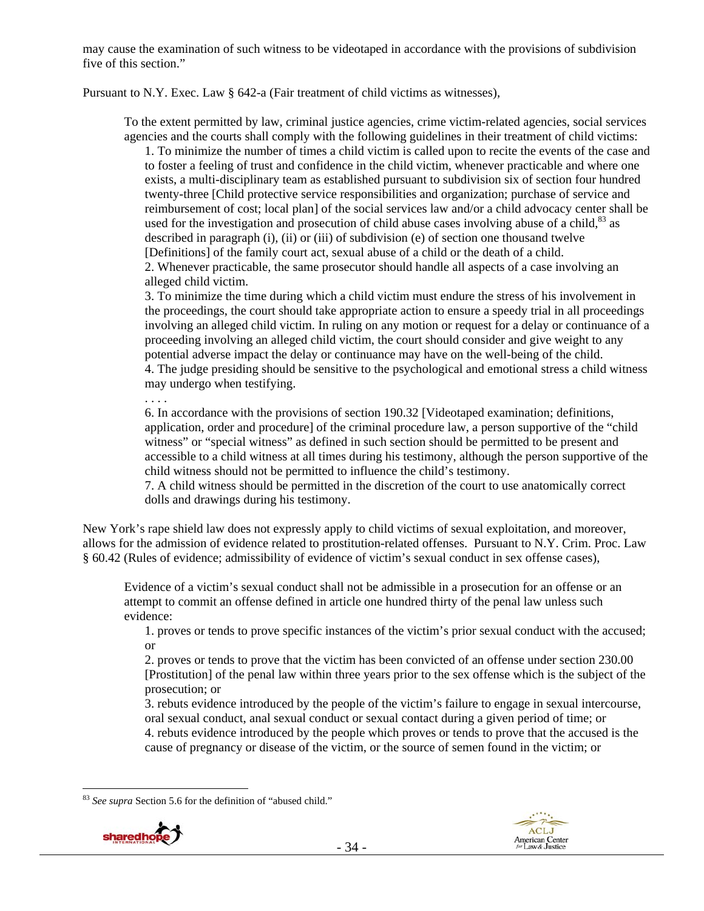may cause the examination of such witness to be videotaped in accordance with the provisions of subdivision five of this section."

Pursuant to N.Y. Exec. Law § 642-a (Fair treatment of child victims as witnesses),

> To the extent permitted by law, criminal justice agencies, crime victim-related agencies, social services agencies and the courts shall comply with the following guidelines in their treatment of child victims:
>
> 1. To minimize the number of times a child victim is called upon to recite the events of the case and to foster a feeling of trust and confidence in the child victim, whenever practicable and where one exists, a multi-disciplinary team as established pursuant to subdivision six of section four hundred twenty-three [Child protective service responsibilities and organization; purchase of service and reimbursement of cost; local plan] of the social services law and/or a child advocacy center shall be used for the investigation and prosecution of child abuse cases involving abuse of a child,[83] as described in paragraph (i), (ii) or (iii) of subdivision (e) of section one thousand twelve [Definitions] of the family court act, sexual abuse of a child or the death of a child.
> 2. Whenever practicable, the same prosecutor should handle all aspects of a case involving an alleged child victim.
> 3. To minimize the time during which a child victim must endure the stress of his involvement in the proceedings, the court should take appropriate action to ensure a speedy trial in all proceedings involving an alleged child victim. In ruling on any motion or request for a delay or continuance of a proceeding involving an alleged child victim, the court should consider and give weight to any potential adverse impact the delay or continuance may have on the well-being of the child.
> 4. The judge presiding should be sensitive to the psychological and emotional stress a child witness may undergo when testifying.
>
> . . . .
>
> 6. In accordance with the provisions of section 190.32 [Videotaped examination; definitions, application, order and procedure] of the criminal procedure law, a person supportive of the "child witness" or "special witness" as defined in such section should be permitted to be present and accessible to a child witness at all times during his testimony, although the person supportive of the child witness should not be permitted to influence the child's testimony.
> 7. A child witness should be permitted in the discretion of the court to use anatomically correct dolls and drawings during his testimony.

New York's rape shield law does not expressly apply to child victims of sexual exploitation, and moreover, allows for the admission of evidence related to prostitution-related offenses. Pursuant to N.Y. Crim. Proc. Law § 60.42 (Rules of evidence; admissibility of evidence of victim's sexual conduct in sex offense cases),

> Evidence of a victim's sexual conduct shall not be admissible in a prosecution for an offense or an attempt to commit an offense defined in article one hundred thirty of the penal law unless such evidence:
>
> 1. proves or tends to prove specific instances of the victim's prior sexual conduct with the accused; or
> 2. proves or tends to prove that the victim has been convicted of an offense under section 230.00 [Prostitution] of the penal law within three years prior to the sex offense which is the subject of the prosecution; or
> 3. rebuts evidence introduced by the people of the victim's failure to engage in sexual intercourse, oral sexual conduct, anal sexual conduct or sexual contact during a given period of time; or
> 4. rebuts evidence introduced by the people which proves or tends to prove that the accused is the cause of pregnancy or disease of the victim, or the source of semen found in the victim; or

[83] *See supra* Section 5.6 for the definition of "abused child."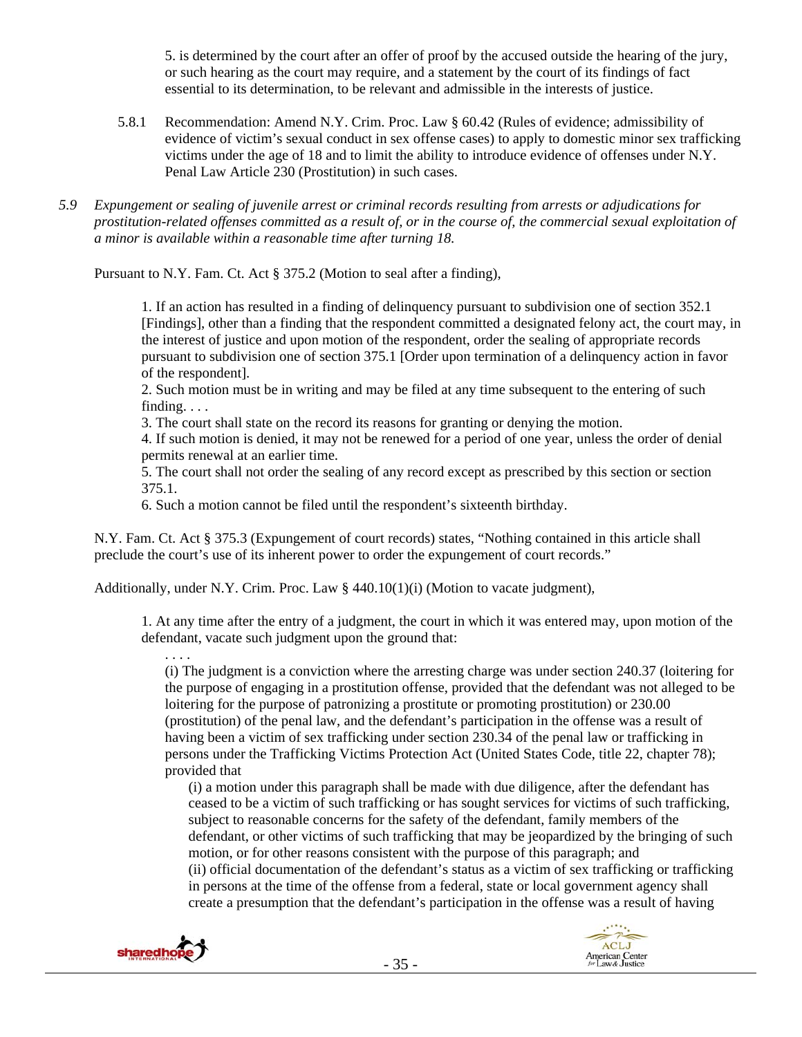5. is determined by the court after an offer of proof by the accused outside the hearing of the jury, or such hearing as the court may require, and a statement by the court of its findings of fact essential to its determination, to be relevant and admissible in the interests of justice.

5.8.1 Recommendation: Amend N.Y. Crim. Proc. Law § 60.42 (Rules of evidence; admissibility of evidence of victim's sexual conduct in sex offense cases) to apply to domestic minor sex trafficking victims under the age of 18 and to limit the ability to introduce evidence of offenses under N.Y. Penal Law Article 230 (Prostitution) in such cases.

*5.9 Expungement or sealing of juvenile arrest or criminal records resulting from arrests or adjudications for prostitution-related offenses committed as a result of, or in the course of, the commercial sexual exploitation of a minor is available within a reasonable time after turning 18.*

Pursuant to N.Y. Fam. Ct. Act § 375.2 (Motion to seal after a finding),

> 1. If an action has resulted in a finding of delinquency pursuant to subdivision one of section 352.1 [Findings], other than a finding that the respondent committed a designated felony act, the court may, in the interest of justice and upon motion of the respondent, order the sealing of appropriate records pursuant to subdivision one of section 375.1 [Order upon termination of a delinquency action in favor of the respondent].
> 2. Such motion must be in writing and may be filed at any time subsequent to the entering of such finding. . . .
> 3. The court shall state on the record its reasons for granting or denying the motion.
> 4. If such motion is denied, it may not be renewed for a period of one year, unless the order of denial permits renewal at an earlier time.
> 5. The court shall not order the sealing of any record except as prescribed by this section or section 375.1.
> 6. Such a motion cannot be filed until the respondent's sixteenth birthday.

N.Y. Fam. Ct. Act § 375.3 (Expungement of court records) states, "Nothing contained in this article shall preclude the court's use of its inherent power to order the expungement of court records."

Additionally, under N.Y. Crim. Proc. Law § 440.10(1)(i) (Motion to vacate judgment),

> 1. At any time after the entry of a judgment, the court in which it was entered may, upon motion of the defendant, vacate such judgment upon the ground that:
>
> . . . .
>
> (i) The judgment is a conviction where the arresting charge was under section 240.37 (loitering for the purpose of engaging in a prostitution offense, provided that the defendant was not alleged to be loitering for the purpose of patronizing a prostitute or promoting prostitution) or 230.00 (prostitution) of the penal law, and the defendant's participation in the offense was a result of having been a victim of sex trafficking under section 230.34 of the penal law or trafficking in persons under the Trafficking Victims Protection Act (United States Code, title 22, chapter 78); provided that
>
> (i) a motion under this paragraph shall be made with due diligence, after the defendant has ceased to be a victim of such trafficking or has sought services for victims of such trafficking, subject to reasonable concerns for the safety of the defendant, family members of the defendant, or other victims of such trafficking that may be jeopardized by the bringing of such motion, or for other reasons consistent with the purpose of this paragraph; and
> (ii) official documentation of the defendant's status as a victim of sex trafficking or trafficking in persons at the time of the offense from a federal, state or local government agency shall create a presumption that the defendant's participation in the offense was a result of having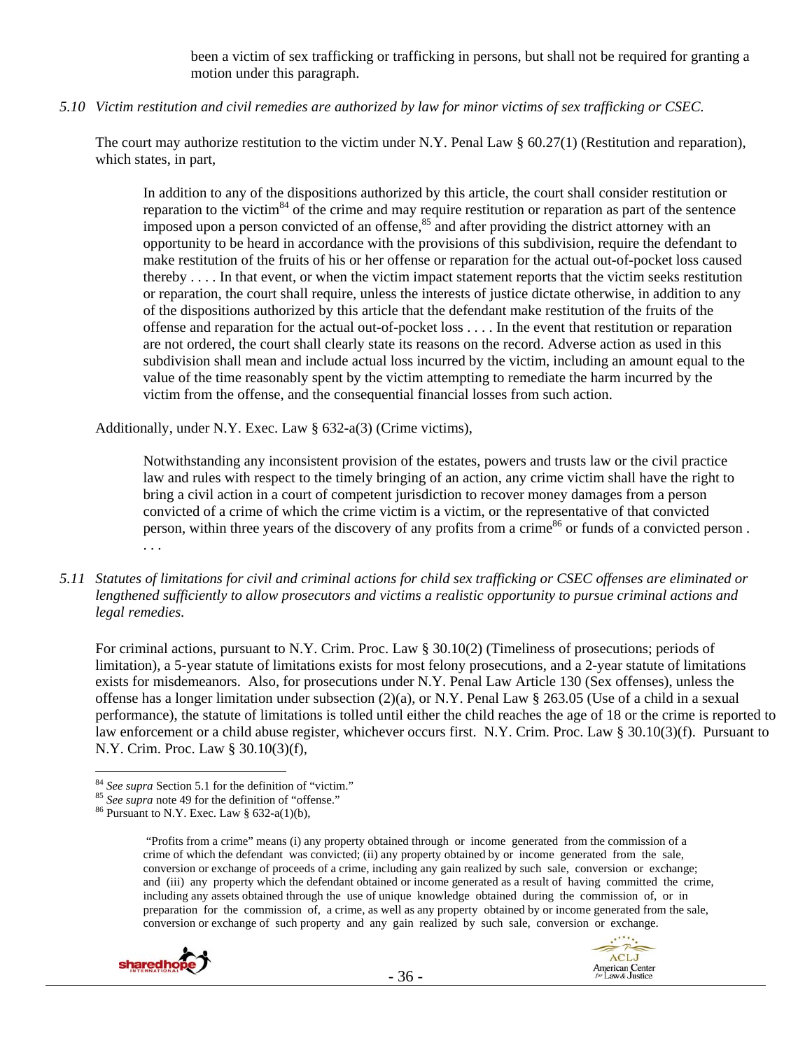been a victim of sex trafficking or trafficking in persons, but shall not be required for granting a motion under this paragraph.

*5.10 Victim restitution and civil remedies are authorized by law for minor victims of sex trafficking or CSEC.*

The court may authorize restitution to the victim under N.Y. Penal Law § 60.27(1) (Restitution and reparation), which states, in part,

> In addition to any of the dispositions authorized by this article, the court shall consider restitution or reparation to the victim[84] of the crime and may require restitution or reparation as part of the sentence imposed upon a person convicted of an offense,[85] and after providing the district attorney with an opportunity to be heard in accordance with the provisions of this subdivision, require the defendant to make restitution of the fruits of his or her offense or reparation for the actual out-of-pocket loss caused thereby . . . . In that event, or when the victim impact statement reports that the victim seeks restitution or reparation, the court shall require, unless the interests of justice dictate otherwise, in addition to any of the dispositions authorized by this article that the defendant make restitution of the fruits of the offense and reparation for the actual out-of-pocket loss . . . . In the event that restitution or reparation are not ordered, the court shall clearly state its reasons on the record. Adverse action as used in this subdivision shall mean and include actual loss incurred by the victim, including an amount equal to the value of the time reasonably spent by the victim attempting to remediate the harm incurred by the victim from the offense, and the consequential financial losses from such action.

Additionally, under N.Y. Exec. Law § 632-a(3) (Crime victims),

> Notwithstanding any inconsistent provision of the estates, powers and trusts law or the civil practice law and rules with respect to the timely bringing of an action, any crime victim shall have the right to bring a civil action in a court of competent jurisdiction to recover money damages from a person convicted of a crime of which the crime victim is a victim, or the representative of that convicted person, within three years of the discovery of any profits from a crime[86] or funds of a convicted person . . . .

*5.11 Statutes of limitations for civil and criminal actions for child sex trafficking or CSEC offenses are eliminated or lengthened sufficiently to allow prosecutors and victims a realistic opportunity to pursue criminal actions and legal remedies.*

For criminal actions, pursuant to N.Y. Crim. Proc. Law § 30.10(2) (Timeliness of prosecutions; periods of limitation), a 5-year statute of limitations exists for most felony prosecutions, and a 2-year statute of limitations exists for misdemeanors. Also, for prosecutions under N.Y. Penal Law Article 130 (Sex offenses), unless the offense has a longer limitation under subsection (2)(a), or N.Y. Penal Law § 263.05 (Use of a child in a sexual performance), the statute of limitations is tolled until either the child reaches the age of 18 or the crime is reported to law enforcement or a child abuse register, whichever occurs first. N.Y. Crim. Proc. Law § 30.10(3)(f). Pursuant to N.Y. Crim. Proc. Law § 30.10(3)(f),

---

[84] *See supra* Section 5.1 for the definition of "victim."

[85] *See supra* note 49 for the definition of "offense."

[86] Pursuant to N.Y. Exec. Law § 632-a(1)(b),

> "Profits from a crime" means (i) any property obtained through or income generated from the commission of a crime of which the defendant was convicted; (ii) any property obtained by or income generated from the sale, conversion or exchange of proceeds of a crime, including any gain realized by such sale, conversion or exchange; and (iii) any property which the defendant obtained or income generated as a result of having committed the crime, including any assets obtained through the use of unique knowledge obtained during the commission of, or in preparation for the commission of, a crime, as well as any property obtained by or income generated from the sale, conversion or exchange of such property and any gain realized by such sale, conversion or exchange.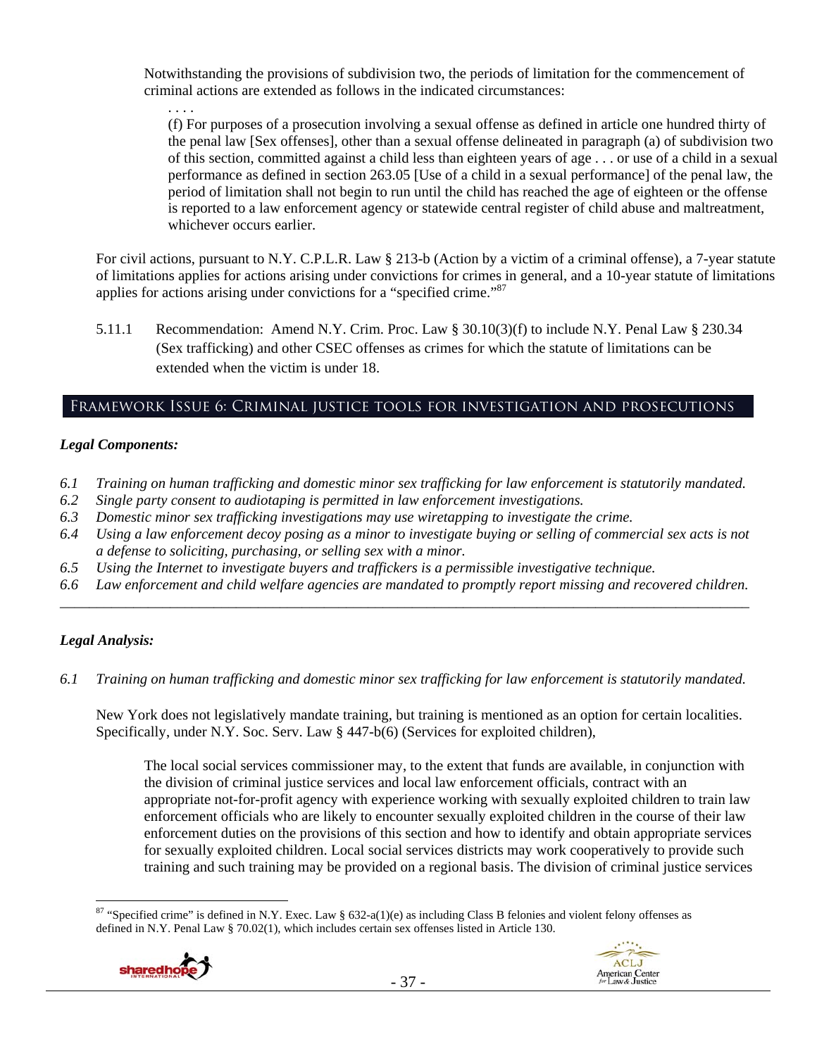Notwithstanding the provisions of subdivision two, the periods of limitation for the commencement of criminal actions are extended as follows in the indicated circumstances:

. . . .

(f) For purposes of a prosecution involving a sexual offense as defined in article one hundred thirty of the penal law [Sex offenses], other than a sexual offense delineated in paragraph (a) of subdivision two of this section, committed against a child less than eighteen years of age . . . or use of a child in a sexual performance as defined in section 263.05 [Use of a child in a sexual performance] of the penal law, the period of limitation shall not begin to run until the child has reached the age of eighteen or the offense is reported to a law enforcement agency or statewide central register of child abuse and maltreatment, whichever occurs earlier.

For civil actions, pursuant to N.Y. C.P.L.R. Law § 213-b (Action by a victim of a criminal offense), a 7-year statute of limitations applies for actions arising under convictions for crimes in general, and a 10-year statute of limitations applies for actions arising under convictions for a "specified crime."[87]

5.11.1 Recommendation: Amend N.Y. Crim. Proc. Law § 30.10(3)(f) to include N.Y. Penal Law § 230.34 (Sex trafficking) and other CSEC offenses as crimes for which the statute of limitations can be extended when the victim is under 18.

## Framework Issue 6: Criminal justice tools for investigation and prosecutions

### *Legal Components:*

*6.1 Training on human trafficking and domestic minor sex trafficking for law enforcement is statutorily mandated.*
*6.2 Single party consent to audiotaping is permitted in law enforcement investigations.*
*6.3 Domestic minor sex trafficking investigations may use wiretapping to investigate the crime.*
*6.4 Using a law enforcement decoy posing as a minor to investigate buying or selling of commercial sex acts is not a defense to soliciting, purchasing, or selling sex with a minor.*
*6.5 Using the Internet to investigate buyers and traffickers is a permissible investigative technique.*
*6.6 Law enforcement and child welfare agencies are mandated to promptly report missing and recovered children.*

---

### *Legal Analysis:*

*6.1 Training on human trafficking and domestic minor sex trafficking for law enforcement is statutorily mandated.*

New York does not legislatively mandate training, but training is mentioned as an option for certain localities. Specifically, under N.Y. Soc. Serv. Law § 447-b(6) (Services for exploited children),

> The local social services commissioner may, to the extent that funds are available, in conjunction with the division of criminal justice services and local law enforcement officials, contract with an appropriate not-for-profit agency with experience working with sexually exploited children to train law enforcement officials who are likely to encounter sexually exploited children in the course of their law enforcement duties on the provisions of this section and how to identify and obtain appropriate services for sexually exploited children. Local social services districts may work cooperatively to provide such training and such training may be provided on a regional basis. The division of criminal justice services

---

[87] "Specified crime" is defined in N.Y. Exec. Law § 632-a(1)(e) as including Class B felonies and violent felony offenses as defined in N.Y. Penal Law § 70.02(1), which includes certain sex offenses listed in Article 130.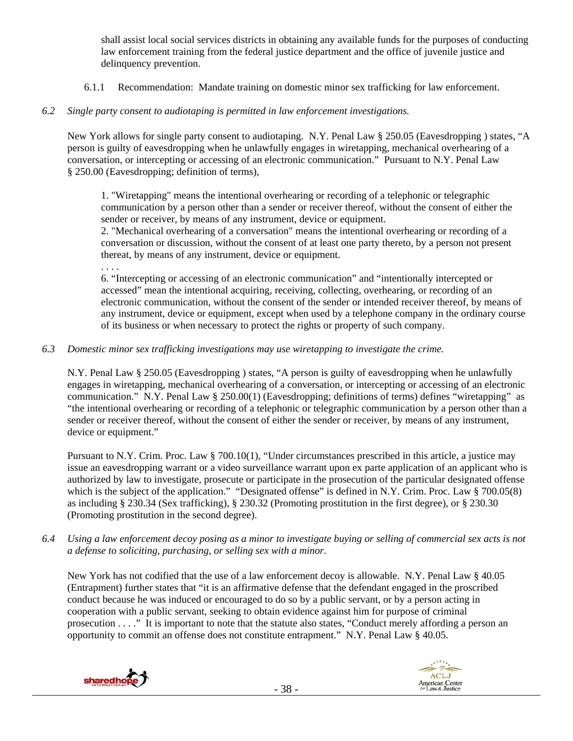shall assist local social services districts in obtaining any available funds for the purposes of conducting law enforcement training from the federal justice department and the office of juvenile justice and delinquency prevention.

6.1.1 Recommendation: Mandate training on domestic minor sex trafficking for law enforcement.

*6.2 Single party consent to audiotaping is permitted in law enforcement investigations.*

New York allows for single party consent to audiotaping. N.Y. Penal Law § 250.05 (Eavesdropping ) states, "A person is guilty of eavesdropping when he unlawfully engages in wiretapping, mechanical overhearing of a conversation, or intercepting or accessing of an electronic communication." Pursuant to N.Y. Penal Law § 250.00 (Eavesdropping; definition of terms),

> 1. "Wiretapping" means the intentional overhearing or recording of a telephonic or telegraphic communication by a person other than a sender or receiver thereof, without the consent of either the sender or receiver, by means of any instrument, device or equipment.
> 2. "Mechanical overhearing of a conversation" means the intentional overhearing or recording of a conversation or discussion, without the consent of at least one party thereto, by a person not present thereat, by means of any instrument, device or equipment.
> . . . .
> 6. "Intercepting or accessing of an electronic communication" and "intentionally intercepted or accessed" mean the intentional acquiring, receiving, collecting, overhearing, or recording of an electronic communication, without the consent of the sender or intended receiver thereof, by means of any instrument, device or equipment, except when used by a telephone company in the ordinary course of its business or when necessary to protect the rights or property of such company.

*6.3 Domestic minor sex trafficking investigations may use wiretapping to investigate the crime.*

N.Y. Penal Law § 250.05 (Eavesdropping ) states, "A person is guilty of eavesdropping when he unlawfully engages in wiretapping, mechanical overhearing of a conversation, or intercepting or accessing of an electronic communication." N.Y. Penal Law § 250.00(1) (Eavesdropping; definitions of terms) defines "wiretapping" as "the intentional overhearing or recording of a telephonic or telegraphic communication by a person other than a sender or receiver thereof, without the consent of either the sender or receiver, by means of any instrument, device or equipment."

Pursuant to N.Y. Crim. Proc. Law § 700.10(1), "Under circumstances prescribed in this article, a justice may issue an eavesdropping warrant or a video surveillance warrant upon ex parte application of an applicant who is authorized by law to investigate, prosecute or participate in the prosecution of the particular designated offense which is the subject of the application." "Designated offense" is defined in N.Y. Crim. Proc. Law § 700.05(8) as including § 230.34 (Sex trafficking), § 230.32 (Promoting prostitution in the first degree), or § 230.30 (Promoting prostitution in the second degree).

*6.4 Using a law enforcement decoy posing as a minor to investigate buying or selling of commercial sex acts is not a defense to soliciting, purchasing, or selling sex with a minor.*

New York has not codified that the use of a law enforcement decoy is allowable. N.Y. Penal Law § 40.05 (Entrapment) further states that "it is an affirmative defense that the defendant engaged in the proscribed conduct because he was induced or encouraged to do so by a public servant, or by a person acting in cooperation with a public servant, seeking to obtain evidence against him for purpose of criminal prosecution . . . ." It is important to note that the statute also states, "Conduct merely affording a person an opportunity to commit an offense does not constitute entrapment." N.Y. Penal Law § 40.05.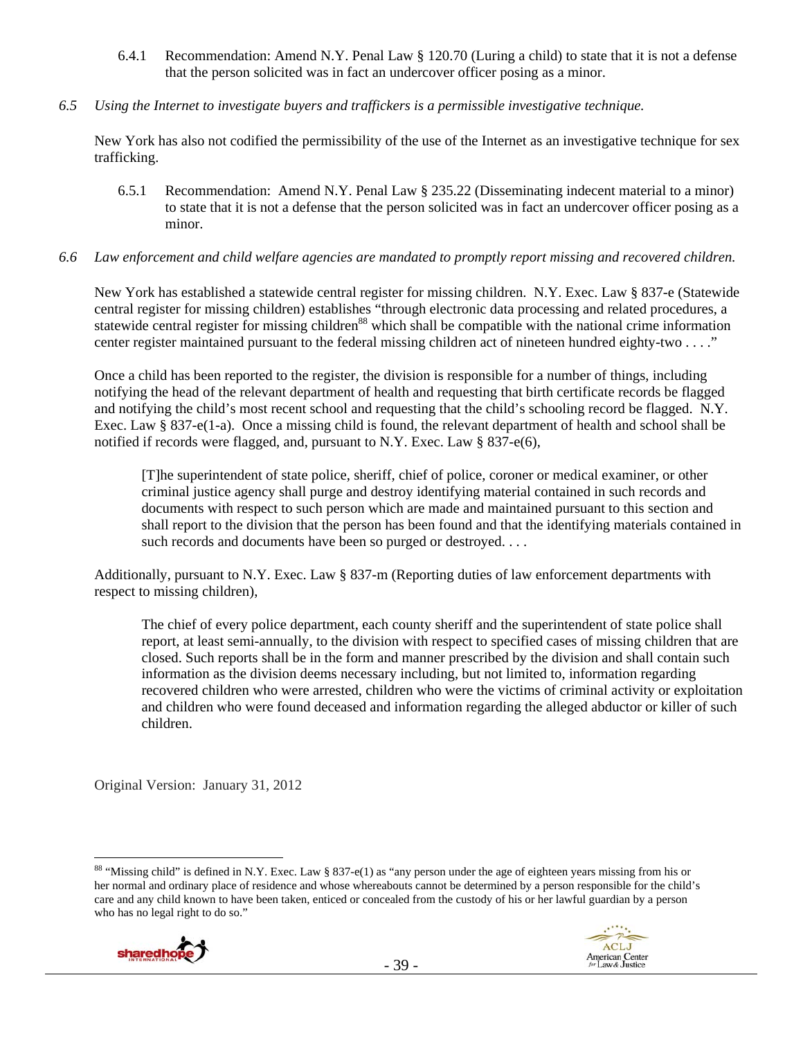6.4.1 Recommendation: Amend N.Y. Penal Law § 120.70 (Luring a child) to state that it is not a defense that the person solicited was in fact an undercover officer posing as a minor.

*6.5 Using the Internet to investigate buyers and traffickers is a permissible investigative technique.*

New York has also not codified the permissibility of the use of the Internet as an investigative technique for sex trafficking.

6.5.1 Recommendation: Amend N.Y. Penal Law § 235.22 (Disseminating indecent material to a minor) to state that it is not a defense that the person solicited was in fact an undercover officer posing as a minor.

*6.6 Law enforcement and child welfare agencies are mandated to promptly report missing and recovered children.*

New York has established a statewide central register for missing children. N.Y. Exec. Law § 837-e (Statewide central register for missing children) establishes "through electronic data processing and related procedures, a statewide central register for missing children[88] which shall be compatible with the national crime information center register maintained pursuant to the federal missing children act of nineteen hundred eighty-two . . . ."

Once a child has been reported to the register, the division is responsible for a number of things, including notifying the head of the relevant department of health and requesting that birth certificate records be flagged and notifying the child's most recent school and requesting that the child's schooling record be flagged. N.Y. Exec. Law § 837-e(1-a). Once a missing child is found, the relevant department of health and school shall be notified if records were flagged, and, pursuant to N.Y. Exec. Law § 837-e(6),

> [T]he superintendent of state police, sheriff, chief of police, coroner or medical examiner, or other criminal justice agency shall purge and destroy identifying material contained in such records and documents with respect to such person which are made and maintained pursuant to this section and shall report to the division that the person has been found and that the identifying materials contained in such records and documents have been so purged or destroyed. . . .

Additionally, pursuant to N.Y. Exec. Law § 837-m (Reporting duties of law enforcement departments with respect to missing children),

> The chief of every police department, each county sheriff and the superintendent of state police shall report, at least semi-annually, to the division with respect to specified cases of missing children that are closed. Such reports shall be in the form and manner prescribed by the division and shall contain such information as the division deems necessary including, but not limited to, information regarding recovered children who were arrested, children who were the victims of criminal activity or exploitation and children who were found deceased and information regarding the alleged abductor or killer of such children.

Original Version: January 31, 2012

---

[88] "Missing child" is defined in N.Y. Exec. Law § 837-e(1) as "any person under the age of eighteen years missing from his or her normal and ordinary place of residence and whose whereabouts cannot be determined by a person responsible for the child's care and any child known to have been taken, enticed or concealed from the custody of his or her lawful guardian by a person who has no legal right to do so."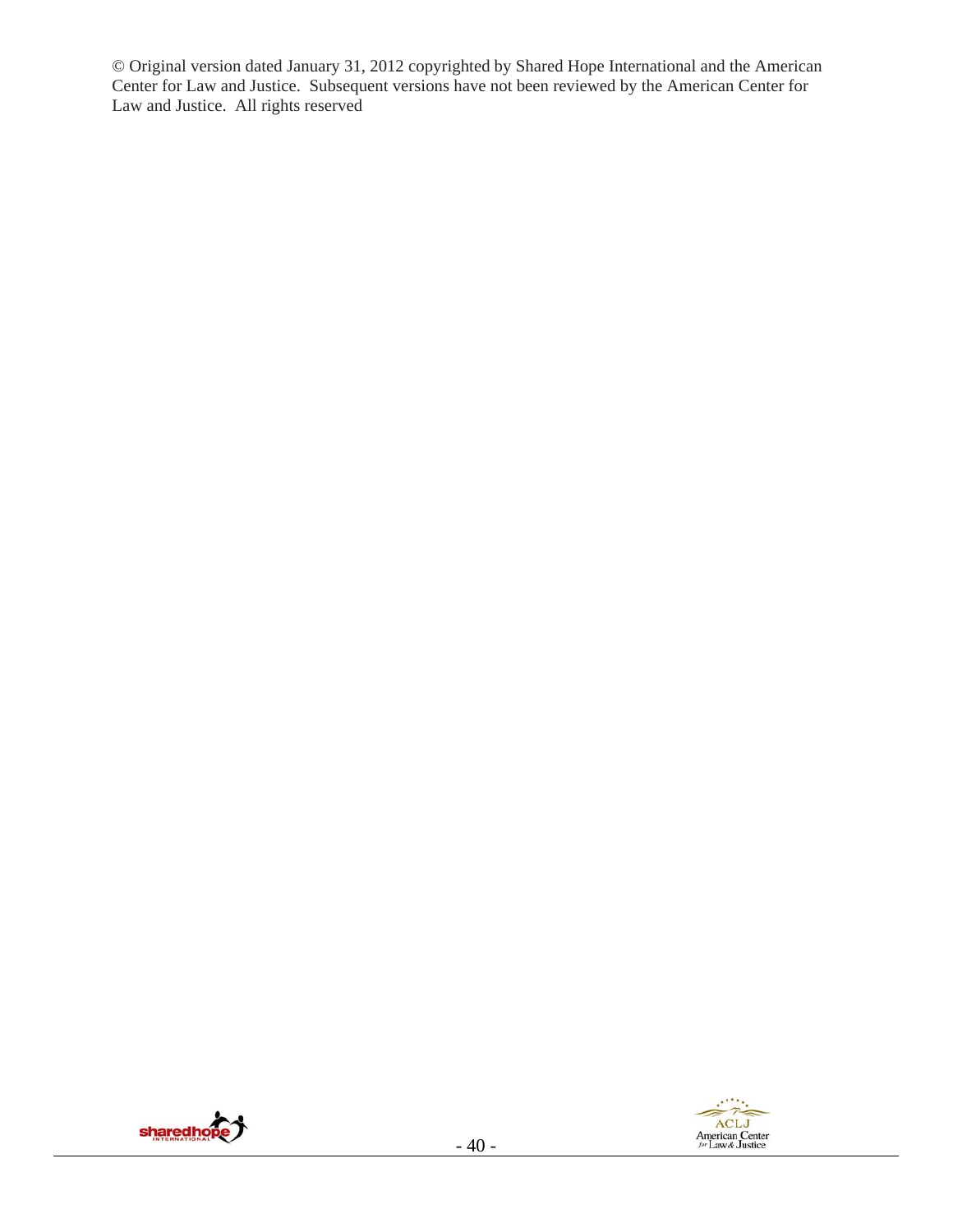© Original version dated January 31, 2012 copyrighted by Shared Hope International and the American Center for Law and Justice. Subsequent versions have not been reviewed by the American Center for Law and Justice. All rights reserved